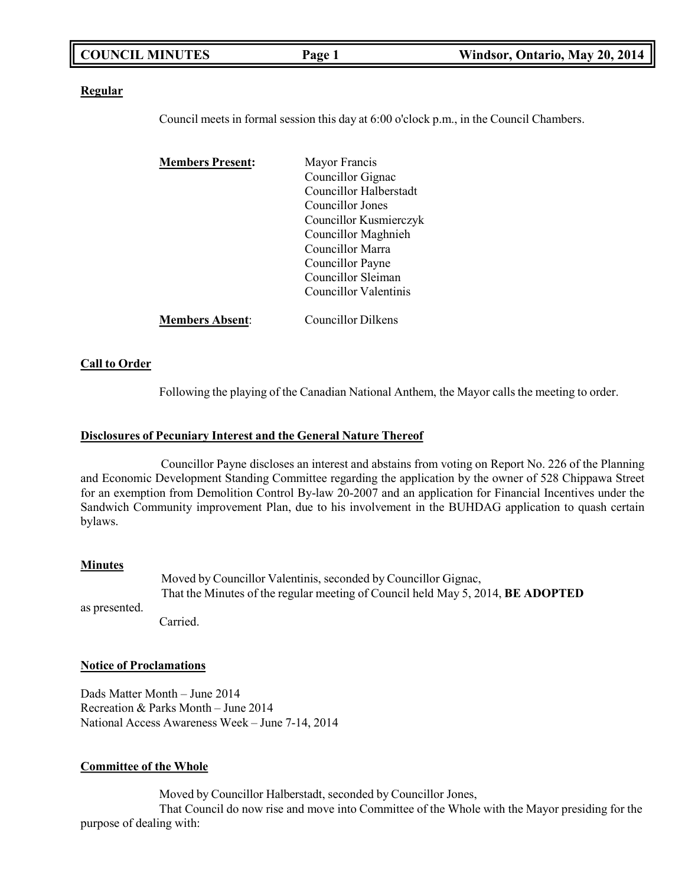## Regular

Council meets in formal session this day at 6:00 o'clock p.m., in the Council Chambers.

**Members Present:**

Mayor Francis
Councillor Gignac
Councillor Halberstadt
Councillor Jones
Councillor Kusmierczyk
Councillor Maghnieh
Councillor Marra
Councillor Payne
Councillor Sleiman
Councillor Valentinis

**Members Absent**: Councillor Dilkens

## Call to Order

Following the playing of the Canadian National Anthem, the Mayor calls the meeting to order.

## Disclosures of Pecuniary Interest and the General Nature Thereof

Councillor Payne discloses an interest and abstains from voting on Report No. 226 of the Planning and Economic Development Standing Committee regarding the application by the owner of 528 Chippawa Street for an exemption from Demolition Control By-law 20-2007 and an application for Financial Incentives under the Sandwich Community improvement Plan, due to his involvement in the BUHDAG application to quash certain bylaws.

## Minutes

Moved by Councillor Valentinis, seconded by Councillor Gignac,
That the Minutes of the regular meeting of Council held May 5, 2014, **BE ADOPTED** as presented.
Carried.

## Notice of Proclamations

Dads Matter Month – June 2014
Recreation & Parks Month – June 2014
National Access Awareness Week – June 7-14, 2014

## Committee of the Whole

Moved by Councillor Halberstadt, seconded by Councillor Jones,
That Council do now rise and move into Committee of the Whole with the Mayor presiding for the purpose of dealing with: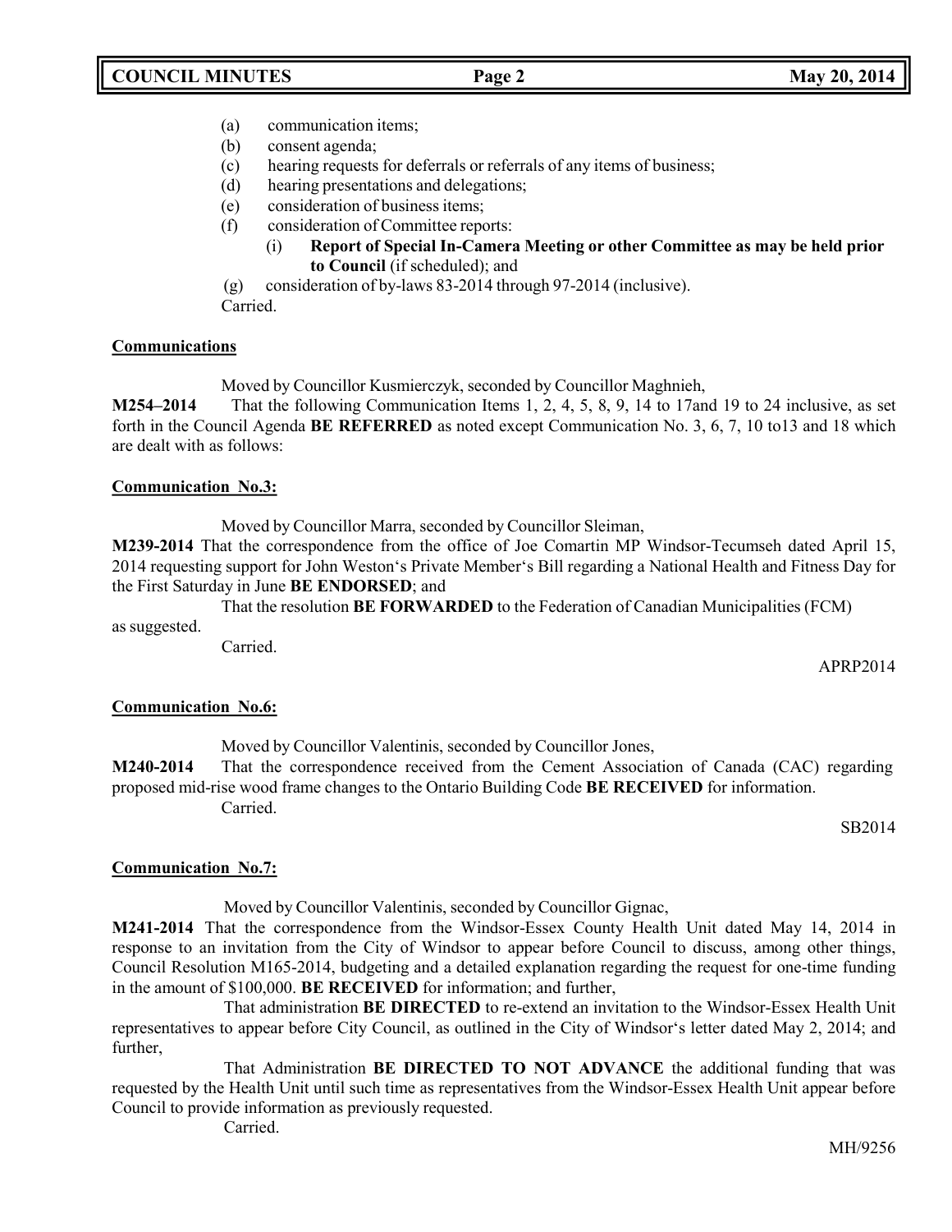(a) communication items;
(b) consent agenda;
(c) hearing requests for deferrals or referrals of any items of business;
(d) hearing presentations and delegations;
(e) consideration of business items;
(f) consideration of Committee reports:
  (i) **Report of Special In-Camera Meeting or other Committee as may be held prior to Council** (if scheduled); and
(g) consideration of by-laws 83-2014 through 97-2014 (inclusive).

Carried.

**Communications**

Moved by Councillor Kusmierczyk, seconded by Councillor Maghnieh,

**M254–2014** That the following Communication Items 1, 2, 4, 5, 8, 9, 14 to 17and 19 to 24 inclusive, as set forth in the Council Agenda **BE REFERRED** as noted except Communication No. 3, 6, 7, 10 to13 and 18 which are dealt with as follows:

**Communication No.3:**

Moved by Councillor Marra, seconded by Councillor Sleiman,

**M239-2014** That the correspondence from the office of Joe Comartin MP Windsor-Tecumseh dated April 15, 2014 requesting support for John Weston's Private Member's Bill regarding a National Health and Fitness Day for the First Saturday in June **BE ENDORSED**; and

That the resolution **BE FORWARDED** to the Federation of Canadian Municipalities (FCM) as suggested.

Carried.

APRP2014

**Communication No.6:**

Moved by Councillor Valentinis, seconded by Councillor Jones,

**M240-2014** That the correspondence received from the Cement Association of Canada (CAC) regarding proposed mid-rise wood frame changes to the Ontario Building Code **BE RECEIVED** for information.

Carried.

SB2014

**Communication No.7:**

Moved by Councillor Valentinis, seconded by Councillor Gignac,

**M241-2014** That the correspondence from the Windsor-Essex County Health Unit dated May 14, 2014 in response to an invitation from the City of Windsor to appear before Council to discuss, among other things, Council Resolution M165-2014, budgeting and a detailed explanation regarding the request for one-time funding in the amount of $100,000. **BE RECEIVED** for information; and further,

That administration **BE DIRECTED** to re-extend an invitation to the Windsor-Essex Health Unit representatives to appear before City Council, as outlined in the City of Windsor's letter dated May 2, 2014; and further,

That Administration **BE DIRECTED TO NOT ADVANCE** the additional funding that was requested by the Health Unit until such time as representatives from the Windsor-Essex Health Unit appear before Council to provide information as previously requested.

Carried.

MH/9256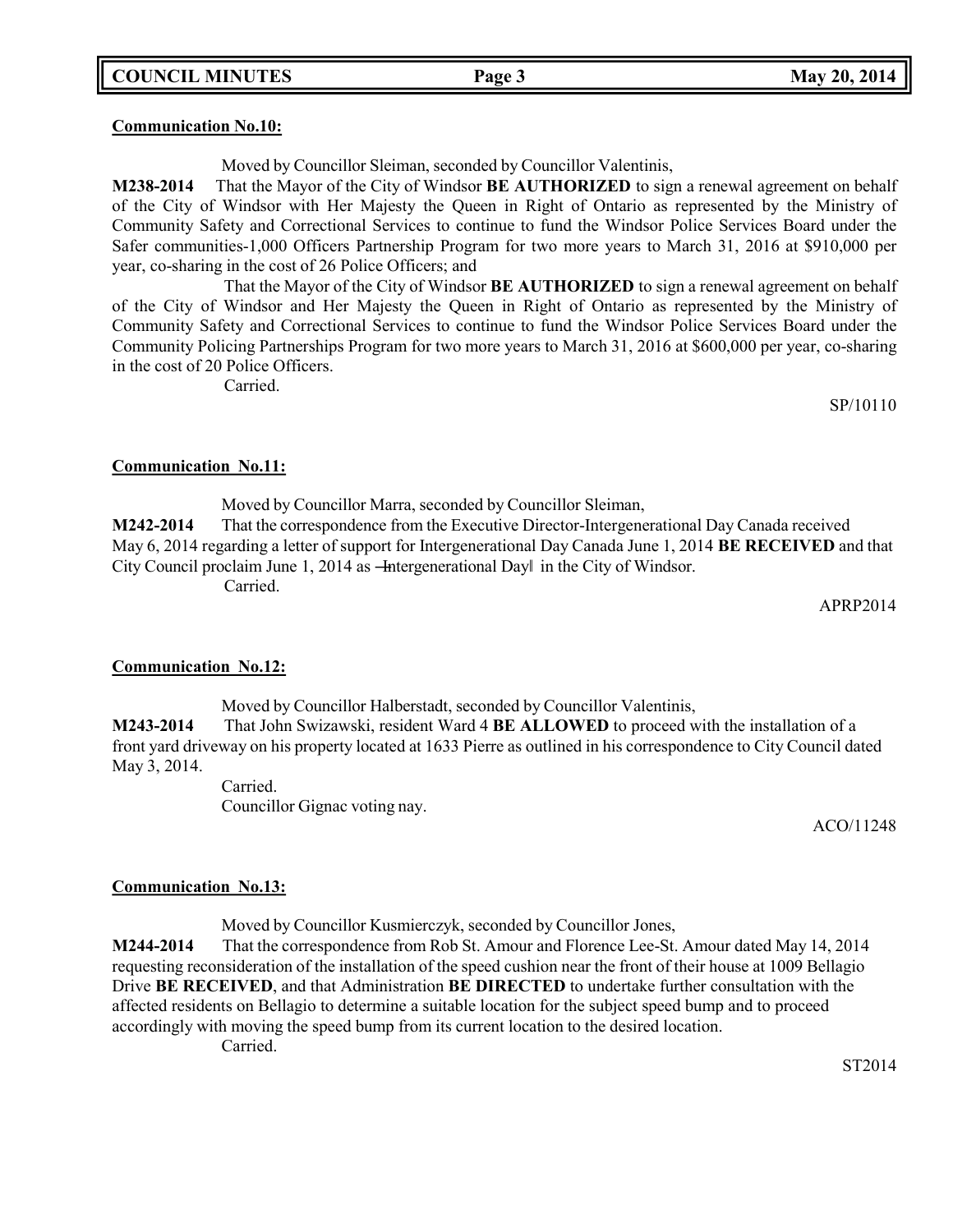**Communication No.10:**

Moved by Councillor Sleiman, seconded by Councillor Valentinis,

**M238-2014** That the Mayor of the City of Windsor **BE AUTHORIZED** to sign a renewal agreement on behalf of the City of Windsor with Her Majesty the Queen in Right of Ontario as represented by the Ministry of Community Safety and Correctional Services to continue to fund the Windsor Police Services Board under the Safer communities-1,000 Officers Partnership Program for two more years to March 31, 2016 at $910,000 per year, co-sharing in the cost of 26 Police Officers; and

That the Mayor of the City of Windsor **BE AUTHORIZED** to sign a renewal agreement on behalf of the City of Windsor and Her Majesty the Queen in Right of Ontario as represented by the Ministry of Community Safety and Correctional Services to continue to fund the Windsor Police Services Board under the Community Policing Partnerships Program for two more years to March 31, 2016 at $600,000 per year, co-sharing in the cost of 20 Police Officers.

Carried.

SP/10110

**Communication No.11:**

Moved by Councillor Marra, seconded by Councillor Sleiman,

**M242-2014** That the correspondence from the Executive Director-Intergenerational Day Canada received May 6, 2014 regarding a letter of support for Intergenerational Day Canada June 1, 2014 **BE RECEIVED** and that City Council proclaim June 1, 2014 as ―Intergenerational Day‖ in the City of Windsor.

Carried.

APRP2014

**Communication No.12:**

Moved by Councillor Halberstadt, seconded by Councillor Valentinis,

**M243-2014** That John Swizawski, resident Ward 4 **BE ALLOWED** to proceed with the installation of a front yard driveway on his property located at 1633 Pierre as outlined in his correspondence to City Council dated May 3, 2014.

Carried.

Councillor Gignac voting nay.

ACO/11248

**Communication No.13:**

Moved by Councillor Kusmierczyk, seconded by Councillor Jones,

**M244-2014** That the correspondence from Rob St. Amour and Florence Lee-St. Amour dated May 14, 2014 requesting reconsideration of the installation of the speed cushion near the front of their house at 1009 Bellagio Drive **BE RECEIVED**, and that Administration **BE DIRECTED** to undertake further consultation with the affected residents on Bellagio to determine a suitable location for the subject speed bump and to proceed accordingly with moving the speed bump from its current location to the desired location.

Carried.

ST2014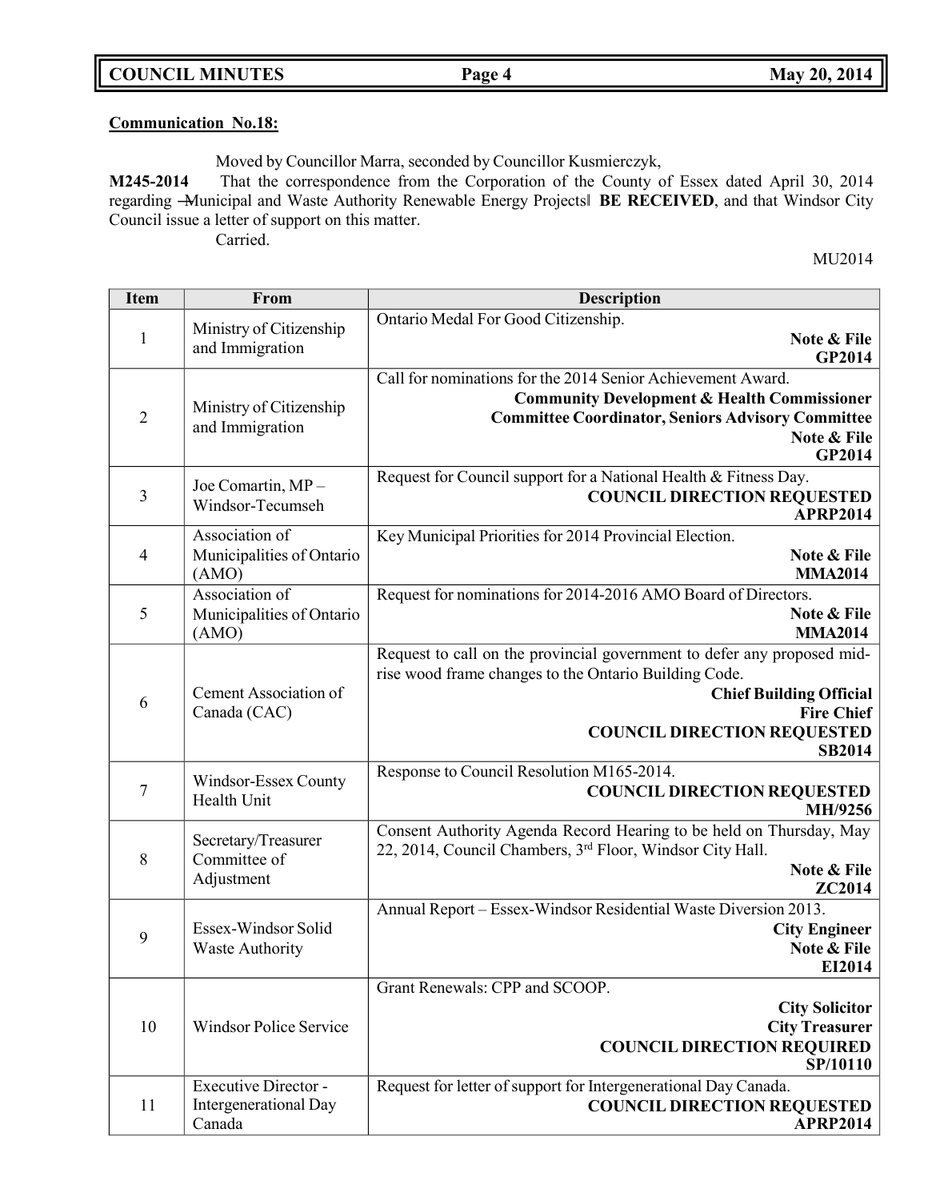**Communication No.18:**

Moved by Councillor Marra, seconded by Councillor Kusmierczyk,

**M245-2014** That the correspondence from the Corporation of the County of Essex dated April 30, 2014 regarding ―Municipal and Waste Authority Renewable Energy Projects‖ **BE RECEIVED**, and that Windsor City Council issue a letter of support on this matter.

Carried.

MU2014

| Item | From | Description |
|---|---|---|
| 1 | Ministry of Citizenship and Immigration | Ontario Medal For Good Citizenship. **Note & File** **GP2014** |
| 2 | Ministry of Citizenship and Immigration | Call for nominations for the 2014 Senior Achievement Award. **Community Development & Health Commissioner** **Committee Coordinator, Seniors Advisory Committee** **Note & File** **GP2014** |
| 3 | Joe Comartin, MP – Windsor-Tecumseh | Request for Council support for a National Health & Fitness Day. **COUNCIL DIRECTION REQUESTED** **APRP2014** |
| 4 | Association of Municipalities of Ontario (AMO) | Key Municipal Priorities for 2014 Provincial Election. **Note & File** **MMA2014** |
| 5 | Association of Municipalities of Ontario (AMO) | Request for nominations for 2014-2016 AMO Board of Directors. **Note & File** **MMA2014** |
| 6 | Cement Association of Canada (CAC) | Request to call on the provincial government to defer any proposed mid-rise wood frame changes to the Ontario Building Code. **Chief Building Official** **Fire Chief** **COUNCIL DIRECTION REQUESTED** **SB2014** |
| 7 | Windsor-Essex County Health Unit | Response to Council Resolution M165-2014. **COUNCIL DIRECTION REQUESTED** **MH/9256** |
| 8 | Secretary/Treasurer Committee of Adjustment | Consent Authority Agenda Record Hearing to be held on Thursday, May 22, 2014, Council Chambers, 3rd Floor, Windsor City Hall. **Note & File** **ZC2014** |
| 9 | Essex-Windsor Solid Waste Authority | Annual Report – Essex-Windsor Residential Waste Diversion 2013. **City Engineer** **Note & File** **EI2014** |
| 10 | Windsor Police Service | Grant Renewals: CPP and SCOOP. **City Solicitor** **City Treasurer** **COUNCIL DIRECTION REQUIRED** **SP/10110** |
| 11 | Executive Director - Intergenerational Day Canada | Request for letter of support for Intergenerational Day Canada. **COUNCIL DIRECTION REQUESTED** **APRP2014** |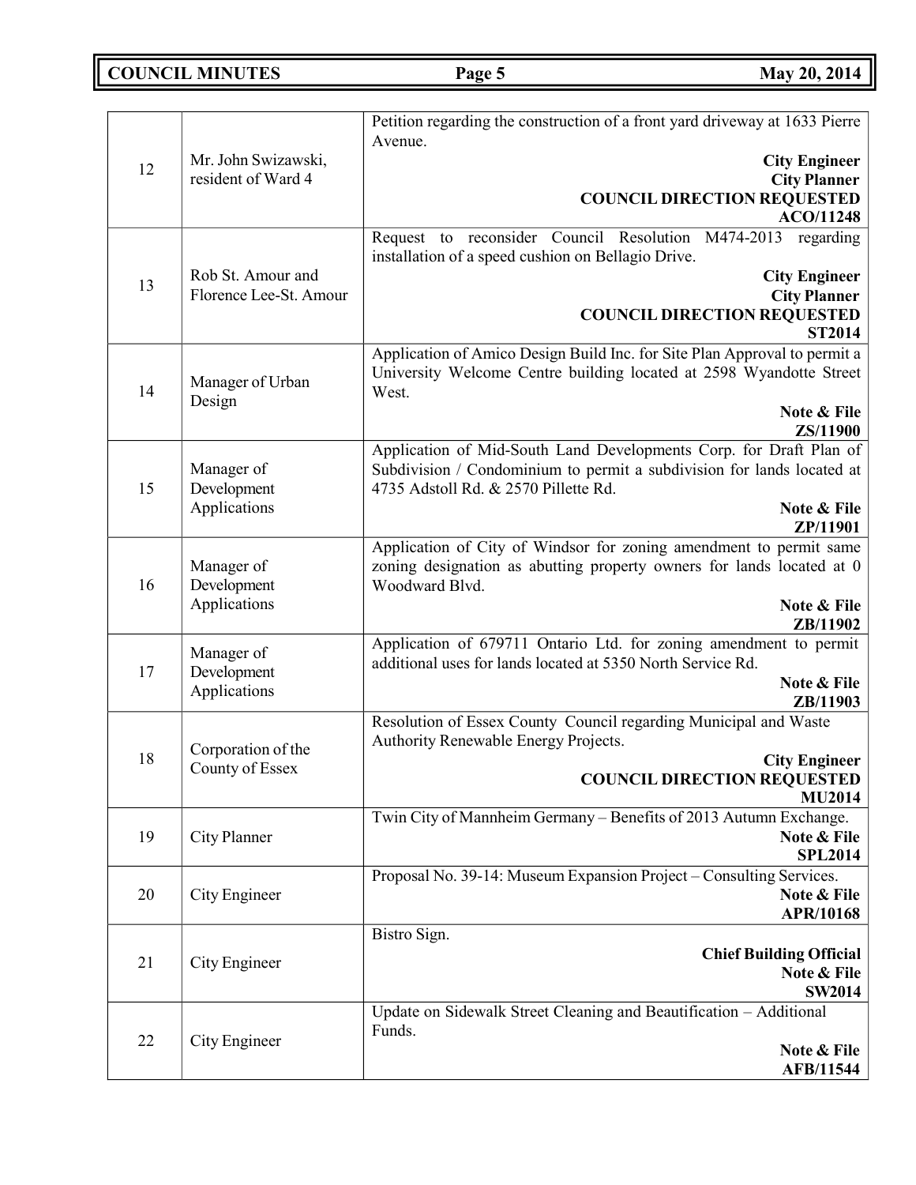| | | |
|---|---|---|
| 12 | Mr. John Swizawski, resident of Ward 4 | Petition regarding the construction of a front yard driveway at 1633 Pierre Avenue. **City Engineer** **City Planner** **COUNCIL DIRECTION REQUESTED** **ACO/11248** |
| 13 | Rob St. Amour and Florence Lee-St. Amour | Request to reconsider Council Resolution M474-2013 regarding installation of a speed cushion on Bellagio Drive. **City Engineer** **City Planner** **COUNCIL DIRECTION REQUESTED** **ST2014** |
| 14 | Manager of Urban Design | Application of Amico Design Build Inc. for Site Plan Approval to permit a University Welcome Centre building located at 2598 Wyandotte Street West. **Note & File** **ZS/11900** |
| 15 | Manager of Development Applications | Application of Mid-South Land Developments Corp. for Draft Plan of Subdivision / Condominium to permit a subdivision for lands located at 4735 Adstoll Rd. & 2570 Pillette Rd. **Note & File** **ZP/11901** |
| 16 | Manager of Development Applications | Application of City of Windsor for zoning amendment to permit same zoning designation as abutting property owners for lands located at 0 Woodward Blvd. **Note & File** **ZB/11902** |
| 17 | Manager of Development Applications | Application of 679711 Ontario Ltd. for zoning amendment to permit additional uses for lands located at 5350 North Service Rd. **Note & File** **ZB/11903** |
| 18 | Corporation of the County of Essex | Resolution of Essex County Council regarding Municipal and Waste Authority Renewable Energy Projects. **City Engineer** **COUNCIL DIRECTION REQUESTED** **MU2014** |
| 19 | City Planner | Twin City of Mannheim Germany – Benefits of 2013 Autumn Exchange. **Note & File** **SPL2014** |
| 20 | City Engineer | Proposal No. 39-14: Museum Expansion Project – Consulting Services. **Note & File** **APR/10168** |
| 21 | City Engineer | Bistro Sign. **Chief Building Official** **Note & File** **SW2014** |
| 22 | City Engineer | Update on Sidewalk Street Cleaning and Beautification – Additional Funds. **Note & File** **AFB/11544** |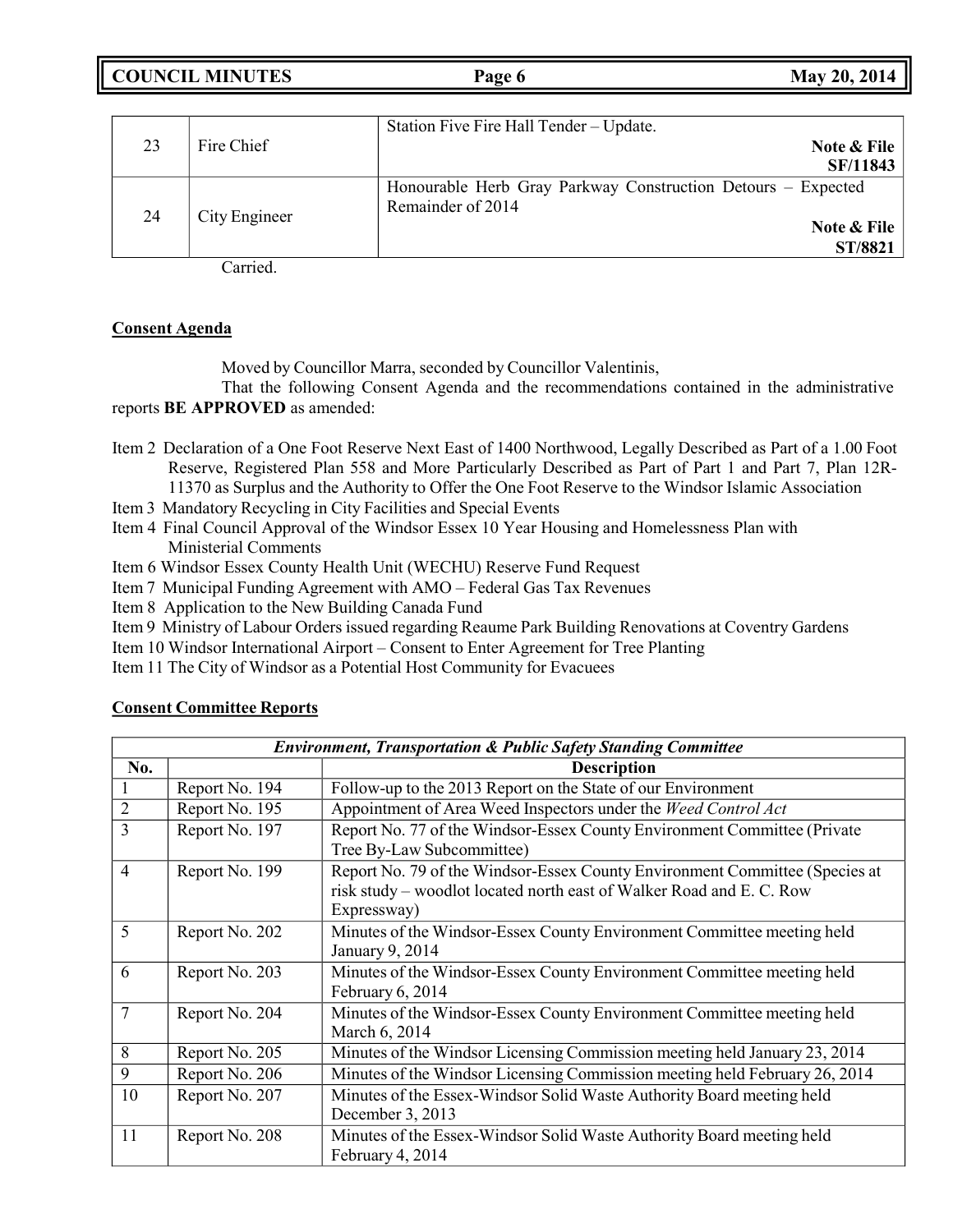| | | |
|---|---|---|
| 23 | Fire Chief | Station Five Fire Hall Tender – Update. **Note & File SF/11843** |
| 24 | City Engineer | Honourable Herb Gray Parkway Construction Detours – Expected Remainder of 2014 **Note & File ST/8821** |

Carried.

**Consent Agenda**

Moved by Councillor Marra, seconded by Councillor Valentinis,

That the following Consent Agenda and the recommendations contained in the administrative reports **BE APPROVED** as amended:

Item 2 Declaration of a One Foot Reserve Next East of 1400 Northwood, Legally Described as Part of a 1.00 Foot Reserve, Registered Plan 558 and More Particularly Described as Part of Part 1 and Part 7, Plan 12R-11370 as Surplus and the Authority to Offer the One Foot Reserve to the Windsor Islamic Association
Item 3 Mandatory Recycling in City Facilities and Special Events
Item 4 Final Council Approval of the Windsor Essex 10 Year Housing and Homelessness Plan with Ministerial Comments
Item 6 Windsor Essex County Health Unit (WECHU) Reserve Fund Request
Item 7 Municipal Funding Agreement with AMO – Federal Gas Tax Revenues
Item 8 Application to the New Building Canada Fund
Item 9 Ministry of Labour Orders issued regarding Reaume Park Building Renovations at Coventry Gardens
Item 10 Windsor International Airport – Consent to Enter Agreement for Tree Planting
Item 11 The City of Windsor as a Potential Host Community for Evacuees

**Consent Committee Reports**

| ***Environment, Transportation & Public Safety Standing Committee*** | | |
|---|---|---|
| **No.** | | **Description** |
| 1 | Report No. 194 | Follow-up to the 2013 Report on the State of our Environment |
| 2 | Report No. 195 | Appointment of Area Weed Inspectors under the *Weed Control Act* |
| 3 | Report No. 197 | Report No. 77 of the Windsor-Essex County Environment Committee (Private Tree By-Law Subcommittee) |
| 4 | Report No. 199 | Report No. 79 of the Windsor-Essex County Environment Committee (Species at risk study – woodlot located north east of Walker Road and E. C. Row Expressway) |
| 5 | Report No. 202 | Minutes of the Windsor-Essex County Environment Committee meeting held January 9, 2014 |
| 6 | Report No. 203 | Minutes of the Windsor-Essex County Environment Committee meeting held February 6, 2014 |
| 7 | Report No. 204 | Minutes of the Windsor-Essex County Environment Committee meeting held March 6, 2014 |
| 8 | Report No. 205 | Minutes of the Windsor Licensing Commission meeting held January 23, 2014 |
| 9 | Report No. 206 | Minutes of the Windsor Licensing Commission meeting held February 26, 2014 |
| 10 | Report No. 207 | Minutes of the Essex-Windsor Solid Waste Authority Board meeting held December 3, 2013 |
| 11 | Report No. 208 | Minutes of the Essex-Windsor Solid Waste Authority Board meeting held February 4, 2014 |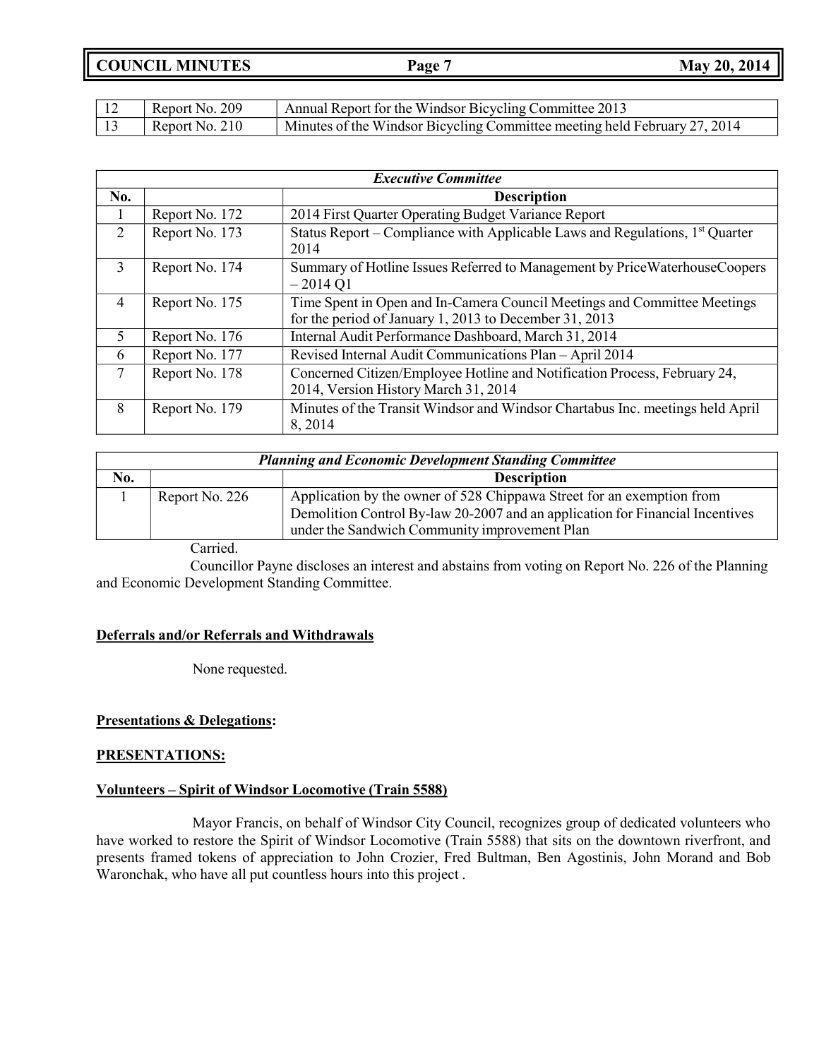| | | |
|---|---|---|
| 12 | Report No. 209 | Annual Report for the Windsor Bicycling Committee 2013 |
| 13 | Report No. 210 | Minutes of the Windsor Bicycling Committee meeting held February 27, 2014 |

| *Executive Committee* | | |
|---|---|---|
| **No.** | | **Description** |
| 1 | Report No. 172 | 2014 First Quarter Operating Budget Variance Report |
| 2 | Report No. 173 | Status Report – Compliance with Applicable Laws and Regulations, 1st Quarter 2014 |
| 3 | Report No. 174 | Summary of Hotline Issues Referred to Management by PriceWaterhouseCoopers – 2014 Q1 |
| 4 | Report No. 175 | Time Spent in Open and In-Camera Council Meetings and Committee Meetings for the period of January 1, 2013 to December 31, 2013 |
| 5 | Report No. 176 | Internal Audit Performance Dashboard, March 31, 2014 |
| 6 | Report No. 177 | Revised Internal Audit Communications Plan – April 2014 |
| 7 | Report No. 178 | Concerned Citizen/Employee Hotline and Notification Process, February 24, 2014, Version History March 31, 2014 |
| 8 | Report No. 179 | Minutes of the Transit Windsor and Windsor Chartabus Inc. meetings held April 8, 2014 |

| *Planning and Economic Development Standing Committee* | | |
|---|---|---|
| **No.** | | **Description** |
| 1 | Report No. 226 | Application by the owner of 528 Chippawa Street for an exemption from Demolition Control By-law 20-2007 and an application for Financial Incentives under the Sandwich Community improvement Plan |

Carried.

Councillor Payne discloses an interest and abstains from voting on Report No. 226 of the Planning and Economic Development Standing Committee.

**Deferrals and/or Referrals and Withdrawals**

None requested.

**Presentations & Delegations:**

**PRESENTATIONS:**

**Volunteers – Spirit of Windsor Locomotive (Train 5588)**

Mayor Francis, on behalf of Windsor City Council, recognizes group of dedicated volunteers who have worked to restore the Spirit of Windsor Locomotive (Train 5588) that sits on the downtown riverfront, and presents framed tokens of appreciation to John Crozier, Fred Bultman, Ben Agostinis, John Morand and Bob Waronchak, who have all put countless hours into this project .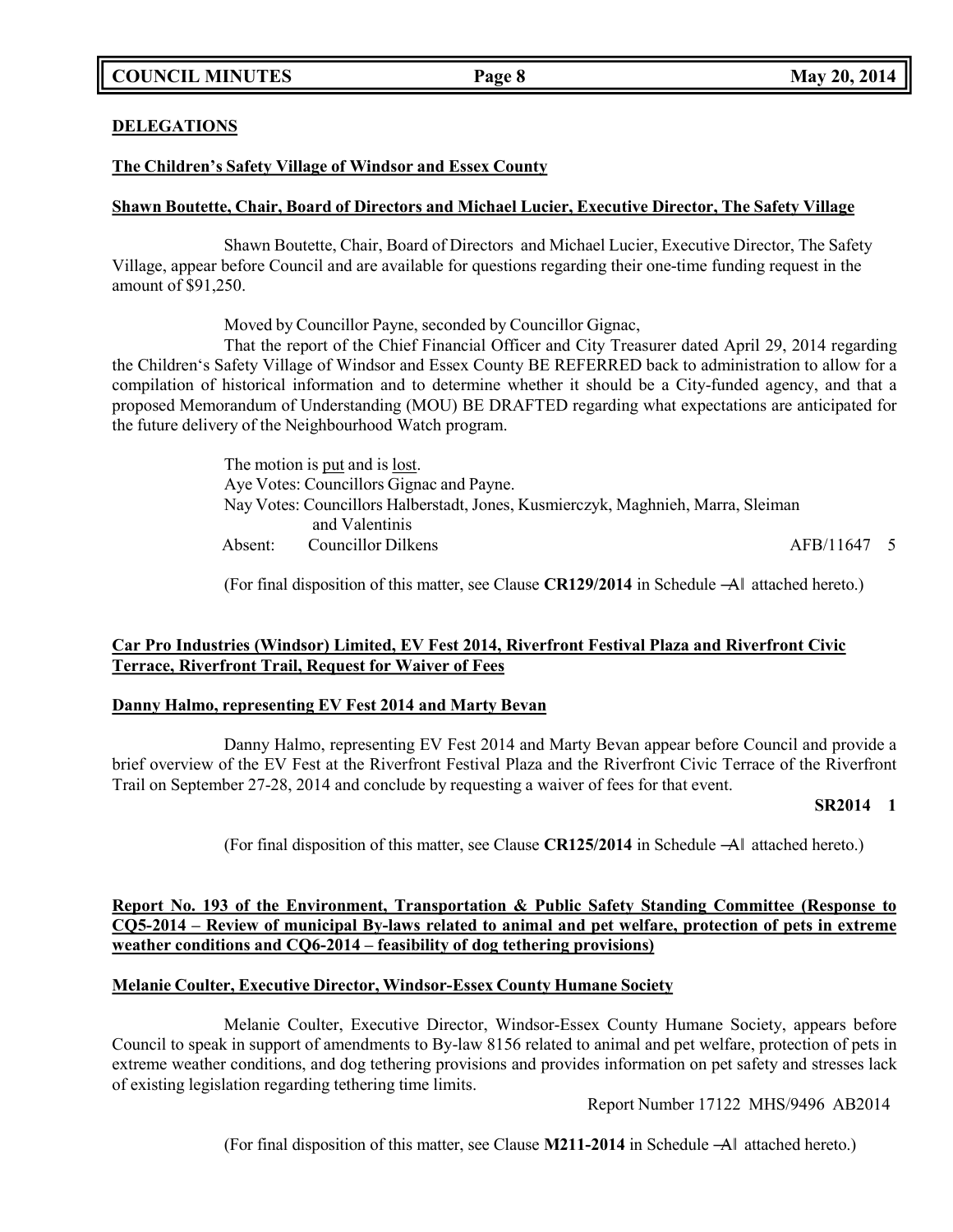## DELEGATIONS

**The Children's Safety Village of Windsor and Essex County**

**Shawn Boutette, Chair, Board of Directors and Michael Lucier, Executive Director, The Safety Village**

Shawn Boutette, Chair, Board of Directors and Michael Lucier, Executive Director, The Safety Village, appear before Council and are available for questions regarding their one-time funding request in the amount of $91,250.

Moved by Councillor Payne, seconded by Councillor Gignac,

That the report of the Chief Financial Officer and City Treasurer dated April 29, 2014 regarding the Children's Safety Village of Windsor and Essex County BE REFERRED back to administration to allow for a compilation of historical information and to determine whether it should be a City-funded agency, and that a proposed Memorandum of Understanding (MOU) BE DRAFTED regarding what expectations are anticipated for the future delivery of the Neighbourhood Watch program.

The motion is put and is lost.
Aye Votes: Councillors Gignac and Payne.
Nay Votes: Councillors Halberstadt, Jones, Kusmierczyk, Maghnieh, Marra, Sleiman and Valentinis
Absent: Councillor Dilkens

AFB/11647 5

(For final disposition of this matter, see Clause **CR129/2014** in Schedule ―A‖ attached hereto.)

**Car Pro Industries (Windsor) Limited, EV Fest 2014, Riverfront Festival Plaza and Riverfront Civic Terrace, Riverfront Trail, Request for Waiver of Fees**

**Danny Halmo, representing EV Fest 2014 and Marty Bevan**

Danny Halmo, representing EV Fest 2014 and Marty Bevan appear before Council and provide a brief overview of the EV Fest at the Riverfront Festival Plaza and the Riverfront Civic Terrace of the Riverfront Trail on September 27-28, 2014 and conclude by requesting a waiver of fees for that event.

**SR2014 1**

(For final disposition of this matter, see Clause **CR125/2014** in Schedule ―A‖ attached hereto.)

**Report No. 193 of the Environment, Transportation & Public Safety Standing Committee (Response to CQ5-2014 – Review of municipal By-laws related to animal and pet welfare, protection of pets in extreme weather conditions and CQ6-2014 – feasibility of dog tethering provisions)**

**Melanie Coulter, Executive Director, Windsor-Essex County Humane Society**

Melanie Coulter, Executive Director, Windsor-Essex County Humane Society, appears before Council to speak in support of amendments to By-law 8156 related to animal and pet welfare, protection of pets in extreme weather conditions, and dog tethering provisions and provides information on pet safety and stresses lack of existing legislation regarding tethering time limits.

Report Number 17122 MHS/9496 AB2014

(For final disposition of this matter, see Clause **M211-2014** in Schedule ―A‖ attached hereto.)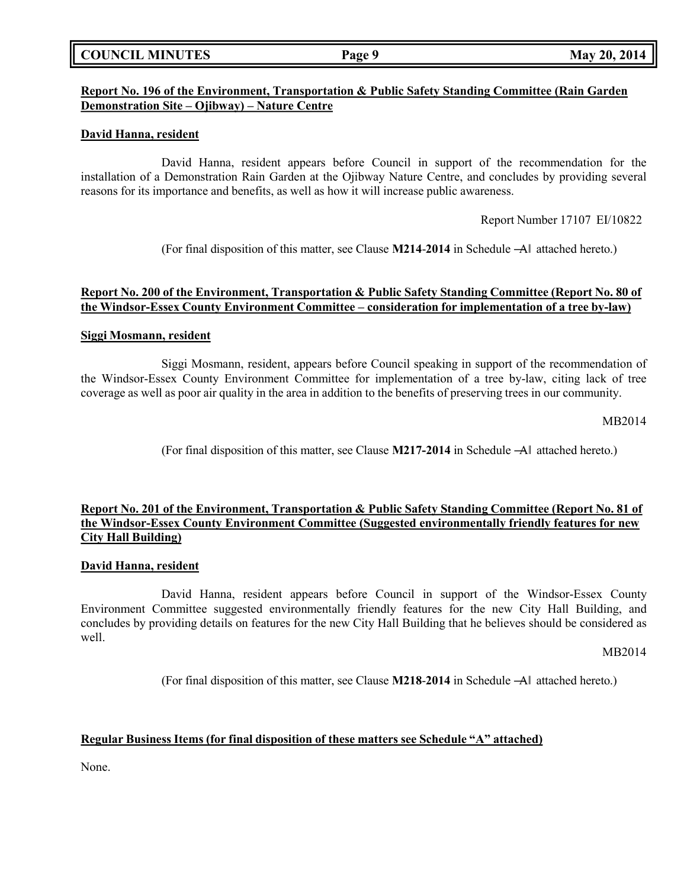**Report No. 196 of the Environment, Transportation & Public Safety Standing Committee (Rain Garden Demonstration Site – Ojibway) – Nature Centre**

**David Hanna, resident**

David Hanna, resident appears before Council in support of the recommendation for the installation of a Demonstration Rain Garden at the Ojibway Nature Centre, and concludes by providing several reasons for its importance and benefits, as well as how it will increase public awareness.

Report Number 17107 EI/10822

(For final disposition of this matter, see Clause **M214-2014** in Schedule ―A‖ attached hereto.)

**Report No. 200 of the Environment, Transportation & Public Safety Standing Committee (Report No. 80 of the Windsor-Essex County Environment Committee – consideration for implementation of a tree by-law)**

**Siggi Mosmann, resident**

Siggi Mosmann, resident, appears before Council speaking in support of the recommendation of the Windsor-Essex County Environment Committee for implementation of a tree by-law, citing lack of tree coverage as well as poor air quality in the area in addition to the benefits of preserving trees in our community.

MB2014

(For final disposition of this matter, see Clause **M217-2014** in Schedule ―A‖ attached hereto.)

**Report No. 201 of the Environment, Transportation & Public Safety Standing Committee (Report No. 81 of the Windsor-Essex County Environment Committee (Suggested environmentally friendly features for new City Hall Building)**

**David Hanna, resident**

David Hanna, resident appears before Council in support of the Windsor-Essex County Environment Committee suggested environmentally friendly features for the new City Hall Building, and concludes by providing details on features for the new City Hall Building that he believes should be considered as well.

MB2014

(For final disposition of this matter, see Clause **M218-2014** in Schedule ―A‖ attached hereto.)

**Regular Business Items (for final disposition of these matters see Schedule "A" attached)**

None.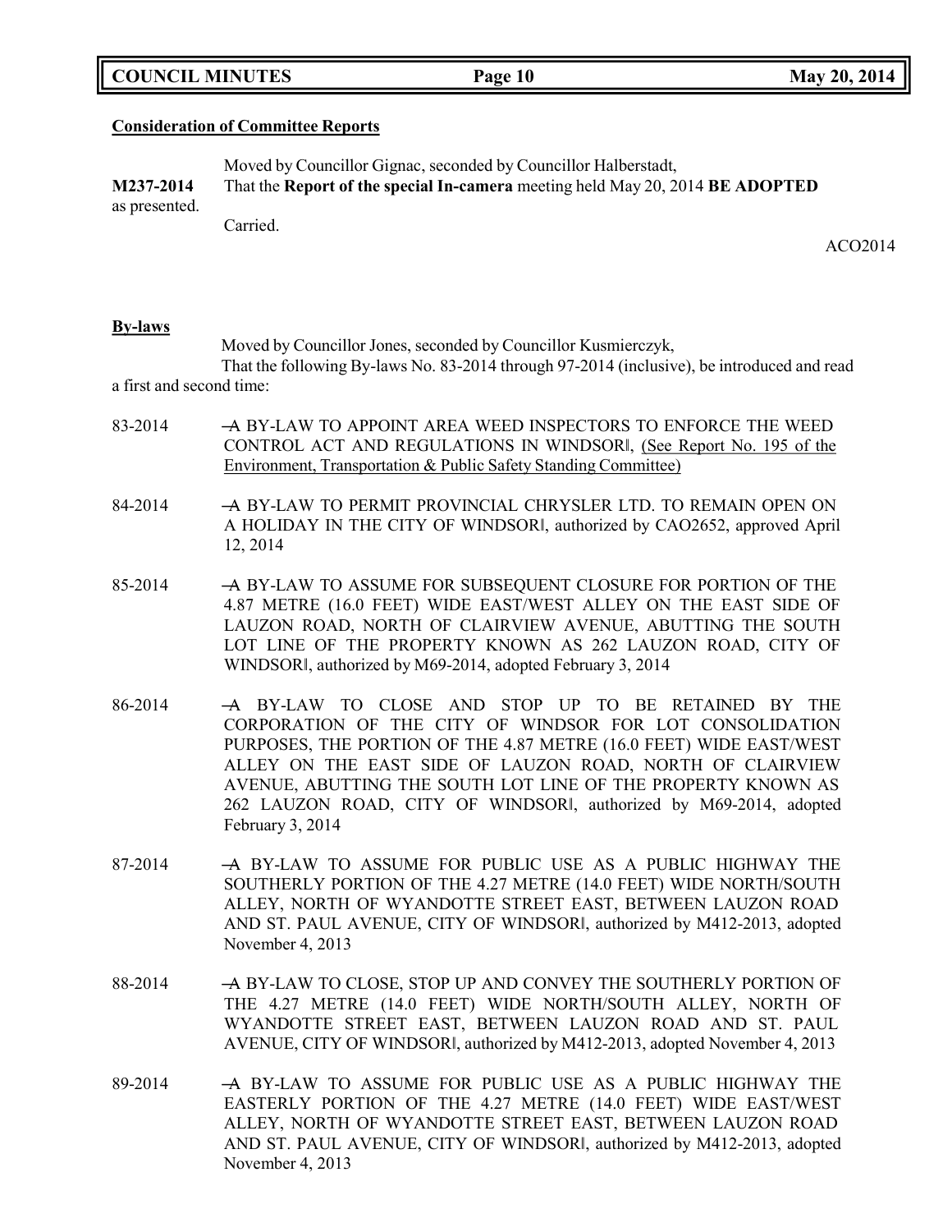**Consideration of Committee Reports**

Moved by Councillor Gignac, seconded by Councillor Halberstadt,

**M237-2014** That the **Report of the special In-camera** meeting held May 20, 2014 **BE ADOPTED** as presented.

Carried.

ACO2014

**By-laws**

Moved by Councillor Jones, seconded by Councillor Kusmierczyk,

That the following By-laws No. 83-2014 through 97-2014 (inclusive), be introduced and read a first and second time:

83-2014 ―A BY-LAW TO APPOINT AREA WEED INSPECTORS TO ENFORCE THE WEED CONTROL ACT AND REGULATIONS IN WINDSOR‖, (See Report No. 195 of the Environment, Transportation & Public Safety Standing Committee)

84-2014 ―A BY-LAW TO PERMIT PROVINCIAL CHRYSLER LTD. TO REMAIN OPEN ON A HOLIDAY IN THE CITY OF WINDSOR‖, authorized by CAO2652, approved April 12, 2014

85-2014 ―A BY-LAW TO ASSUME FOR SUBSEQUENT CLOSURE FOR PORTION OF THE 4.87 METRE (16.0 FEET) WIDE EAST/WEST ALLEY ON THE EAST SIDE OF LAUZON ROAD, NORTH OF CLAIRVIEW AVENUE, ABUTTING THE SOUTH LOT LINE OF THE PROPERTY KNOWN AS 262 LAUZON ROAD, CITY OF WINDSOR‖, authorized by M69-2014, adopted February 3, 2014

86-2014 ―A BY-LAW TO CLOSE AND STOP UP TO BE RETAINED BY THE CORPORATION OF THE CITY OF WINDSOR FOR LOT CONSOLIDATION PURPOSES, THE PORTION OF THE 4.87 METRE (16.0 FEET) WIDE EAST/WEST ALLEY ON THE EAST SIDE OF LAUZON ROAD, NORTH OF CLAIRVIEW AVENUE, ABUTTING THE SOUTH LOT LINE OF THE PROPERTY KNOWN AS 262 LAUZON ROAD, CITY OF WINDSOR‖, authorized by M69-2014, adopted February 3, 2014

87-2014 ―A BY-LAW TO ASSUME FOR PUBLIC USE AS A PUBLIC HIGHWAY THE SOUTHERLY PORTION OF THE 4.27 METRE (14.0 FEET) WIDE NORTH/SOUTH ALLEY, NORTH OF WYANDOTTE STREET EAST, BETWEEN LAUZON ROAD AND ST. PAUL AVENUE, CITY OF WINDSOR‖, authorized by M412-2013, adopted November 4, 2013

88-2014 ―A BY-LAW TO CLOSE, STOP UP AND CONVEY THE SOUTHERLY PORTION OF THE 4.27 METRE (14.0 FEET) WIDE NORTH/SOUTH ALLEY, NORTH OF WYANDOTTE STREET EAST, BETWEEN LAUZON ROAD AND ST. PAUL AVENUE, CITY OF WINDSOR‖, authorized by M412-2013, adopted November 4, 2013

89-2014 ―A BY-LAW TO ASSUME FOR PUBLIC USE AS A PUBLIC HIGHWAY THE EASTERLY PORTION OF THE 4.27 METRE (14.0 FEET) WIDE EAST/WEST ALLEY, NORTH OF WYANDOTTE STREET EAST, BETWEEN LAUZON ROAD AND ST. PAUL AVENUE, CITY OF WINDSOR‖, authorized by M412-2013, adopted November 4, 2013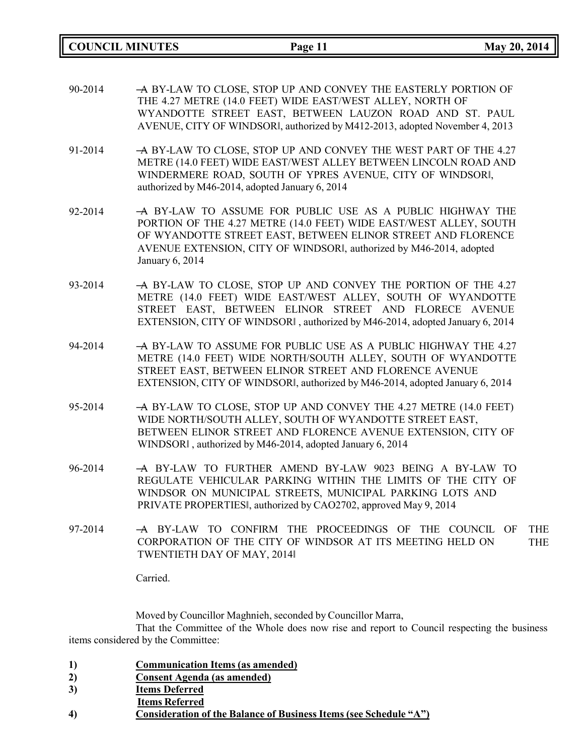90-2014 ―A BY-LAW TO CLOSE, STOP UP AND CONVEY THE EASTERLY PORTION OF THE 4.27 METRE (14.0 FEET) WIDE EAST/WEST ALLEY, NORTH OF WYANDOTTE STREET EAST, BETWEEN LAUZON ROAD AND ST. PAUL AVENUE, CITY OF WINDSOR‖, authorized by M412-2013, adopted November 4, 2013

91-2014 ―A BY-LAW TO CLOSE, STOP UP AND CONVEY THE WEST PART OF THE 4.27 METRE (14.0 FEET) WIDE EAST/WEST ALLEY BETWEEN LINCOLN ROAD AND WINDERMERE ROAD, SOUTH OF YPRES AVENUE, CITY OF WINDSOR‖, authorized by M46-2014, adopted January 6, 2014

92-2014 ―A BY-LAW TO ASSUME FOR PUBLIC USE AS A PUBLIC HIGHWAY THE PORTION OF THE 4.27 METRE (14.0 FEET) WIDE EAST/WEST ALLEY, SOUTH OF WYANDOTTE STREET EAST, BETWEEN ELINOR STREET AND FLORENCE AVENUE EXTENSION, CITY OF WINDSOR‖, authorized by M46-2014, adopted January 6, 2014

93-2014 ―A BY-LAW TO CLOSE, STOP UP AND CONVEY THE PORTION OF THE 4.27 METRE (14.0 FEET) WIDE EAST/WEST ALLEY, SOUTH OF WYANDOTTE STREET EAST, BETWEEN ELINOR STREET AND FLORECE AVENUE EXTENSION, CITY OF WINDSOR‖ , authorized by M46-2014, adopted January 6, 2014

94-2014 ―A BY-LAW TO ASSUME FOR PUBLIC USE AS A PUBLIC HIGHWAY THE 4.27 METRE (14.0 FEET) WIDE NORTH/SOUTH ALLEY, SOUTH OF WYANDOTTE STREET EAST, BETWEEN ELINOR STREET AND FLORENCE AVENUE EXTENSION, CITY OF WINDSOR‖, authorized by M46-2014, adopted January 6, 2014

95-2014 ―A BY-LAW TO CLOSE, STOP UP AND CONVEY THE 4.27 METRE (14.0 FEET) WIDE NORTH/SOUTH ALLEY, SOUTH OF WYANDOTTE STREET EAST, BETWEEN ELINOR STREET AND FLORENCE AVENUE EXTENSION, CITY OF WINDSOR‖ , authorized by M46-2014, adopted January 6, 2014

96-2014 ―A BY-LAW TO FURTHER AMEND BY-LAW 9023 BEING A BY-LAW TO REGULATE VEHICULAR PARKING WITHIN THE LIMITS OF THE CITY OF WINDSOR ON MUNICIPAL STREETS, MUNICIPAL PARKING LOTS AND PRIVATE PROPERTIES‖, authorized by CAO2702, approved May 9, 2014

97-2014 ―A BY-LAW TO CONFIRM THE PROCEEDINGS OF THE COUNCIL OF THE CORPORATION OF THE CITY OF WINDSOR AT ITS MEETING HELD ON THE TWENTIETH DAY OF MAY, 2014‖

Carried.

Moved by Councillor Maghnieh, seconded by Councillor Marra,

That the Committee of the Whole does now rise and report to Council respecting the business items considered by the Committee:

1) **Communication Items (as amended)**
2) **Consent Agenda (as amended)**
3) **Items Deferred**
   **Items Referred**
4) **Consideration of the Balance of Business Items (see Schedule "A")**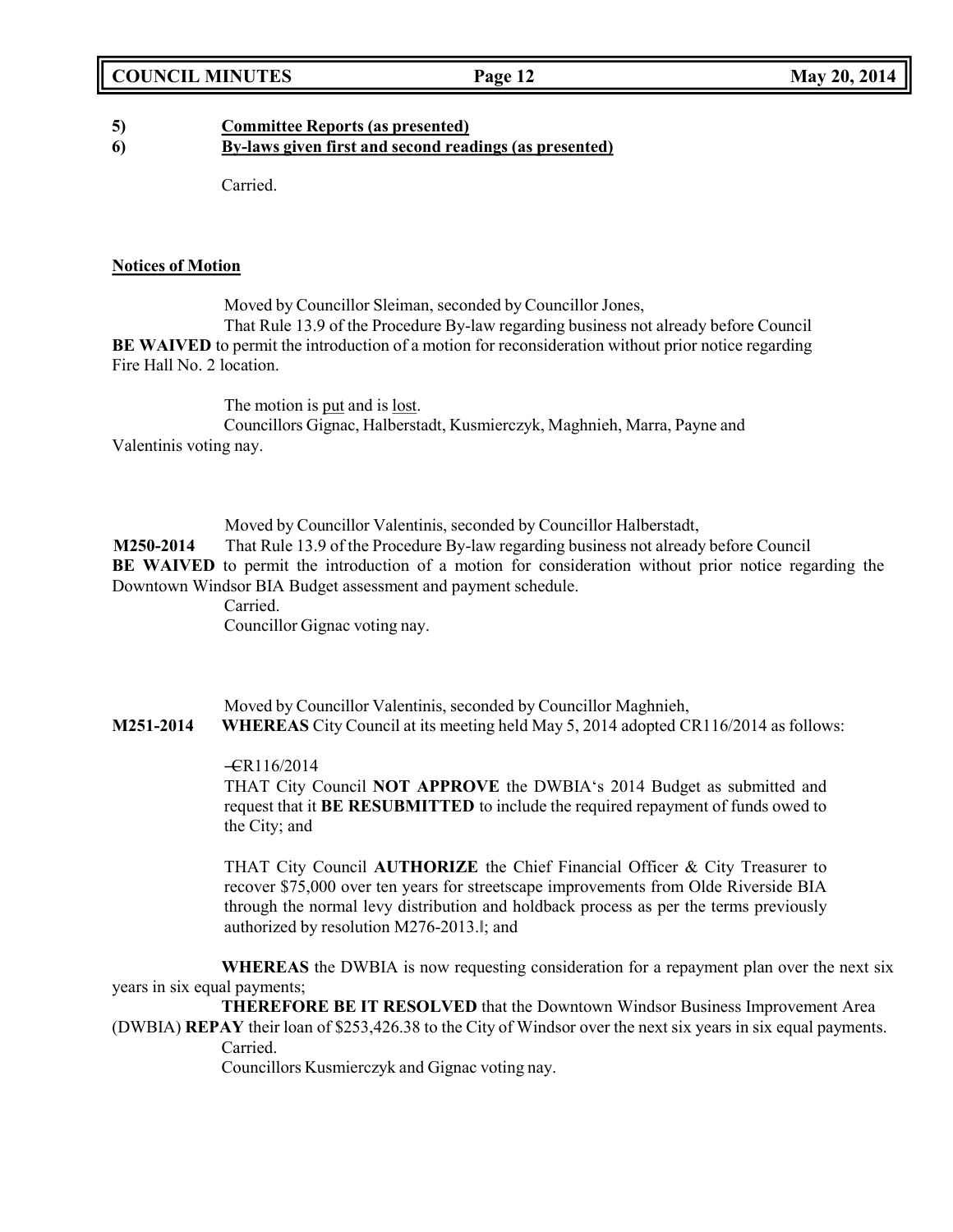**5) Committee Reports (as presented)**

**6) By-laws given first and second readings (as presented)**

Carried.

**Notices of Motion**

Moved by Councillor Sleiman, seconded by Councillor Jones,

That Rule 13.9 of the Procedure By-law regarding business not already before Council **BE WAIVED** to permit the introduction of a motion for reconsideration without prior notice regarding Fire Hall No. 2 location.

The motion is put and is lost.

Councillors Gignac, Halberstadt, Kusmierczyk, Maghnieh, Marra, Payne and Valentinis voting nay.

Moved by Councillor Valentinis, seconded by Councillor Halberstadt,

**M250-2014** That Rule 13.9 of the Procedure By-law regarding business not already before Council **BE WAIVED** to permit the introduction of a motion for consideration without prior notice regarding the Downtown Windsor BIA Budget assessment and payment schedule.

Carried.

Councillor Gignac voting nay.

Moved by Councillor Valentinis, seconded by Councillor Maghnieh,

**M251-2014** **WHEREAS** City Council at its meeting held May 5, 2014 adopted CR116/2014 as follows:

"CR116/2014

THAT City Council **NOT APPROVE** the DWBIA's 2014 Budget as submitted and request that it **BE RESUBMITTED** to include the required repayment of funds owed to the City; and

THAT City Council **AUTHORIZE** the Chief Financial Officer & City Treasurer to recover $75,000 over ten years for streetscape improvements from Olde Riverside BIA through the normal levy distribution and holdback process as per the terms previously authorized by resolution M276-2013."; and

**WHEREAS** the DWBIA is now requesting consideration for a repayment plan over the next six years in six equal payments;

**THEREFORE BE IT RESOLVED** that the Downtown Windsor Business Improvement Area (DWBIA) **REPAY** their loan of $253,426.38 to the City of Windsor over the next six years in six equal payments.

Carried.

Councillors Kusmierczyk and Gignac voting nay.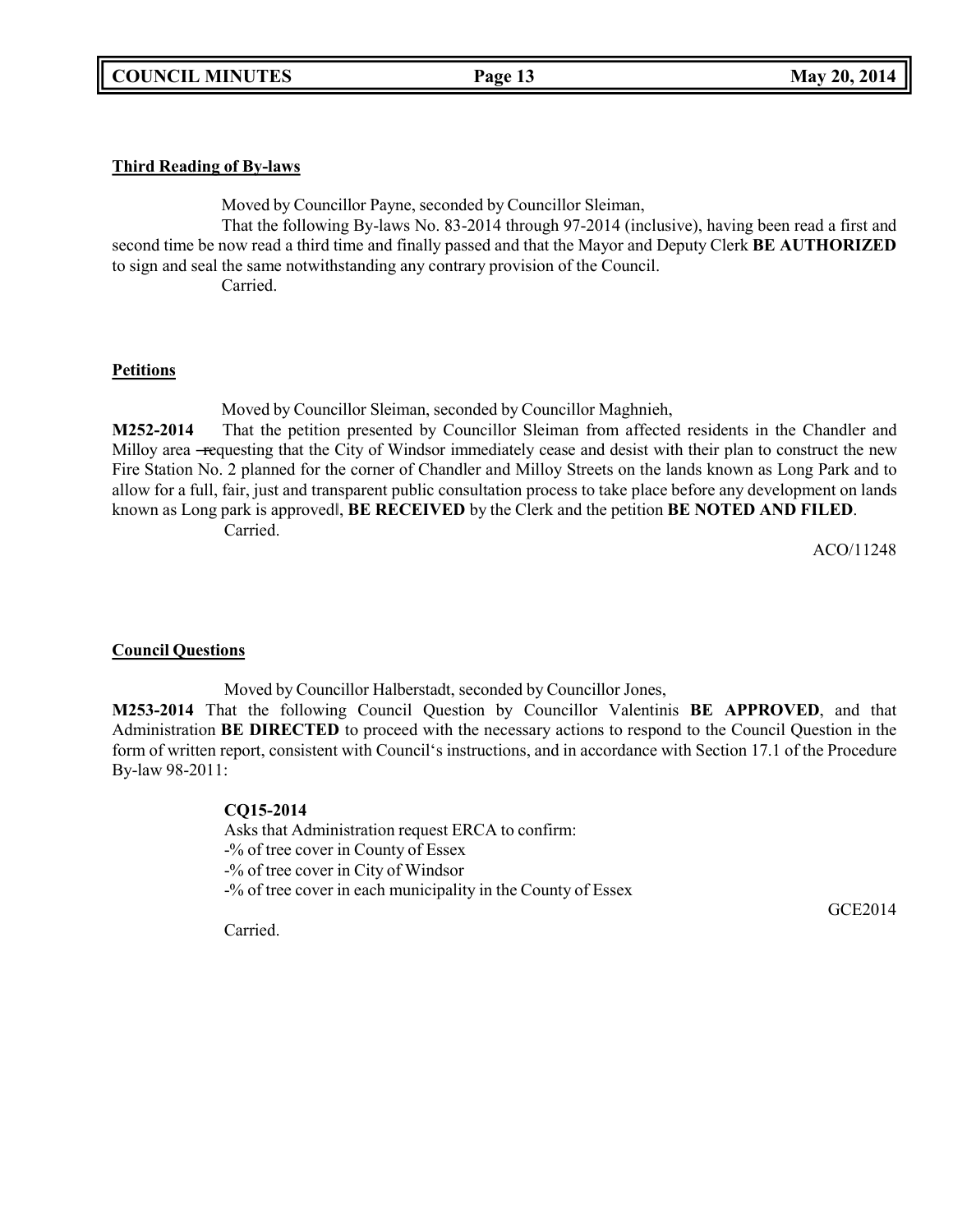**Third Reading of By-laws**

Moved by Councillor Payne, seconded by Councillor Sleiman,

That the following By-laws No. 83-2014 through 97-2014 (inclusive), having been read a first and second time be now read a third time and finally passed and that the Mayor and Deputy Clerk **BE AUTHORIZED** to sign and seal the same notwithstanding any contrary provision of the Council.

Carried.

**Petitions**

Moved by Councillor Sleiman, seconded by Councillor Maghnieh,

**M252-2014** That the petition presented by Councillor Sleiman from affected residents in the Chandler and Milloy area ―requesting that the City of Windsor immediately cease and desist with their plan to construct the new Fire Station No. 2 planned for the corner of Chandler and Milloy Streets on the lands known as Long Park and to allow for a full, fair, just and transparent public consultation process to take place before any development on lands known as Long park is approved‖, **BE RECEIVED** by the Clerk and the petition **BE NOTED AND FILED**.

Carried.

ACO/11248

**Council Questions**

Moved by Councillor Halberstadt, seconded by Councillor Jones,

**M253-2014** That the following Council Question by Councillor Valentinis **BE APPROVED**, and that Administration **BE DIRECTED** to proceed with the necessary actions to respond to the Council Question in the form of written report, consistent with Council's instructions, and in accordance with Section 17.1 of the Procedure By-law 98-2011:

**CQ15-2014**

Asks that Administration request ERCA to confirm:
-% of tree cover in County of Essex
-% of tree cover in City of Windsor
-% of tree cover in each municipality in the County of Essex

GCE2014

Carried.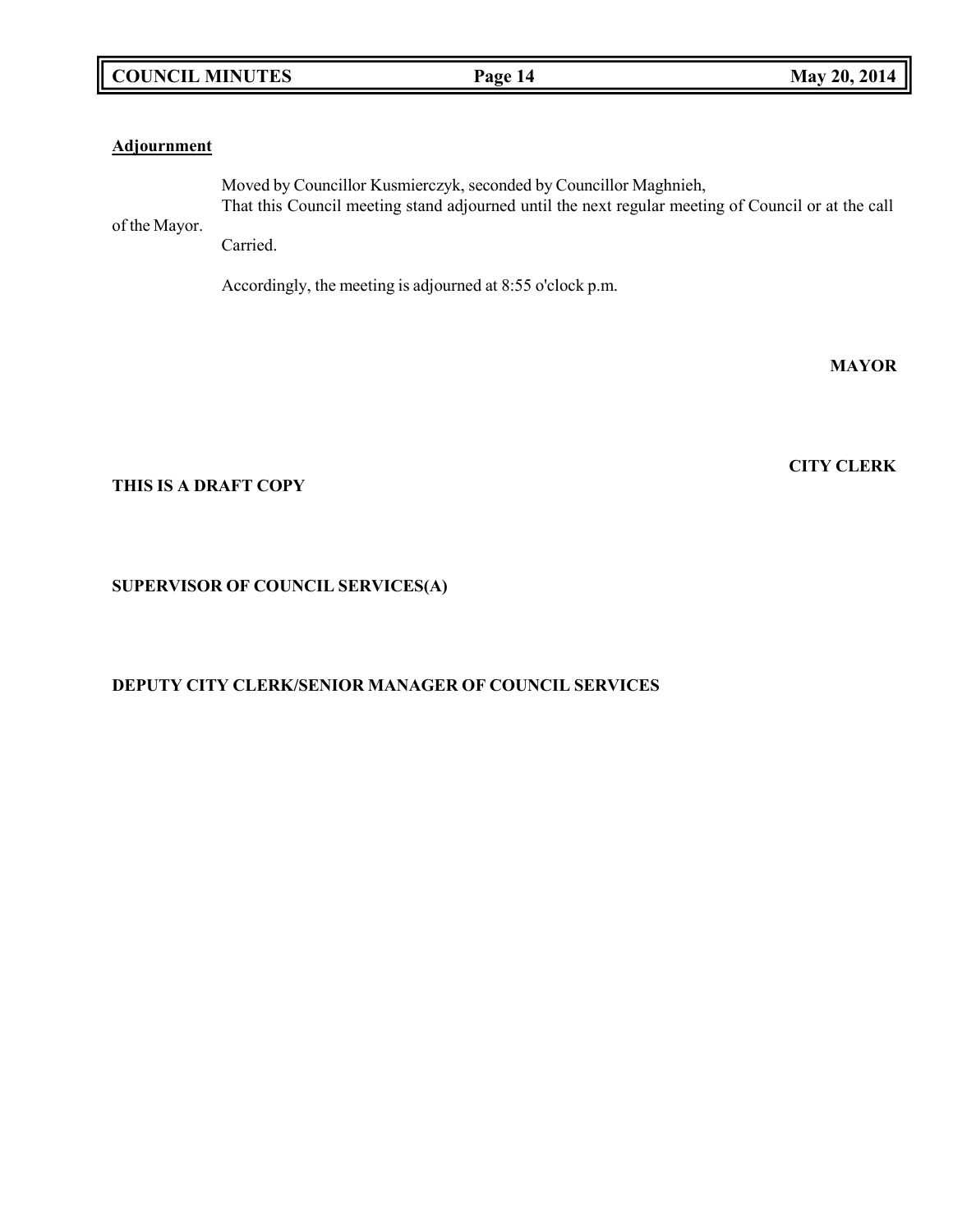**Adjournment**

Moved by Councillor Kusmierczyk, seconded by Councillor Maghnieh,

That this Council meeting stand adjourned until the next regular meeting of Council or at the call of the Mayor.

Carried.

Accordingly, the meeting is adjourned at 8:55 o'clock p.m.

**MAYOR**

**CITY CLERK**

**THIS IS A DRAFT COPY**

**SUPERVISOR OF COUNCIL SERVICES(A)**

**DEPUTY CITY CLERK/SENIOR MANAGER OF COUNCIL SERVICES**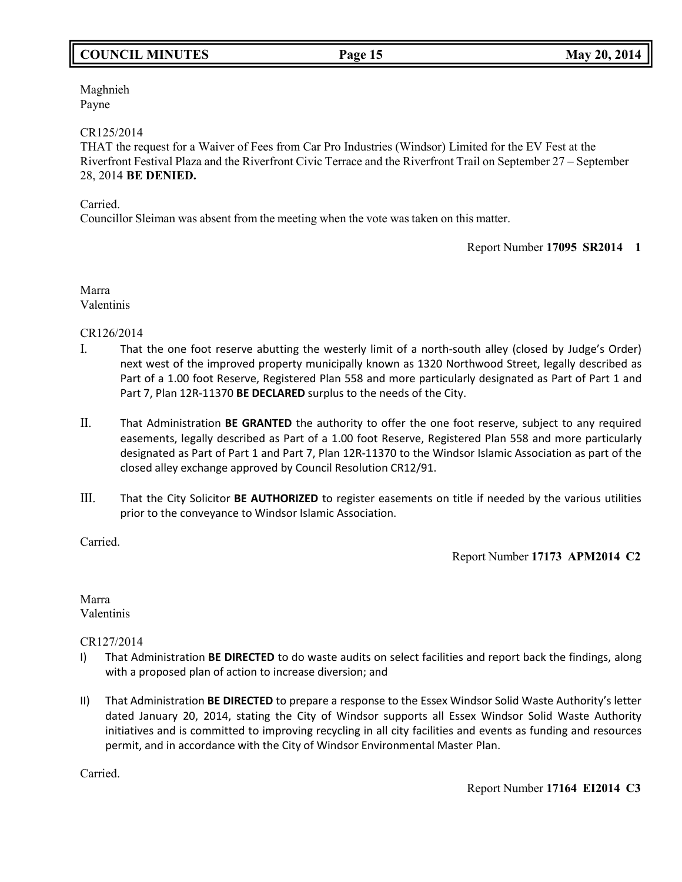Maghnieh
Payne

CR125/2014
THAT the request for a Waiver of Fees from Car Pro Industries (Windsor) Limited for the EV Fest at the Riverfront Festival Plaza and the Riverfront Civic Terrace and the Riverfront Trail on September 27 – September 28, 2014 **BE DENIED.**

Carried.
Councillor Sleiman was absent from the meeting when the vote was taken on this matter.

Report Number **17095 SR2014 1**

Marra
Valentinis

CR126/2014

I. That the one foot reserve abutting the westerly limit of a north-south alley (closed by Judge's Order) next west of the improved property municipally known as 1320 Northwood Street, legally described as Part of a 1.00 foot Reserve, Registered Plan 558 and more particularly designated as Part of Part 1 and Part 7, Plan 12R-11370 **BE DECLARED** surplus to the needs of the City.

II. That Administration **BE GRANTED** the authority to offer the one foot reserve, subject to any required easements, legally described as Part of a 1.00 foot Reserve, Registered Plan 558 and more particularly designated as Part of Part 1 and Part 7, Plan 12R-11370 to the Windsor Islamic Association as part of the closed alley exchange approved by Council Resolution CR12/91.

III. That the City Solicitor **BE AUTHORIZED** to register easements on title if needed by the various utilities prior to the conveyance to Windsor Islamic Association.

Carried.

Report Number **17173 APM2014 C2**

Marra
Valentinis

CR127/2014

I) That Administration **BE DIRECTED** to do waste audits on select facilities and report back the findings, along with a proposed plan of action to increase diversion; and

II) That Administration **BE DIRECTED** to prepare a response to the Essex Windsor Solid Waste Authority's letter dated January 20, 2014, stating the City of Windsor supports all Essex Windsor Solid Waste Authority initiatives and is committed to improving recycling in all city facilities and events as funding and resources permit, and in accordance with the City of Windsor Environmental Master Plan.

Carried.

Report Number **17164 EI2014 C3**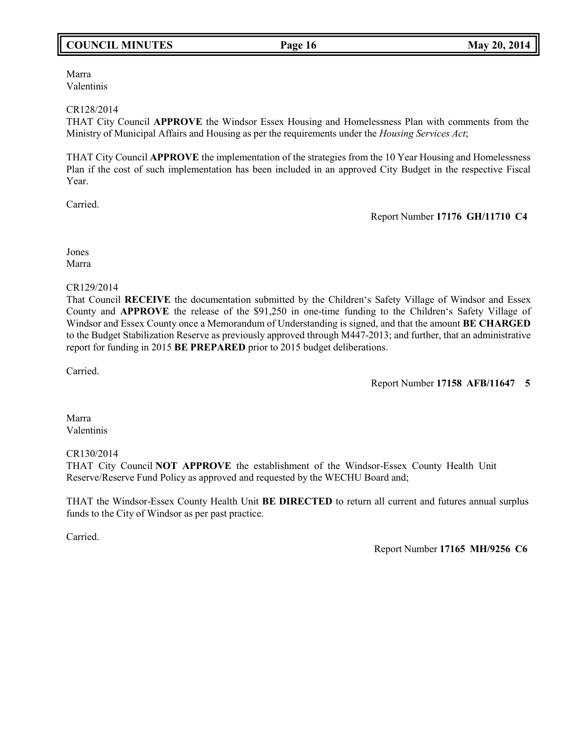Marra
Valentinis

CR128/2014
THAT City Council **APPROVE** the Windsor Essex Housing and Homelessness Plan with comments from the Ministry of Municipal Affairs and Housing as per the requirements under the *Housing Services Act*;

THAT City Council **APPROVE** the implementation of the strategies from the 10 Year Housing and Homelessness Plan if the cost of such implementation has been included in an approved City Budget in the respective Fiscal Year.

Carried.

Report Number **17176 GH/11710 C4**

Jones
Marra

CR129/2014
That Council **RECEIVE** the documentation submitted by the Children's Safety Village of Windsor and Essex County and **APPROVE** the release of the $91,250 in one-time funding to the Children's Safety Village of Windsor and Essex County once a Memorandum of Understanding is signed, and that the amount **BE CHARGED** to the Budget Stabilization Reserve as previously approved through M447-2013; and further, that an administrative report for funding in 2015 **BE PREPARED** prior to 2015 budget deliberations.

Carried.

Report Number **17158 AFB/11647 5**

Marra
Valentinis

CR130/2014
THAT City Council **NOT APPROVE** the establishment of the Windsor-Essex County Health Unit Reserve/Reserve Fund Policy as approved and requested by the WECHU Board and;

THAT the Windsor-Essex County Health Unit **BE DIRECTED** to return all current and futures annual surplus funds to the City of Windsor as per past practice.

Carried.

Report Number **17165 MH/9256 C6**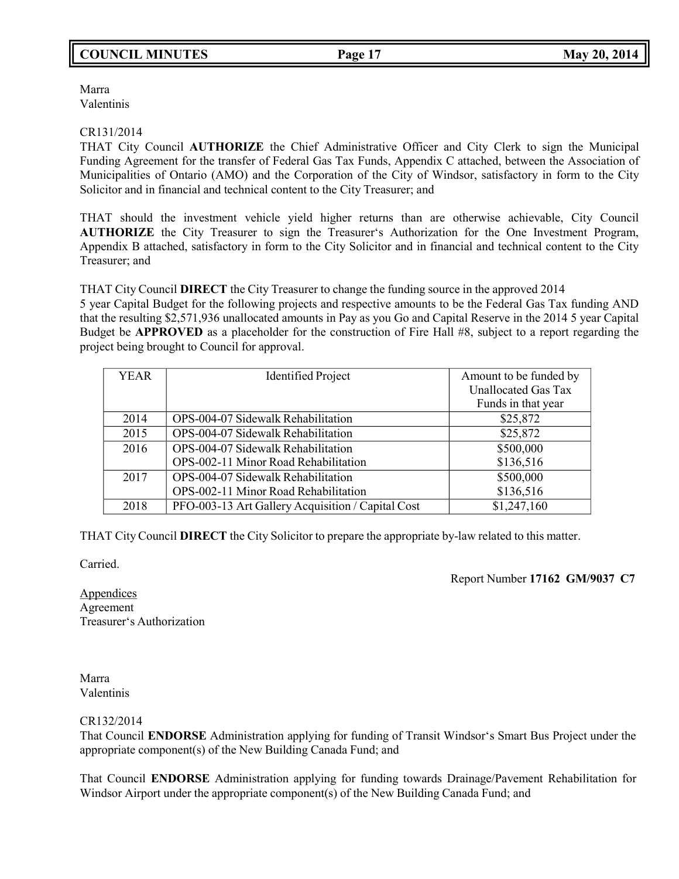Marra
Valentinis

CR131/2014
THAT City Council **AUTHORIZE** the Chief Administrative Officer and City Clerk to sign the Municipal Funding Agreement for the transfer of Federal Gas Tax Funds, Appendix C attached, between the Association of Municipalities of Ontario (AMO) and the Corporation of the City of Windsor, satisfactory in form to the City Solicitor and in financial and technical content to the City Treasurer; and

THAT should the investment vehicle yield higher returns than are otherwise achievable, City Council **AUTHORIZE** the City Treasurer to sign the Treasurer's Authorization for the One Investment Program, Appendix B attached, satisfactory in form to the City Solicitor and in financial and technical content to the City Treasurer; and

THAT City Council **DIRECT** the City Treasurer to change the funding source in the approved 2014 5 year Capital Budget for the following projects and respective amounts to be the Federal Gas Tax funding AND that the resulting $2,571,936 unallocated amounts in Pay as you Go and Capital Reserve in the 2014 5 year Capital Budget be **APPROVED** as a placeholder for the construction of Fire Hall #8, subject to a report regarding the project being brought to Council for approval.

| YEAR | Identified Project | Amount to be funded by Unallocated Gas Tax Funds in that year |
|---|---|---|
| 2014 | OPS-004-07 Sidewalk Rehabilitation | $25,872 |
| 2015 | OPS-004-07 Sidewalk Rehabilitation | $25,872 |
| 2016 | OPS-004-07 Sidewalk Rehabilitation<br>OPS-002-11 Minor Road Rehabilitation | $500,000<br>$136,516 |
| 2017 | OPS-004-07 Sidewalk Rehabilitation<br>OPS-002-11 Minor Road Rehabilitation | $500,000<br>$136,516 |
| 2018 | PFO-003-13 Art Gallery Acquisition / Capital Cost | $1,247,160 |

THAT City Council **DIRECT** the City Solicitor to prepare the appropriate by-law related to this matter.

Carried.

Report Number **17162 GM/9037 C7**

Appendices
Agreement
Treasurer's Authorization

Marra
Valentinis

CR132/2014
That Council **ENDORSE** Administration applying for funding of Transit Windsor's Smart Bus Project under the appropriate component(s) of the New Building Canada Fund; and

That Council **ENDORSE** Administration applying for funding towards Drainage/Pavement Rehabilitation for Windsor Airport under the appropriate component(s) of the New Building Canada Fund; and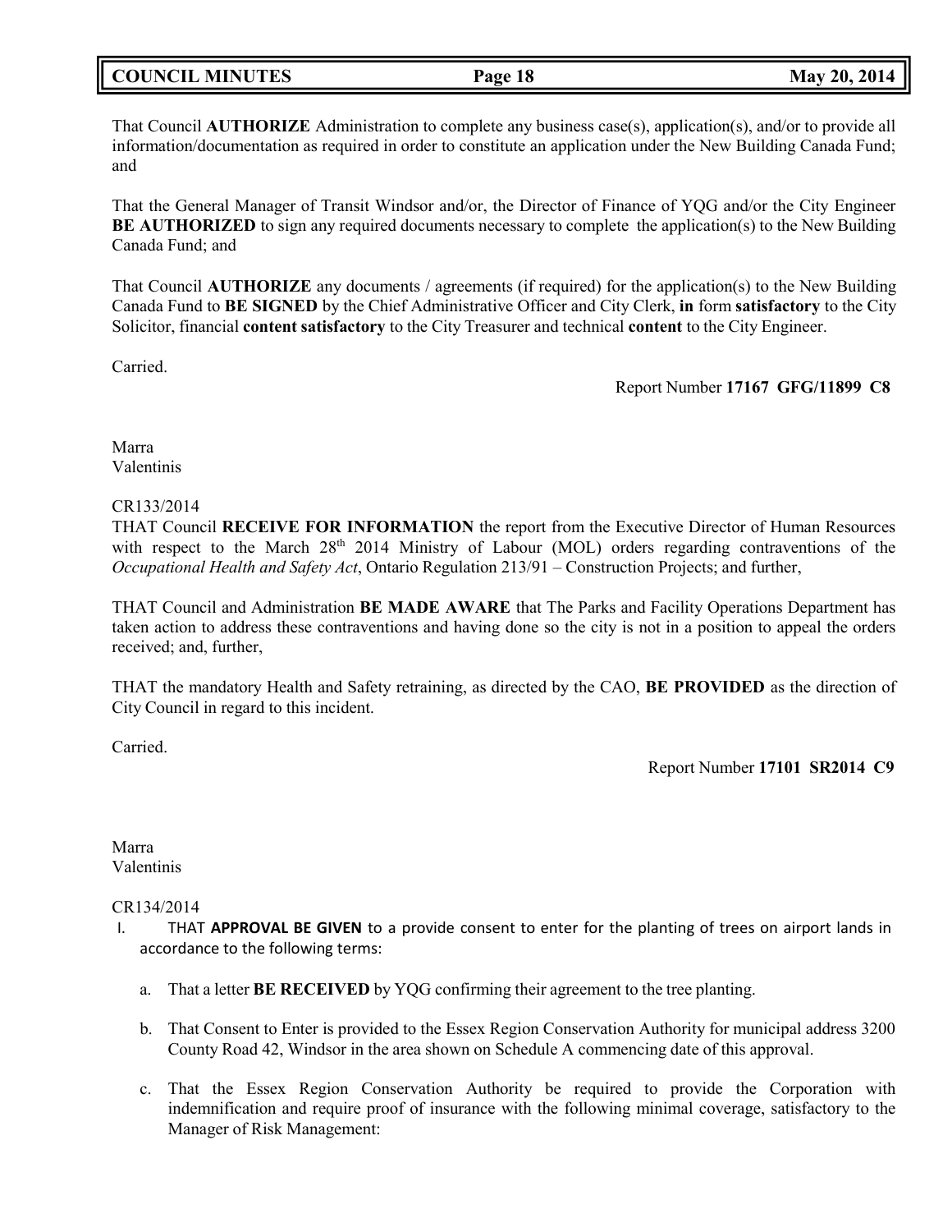That Council **AUTHORIZE** Administration to complete any business case(s), application(s), and/or to provide all information/documentation as required in order to constitute an application under the New Building Canada Fund; and

That the General Manager of Transit Windsor and/or, the Director of Finance of YQG and/or the City Engineer **BE AUTHORIZED** to sign any required documents necessary to complete the application(s) to the New Building Canada Fund; and

That Council **AUTHORIZE** any documents / agreements (if required) for the application(s) to the New Building Canada Fund to **BE SIGNED** by the Chief Administrative Officer and City Clerk, **in** form **satisfactory** to the City Solicitor, financial **content satisfactory** to the City Treasurer and technical **content** to the City Engineer.

Carried.

Report Number **17167 GFG/11899 C8**

Marra
Valentinis

CR133/2014
THAT Council **RECEIVE FOR INFORMATION** the report from the Executive Director of Human Resources with respect to the March 28th 2014 Ministry of Labour (MOL) orders regarding contraventions of the *Occupational Health and Safety Act*, Ontario Regulation 213/91 – Construction Projects; and further,

THAT Council and Administration **BE MADE AWARE** that The Parks and Facility Operations Department has taken action to address these contraventions and having done so the city is not in a position to appeal the orders received; and, further,

THAT the mandatory Health and Safety retraining, as directed by the CAO, **BE PROVIDED** as the direction of City Council in regard to this incident.

Carried.

Report Number **17101 SR2014 C9**

Marra
Valentinis

CR134/2014

I. THAT **APPROVAL BE GIVEN** to a provide consent to enter for the planting of trees on airport lands in accordance to the following terms:

   a. That a letter **BE RECEIVED** by YQG confirming their agreement to the tree planting.

   b. That Consent to Enter is provided to the Essex Region Conservation Authority for municipal address 3200 County Road 42, Windsor in the area shown on Schedule A commencing date of this approval.

   c. That the Essex Region Conservation Authority be required to provide the Corporation with indemnification and require proof of insurance with the following minimal coverage, satisfactory to the Manager of Risk Management: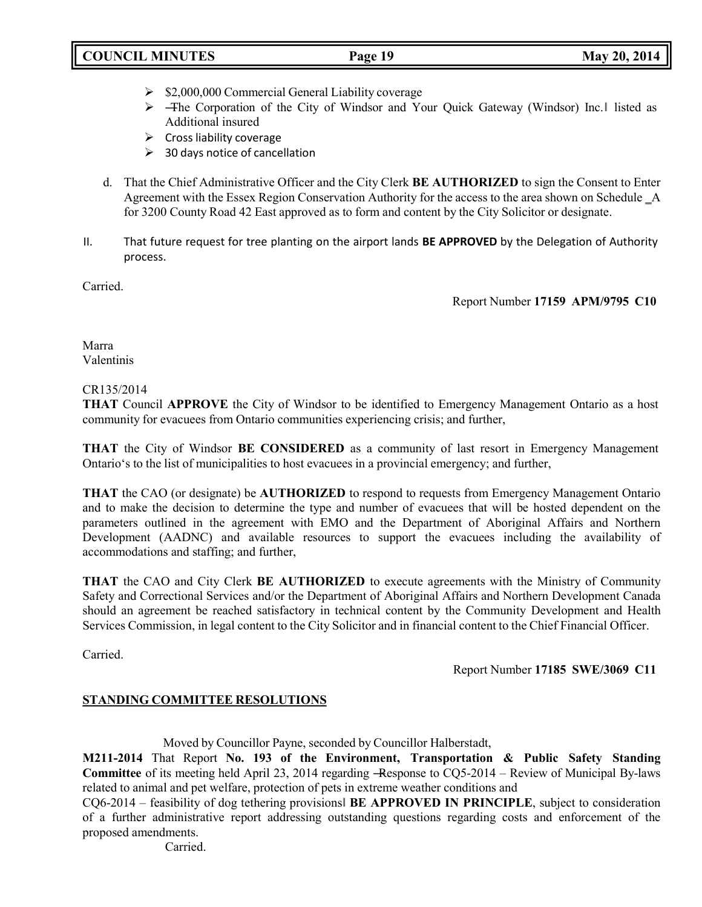- $2,000,000 Commercial General Liability coverage
- ―The Corporation of the City of Windsor and Your Quick Gateway (Windsor) Inc.‖ listed as Additional insured
- Cross liability coverage
- 30 days notice of cancellation

d. That the Chief Administrative Officer and the City Clerk **BE AUTHORIZED** to sign the Consent to Enter Agreement with the Essex Region Conservation Authority for the access to the area shown on Schedule ‗A for 3200 County Road 42 East approved as to form and content by the City Solicitor or designate.

II. That future request for tree planting on the airport lands **BE APPROVED** by the Delegation of Authority process.

Carried.

Report Number **17159 APM/9795 C10**

Marra
Valentinis

CR135/2014
**THAT** Council **APPROVE** the City of Windsor to be identified to Emergency Management Ontario as a host community for evacuees from Ontario communities experiencing crisis; and further,

**THAT** the City of Windsor **BE CONSIDERED** as a community of last resort in Emergency Management Ontario‘s to the list of municipalities to host evacuees in a provincial emergency; and further,

**THAT** the CAO (or designate) be **AUTHORIZED** to respond to requests from Emergency Management Ontario and to make the decision to determine the type and number of evacuees that will be hosted dependent on the parameters outlined in the agreement with EMO and the Department of Aboriginal Affairs and Northern Development (AADNC) and available resources to support the evacuees including the availability of accommodations and staffing; and further,

**THAT** the CAO and City Clerk **BE AUTHORIZED** to execute agreements with the Ministry of Community Safety and Correctional Services and/or the Department of Aboriginal Affairs and Northern Development Canada should an agreement be reached satisfactory in technical content by the Community Development and Health Services Commission, in legal content to the City Solicitor and in financial content to the Chief Financial Officer.

Carried.

Report Number **17185 SWE/3069 C11**

## STANDING COMMITTEE RESOLUTIONS

Moved by Councillor Payne, seconded by Councillor Halberstadt,
**M211-2014** That Report **No. 193 of the Environment, Transportation & Public Safety Standing Committee** of its meeting held April 23, 2014 regarding ―Response to CQ5-2014 – Review of Municipal By-laws related to animal and pet welfare, protection of pets in extreme weather conditions and CQ6-2014 – feasibility of dog tethering provisions‖ **BE APPROVED IN PRINCIPLE**, subject to consideration of a further administrative report addressing outstanding questions regarding costs and enforcement of the proposed amendments.
Carried.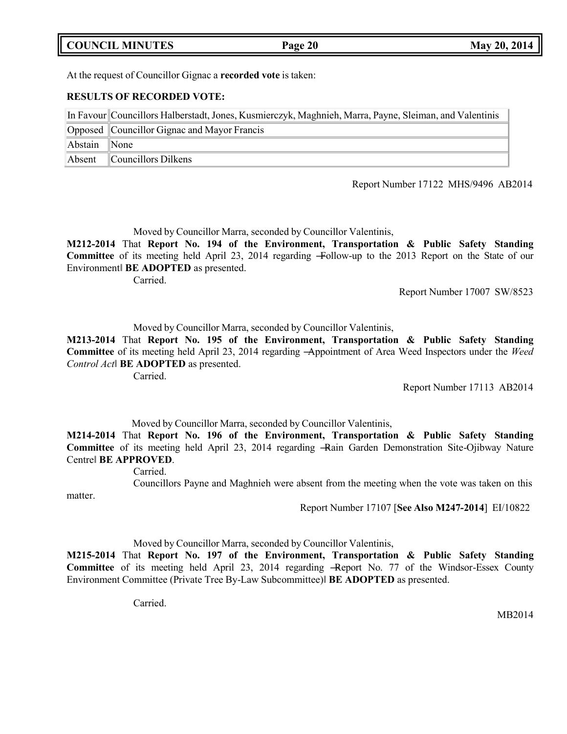At the request of Councillor Gignac a **recorded vote** is taken:

**RESULTS OF RECORDED VOTE:**

| | |
|---|---|
| In Favour | Councillors Halberstadt, Jones, Kusmierczyk, Maghnieh, Marra, Payne, Sleiman, and Valentinis |
| Opposed | Councillor Gignac and Mayor Francis |
| Abstain | None |
| Absent | Councillors Dilkens |

Report Number 17122 MHS/9496 AB2014

Moved by Councillor Marra, seconded by Councillor Valentinis,

**M212-2014** That **Report No. 194 of the Environment, Transportation & Public Safety Standing Committee** of its meeting held April 23, 2014 regarding ―Follow-up to the 2013 Report on the State of our Environment‖ **BE ADOPTED** as presented.

Carried.

Report Number 17007 SW/8523

Moved by Councillor Marra, seconded by Councillor Valentinis,

**M213-2014** That **Report No. 195 of the Environment, Transportation & Public Safety Standing Committee** of its meeting held April 23, 2014 regarding ―Appointment of Area Weed Inspectors under the *Weed Control Act*‖ **BE ADOPTED** as presented.

Carried.

Report Number 17113 AB2014

Moved by Councillor Marra, seconded by Councillor Valentinis,

**M214-2014** That **Report No. 196 of the Environment, Transportation & Public Safety Standing Committee** of its meeting held April 23, 2014 regarding ―Rain Garden Demonstration Site-Ojibway Nature Centre‖ **BE APPROVED**.

Carried.

Councillors Payne and Maghnieh were absent from the meeting when the vote was taken on this matter.

Report Number 17107 [**See Also M247-2014**] EI/10822

Moved by Councillor Marra, seconded by Councillor Valentinis,

**M215-2014** That **Report No. 197 of the Environment, Transportation & Public Safety Standing Committee** of its meeting held April 23, 2014 regarding ―Report No. 77 of the Windsor-Essex County Environment Committee (Private Tree By-Law Subcommittee)‖ **BE ADOPTED** as presented.

Carried.

MB2014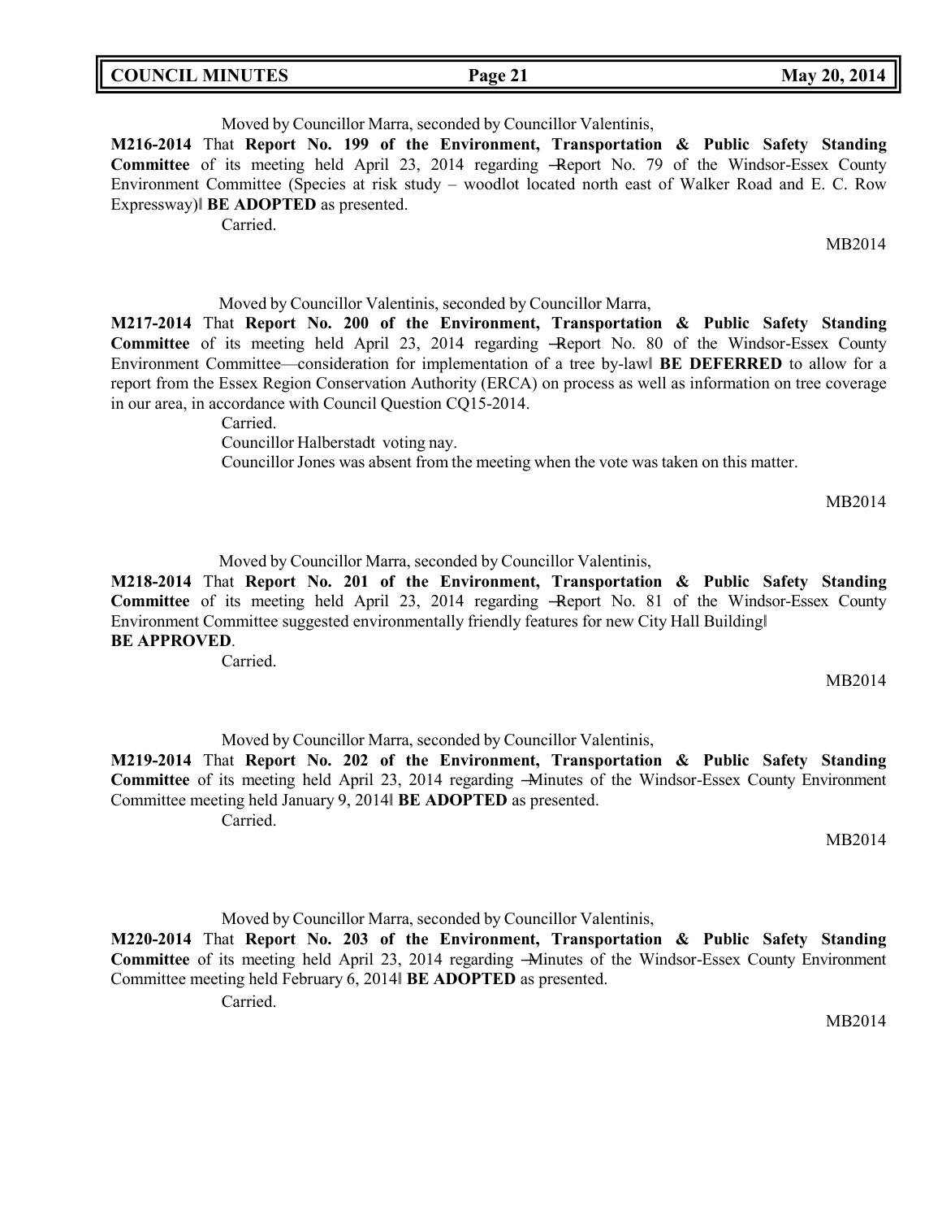Moved by Councillor Marra, seconded by Councillor Valentinis,

**M216-2014** That **Report No. 199 of the Environment, Transportation & Public Safety Standing Committee** of its meeting held April 23, 2014 regarding ―Report No. 79 of the Windsor-Essex County Environment Committee (Species at risk study – woodlot located north east of Walker Road and E. C. Row Expressway)‖ **BE ADOPTED** as presented.

Carried.

MB2014

Moved by Councillor Valentinis, seconded by Councillor Marra,

**M217-2014** That **Report No. 200 of the Environment, Transportation & Public Safety Standing Committee** of its meeting held April 23, 2014 regarding ―Report No. 80 of the Windsor-Essex County Environment Committee—consideration for implementation of a tree by-law‖ **BE DEFERRED** to allow for a report from the Essex Region Conservation Authority (ERCA) on process as well as information on tree coverage in our area, in accordance with Council Question CQ15-2014.

Carried.

Councillor Halberstadt voting nay.

Councillor Jones was absent from the meeting when the vote was taken on this matter.

MB2014

Moved by Councillor Marra, seconded by Councillor Valentinis,

**M218-2014** That **Report No. 201 of the Environment, Transportation & Public Safety Standing Committee** of its meeting held April 23, 2014 regarding ―Report No. 81 of the Windsor-Essex County Environment Committee suggested environmentally friendly features for new City Hall Building‖ **BE APPROVED**.

Carried.

MB2014

Moved by Councillor Marra, seconded by Councillor Valentinis,

**M219-2014** That **Report No. 202 of the Environment, Transportation & Public Safety Standing Committee** of its meeting held April 23, 2014 regarding ―Minutes of the Windsor-Essex County Environment Committee meeting held January 9, 2014‖ **BE ADOPTED** as presented.

Carried.

MB2014

Moved by Councillor Marra, seconded by Councillor Valentinis,

**M220-2014** That **Report No. 203 of the Environment, Transportation & Public Safety Standing Committee** of its meeting held April 23, 2014 regarding ―Minutes of the Windsor-Essex County Environment Committee meeting held February 6, 2014‖ **BE ADOPTED** as presented.

Carried.

MB2014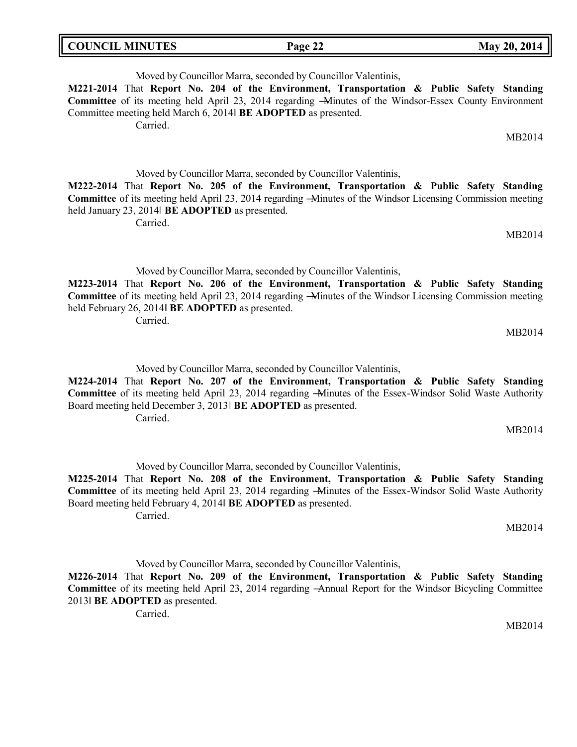Moved by Councillor Marra, seconded by Councillor Valentinis,

**M221-2014** That **Report No. 204 of the Environment, Transportation & Public Safety Standing Committee** of its meeting held April 23, 2014 regarding ―Minutes of the Windsor-Essex County Environment Committee meeting held March 6, 2014‖ **BE ADOPTED** as presented.

Carried.

MB2014

Moved by Councillor Marra, seconded by Councillor Valentinis,

**M222-2014** That **Report No. 205 of the Environment, Transportation & Public Safety Standing Committee** of its meeting held April 23, 2014 regarding ―Minutes of the Windsor Licensing Commission meeting held January 23, 2014‖ **BE ADOPTED** as presented.

Carried.

MB2014

Moved by Councillor Marra, seconded by Councillor Valentinis,

**M223-2014** That **Report No. 206 of the Environment, Transportation & Public Safety Standing Committee** of its meeting held April 23, 2014 regarding ―Minutes of the Windsor Licensing Commission meeting held February 26, 2014‖ **BE ADOPTED** as presented.

Carried.

MB2014

Moved by Councillor Marra, seconded by Councillor Valentinis,

**M224-2014** That **Report No. 207 of the Environment, Transportation & Public Safety Standing Committee** of its meeting held April 23, 2014 regarding ―Minutes of the Essex-Windsor Solid Waste Authority Board meeting held December 3, 2013‖ **BE ADOPTED** as presented.

Carried.

MB2014

Moved by Councillor Marra, seconded by Councillor Valentinis,

**M225-2014** That **Report No. 208 of the Environment, Transportation & Public Safety Standing Committee** of its meeting held April 23, 2014 regarding ―Minutes of the Essex-Windsor Solid Waste Authority Board meeting held February 4, 2014‖ **BE ADOPTED** as presented.

Carried.

MB2014

Moved by Councillor Marra, seconded by Councillor Valentinis,

**M226-2014** That **Report No. 209 of the Environment, Transportation & Public Safety Standing Committee** of its meeting held April 23, 2014 regarding ―Annual Report for the Windsor Bicycling Committee 2013‖ **BE ADOPTED** as presented.

Carried.

MB2014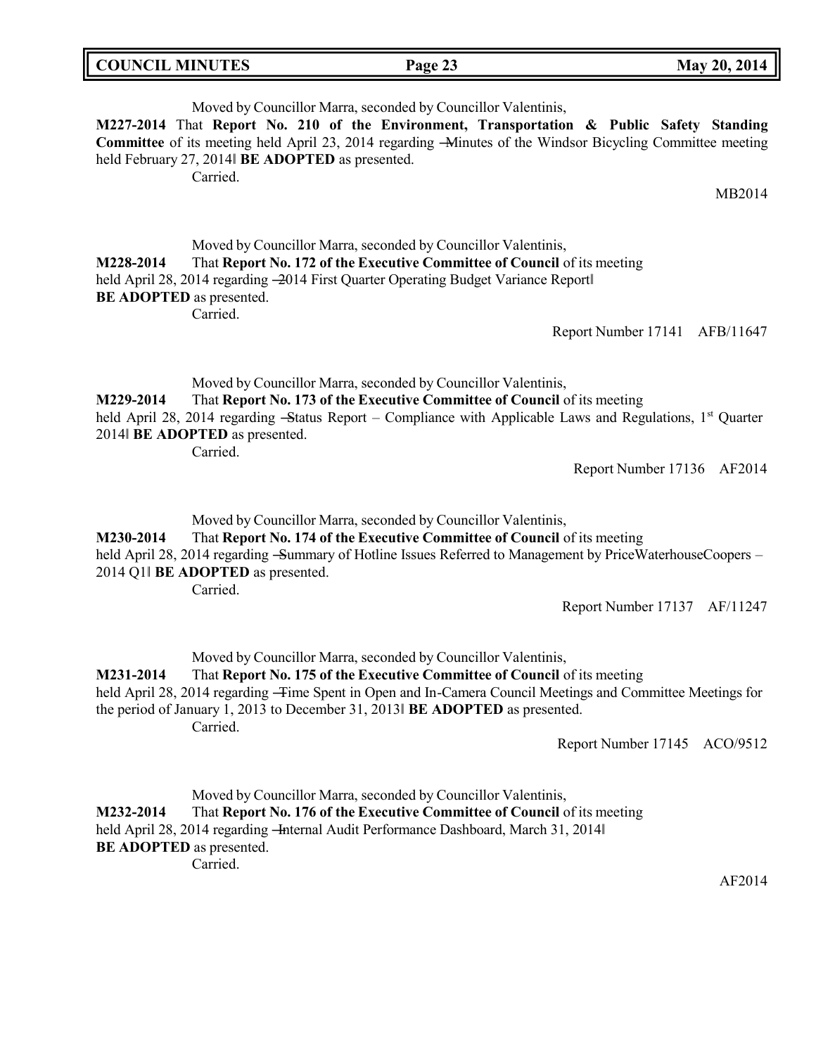Moved by Councillor Marra, seconded by Councillor Valentinis,

**M227-2014** That **Report No. 210 of the Environment, Transportation & Public Safety Standing Committee** of its meeting held April 23, 2014 regarding ―Minutes of the Windsor Bicycling Committee meeting held February 27, 2014‖ **BE ADOPTED** as presented.

Carried.

MB2014

Moved by Councillor Marra, seconded by Councillor Valentinis,

**M228-2014** That **Report No. 172 of the Executive Committee of Council** of its meeting held April 28, 2014 regarding ―2014 First Quarter Operating Budget Variance Report‖ **BE ADOPTED** as presented.

Carried.

Report Number 17141 AFB/11647

Moved by Councillor Marra, seconded by Councillor Valentinis,

**M229-2014** That **Report No. 173 of the Executive Committee of Council** of its meeting held April 28, 2014 regarding ―Status Report – Compliance with Applicable Laws and Regulations, 1st Quarter 2014‖ **BE ADOPTED** as presented.

Carried.

Report Number 17136 AF2014

Moved by Councillor Marra, seconded by Councillor Valentinis,

**M230-2014** That **Report No. 174 of the Executive Committee of Council** of its meeting held April 28, 2014 regarding ―Summary of Hotline Issues Referred to Management by PriceWaterhouseCoopers – 2014 Q1‖ **BE ADOPTED** as presented.

Carried.

Report Number 17137 AF/11247

Moved by Councillor Marra, seconded by Councillor Valentinis,

**M231-2014** That **Report No. 175 of the Executive Committee of Council** of its meeting held April 28, 2014 regarding ―Time Spent in Open and In-Camera Council Meetings and Committee Meetings for the period of January 1, 2013 to December 31, 2013‖ **BE ADOPTED** as presented.

Carried.

Report Number 17145 ACO/9512

Moved by Councillor Marra, seconded by Councillor Valentinis,

**M232-2014** That **Report No. 176 of the Executive Committee of Council** of its meeting held April 28, 2014 regarding ―Internal Audit Performance Dashboard, March 31, 2014‖ **BE ADOPTED** as presented.

Carried.

AF2014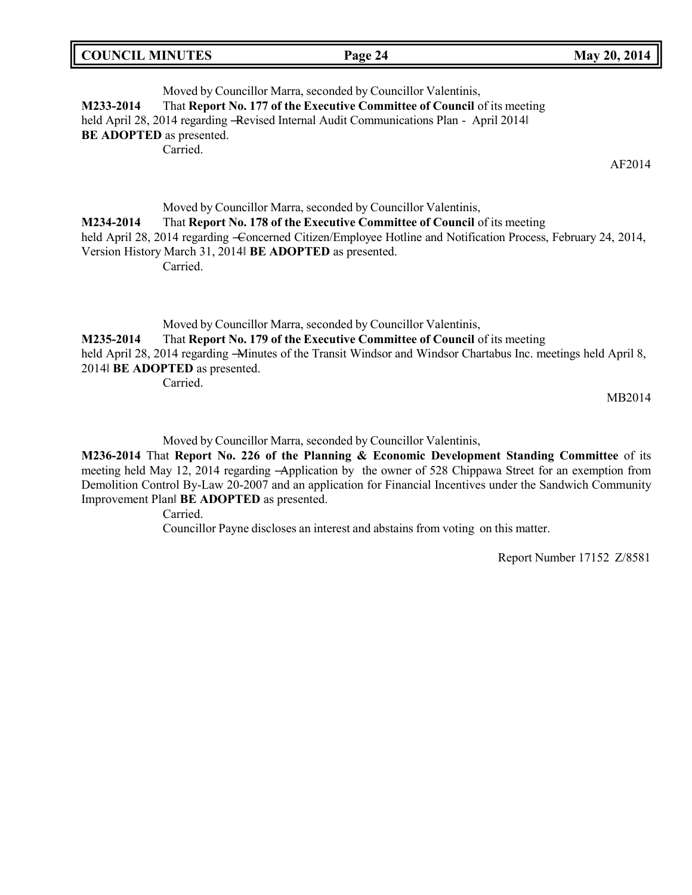Moved by Councillor Marra, seconded by Councillor Valentinis,

**M233-2014** That **Report No. 177 of the Executive Committee of Council** of its meeting held April 28, 2014 regarding ―Revised Internal Audit Communications Plan - April 2014‖ **BE ADOPTED** as presented.

Carried.

AF2014

Moved by Councillor Marra, seconded by Councillor Valentinis,

**M234-2014** That **Report No. 178 of the Executive Committee of Council** of its meeting held April 28, 2014 regarding ―Concerned Citizen/Employee Hotline and Notification Process, February 24, 2014, Version History March 31, 2014‖ **BE ADOPTED** as presented.

Carried.

Moved by Councillor Marra, seconded by Councillor Valentinis,

**M235-2014** That **Report No. 179 of the Executive Committee of Council** of its meeting held April 28, 2014 regarding ―Minutes of the Transit Windsor and Windsor Chartabus Inc. meetings held April 8, 2014‖ **BE ADOPTED** as presented.

Carried.

MB2014

Moved by Councillor Marra, seconded by Councillor Valentinis,

**M236-2014** That **Report No. 226 of the Planning & Economic Development Standing Committee** of its meeting held May 12, 2014 regarding ―Application by the owner of 528 Chippawa Street for an exemption from Demolition Control By-Law 20-2007 and an application for Financial Incentives under the Sandwich Community Improvement Plan‖ **BE ADOPTED** as presented.

Carried.

Councillor Payne discloses an interest and abstains from voting on this matter.

Report Number 17152 Z/8581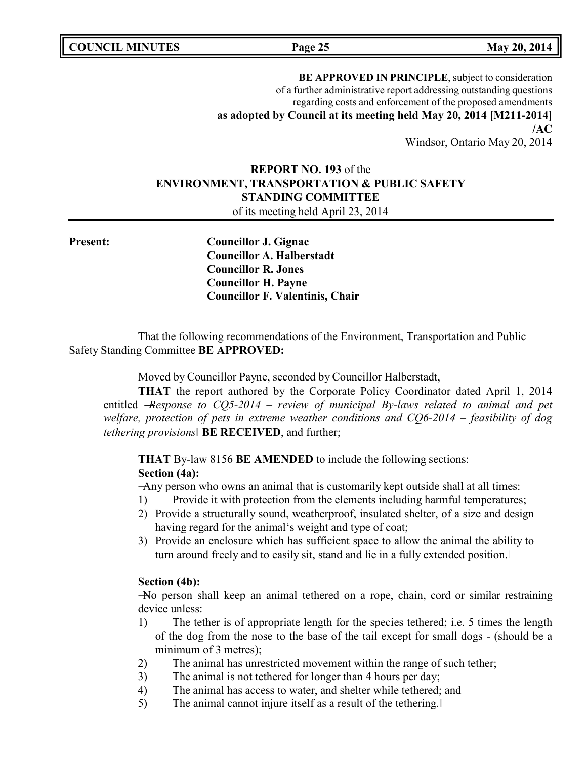**BE APPROVED IN PRINCIPLE**, subject to consideration of a further administrative report addressing outstanding questions regarding costs and enforcement of the proposed amendments

**as adopted by Council at its meeting held May 20, 2014 [M211-2014]**

**/AC**

Windsor, Ontario May 20, 2014

**REPORT NO. 193** of the
**ENVIRONMENT, TRANSPORTATION & PUBLIC SAFETY STANDING COMMITTEE**
of its meeting held April 23, 2014

**Present:**

**Councillor J. Gignac**
**Councillor A. Halberstadt**
**Councillor R. Jones**
**Councillor H. Payne**
**Councillor F. Valentinis, Chair**

That the following recommendations of the Environment, Transportation and Public Safety Standing Committee **BE APPROVED:**

Moved by Councillor Payne, seconded by Councillor Halberstadt,

**THAT** the report authored by the Corporate Policy Coordinator dated April 1, 2014 entitled ―*Response to CQ5-2014 – review of municipal By-laws related to animal and pet welfare, protection of pets in extreme weather conditions and CQ6-2014 – feasibility of dog tethering provisions*‖ **BE RECEIVED**, and further;

**THAT** By-law 8156 **BE AMENDED** to include the following sections:

**Section (4a):**

―Any person who owns an animal that is customarily kept outside shall at all times:

1) Provide it with protection from the elements including harmful temperatures;
2) Provide a structurally sound, weatherproof, insulated shelter, of a size and design having regard for the animal's weight and type of coat;
3) Provide an enclosure which has sufficient space to allow the animal the ability to turn around freely and to easily sit, stand and lie in a fully extended position.‖

**Section (4b):**

―No person shall keep an animal tethered on a rope, chain, cord or similar restraining device unless:

1) The tether is of appropriate length for the species tethered; i.e. 5 times the length of the dog from the nose to the base of the tail except for small dogs - (should be a minimum of 3 metres);
2) The animal has unrestricted movement within the range of such tether;
3) The animal is not tethered for longer than 4 hours per day;
4) The animal has access to water, and shelter while tethered; and
5) The animal cannot injure itself as a result of the tethering.‖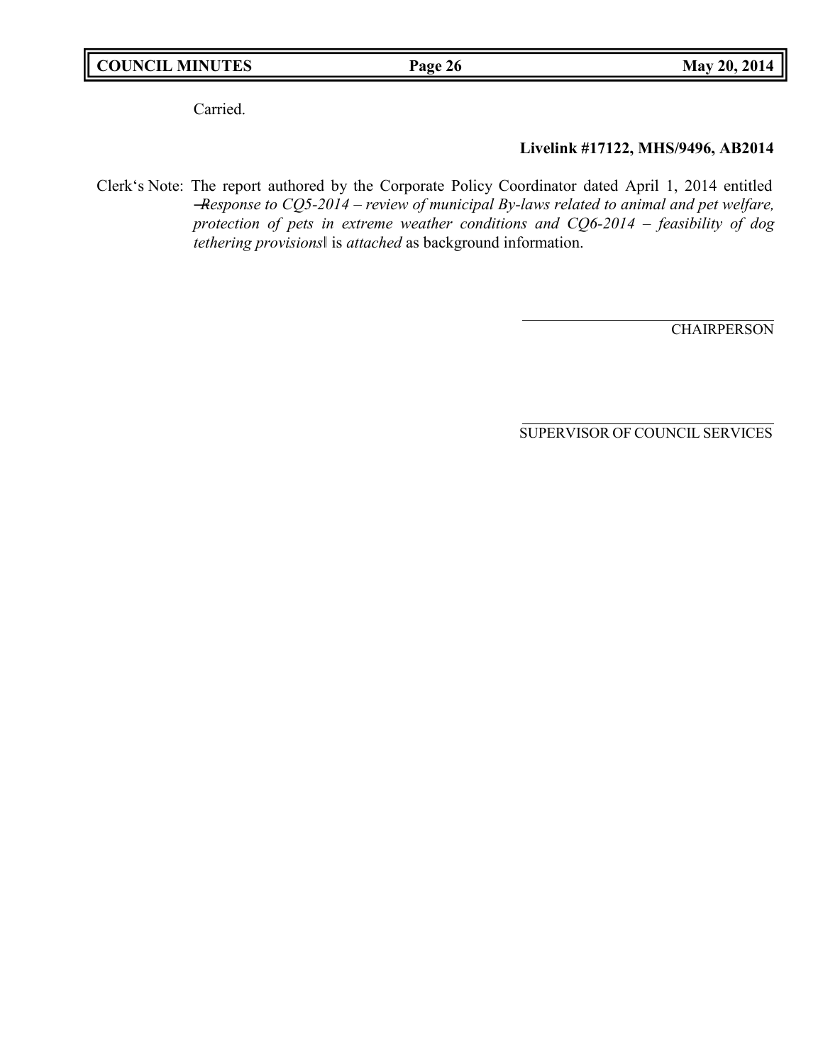Carried.

**Livelink #17122, MHS/9496, AB2014**

Clerk's Note: The report authored by the Corporate Policy Coordinator dated April 1, 2014 entitled *―Response to CQ5-2014 – review of municipal By-laws related to animal and pet welfare, protection of pets in extreme weather conditions and CQ6-2014 – feasibility of dog tethering provisions‖* is *attached* as background information.

CHAIRPERSON

SUPERVISOR OF COUNCIL SERVICES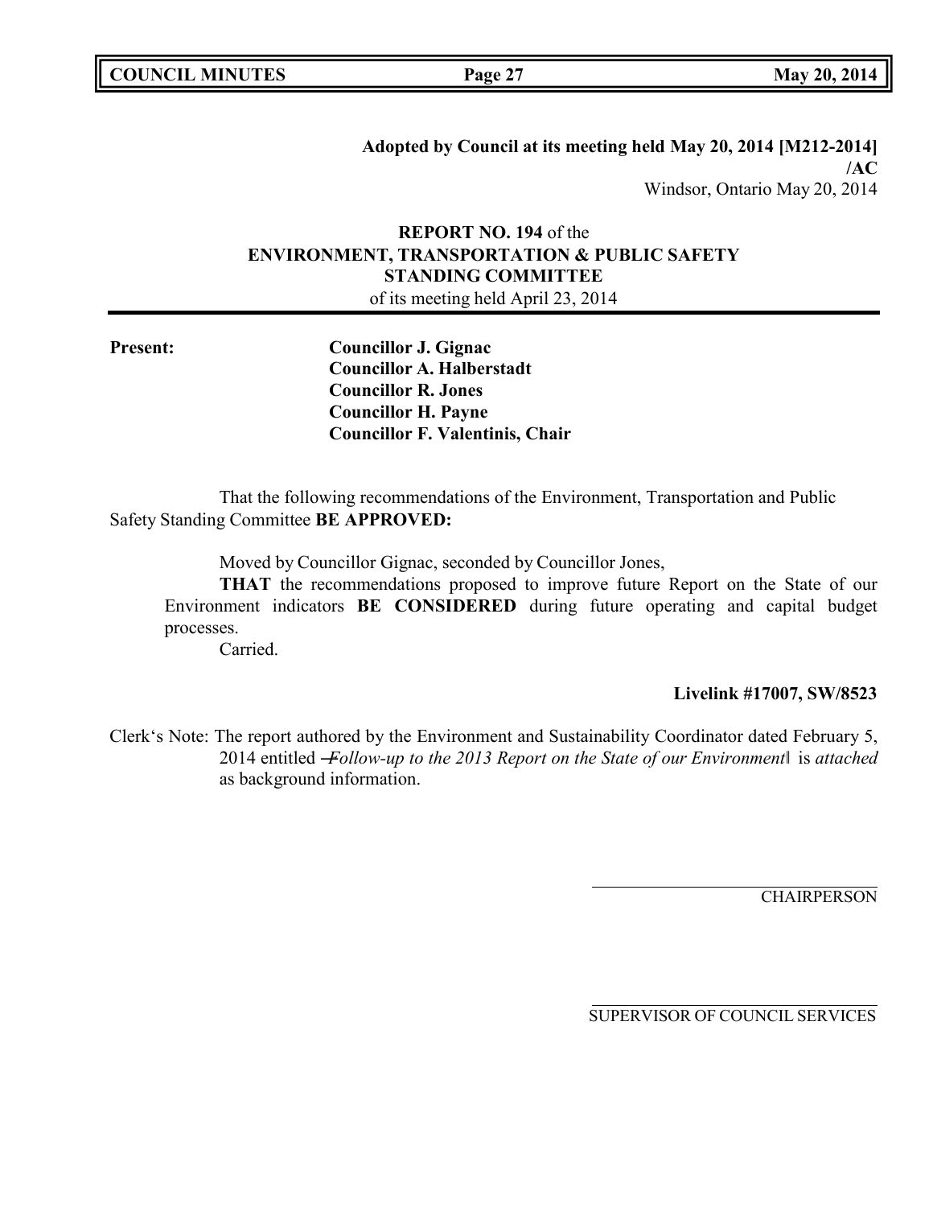**Adopted by Council at its meeting held May 20, 2014 [M212-2014]**
**/AC**
Windsor, Ontario May 20, 2014

**REPORT NO. 194** of the
**ENVIRONMENT, TRANSPORTATION & PUBLIC SAFETY STANDING COMMITTEE**
of its meeting held April 23, 2014

**Present:**
**Councillor J. Gignac**
**Councillor A. Halberstadt**
**Councillor R. Jones**
**Councillor H. Payne**
**Councillor F. Valentinis, Chair**

That the following recommendations of the Environment, Transportation and Public Safety Standing Committee **BE APPROVED:**

Moved by Councillor Gignac, seconded by Councillor Jones,

**THAT** the recommendations proposed to improve future Report on the State of our Environment indicators **BE CONSIDERED** during future operating and capital budget processes.

Carried.

**Livelink #17007, SW/8523**

Clerk's Note: The report authored by the Environment and Sustainability Coordinator dated February 5, 2014 entitled "*Follow-up to the 2013 Report on the State of our Environment*" is *attached* as background information.

CHAIRPERSON

SUPERVISOR OF COUNCIL SERVICES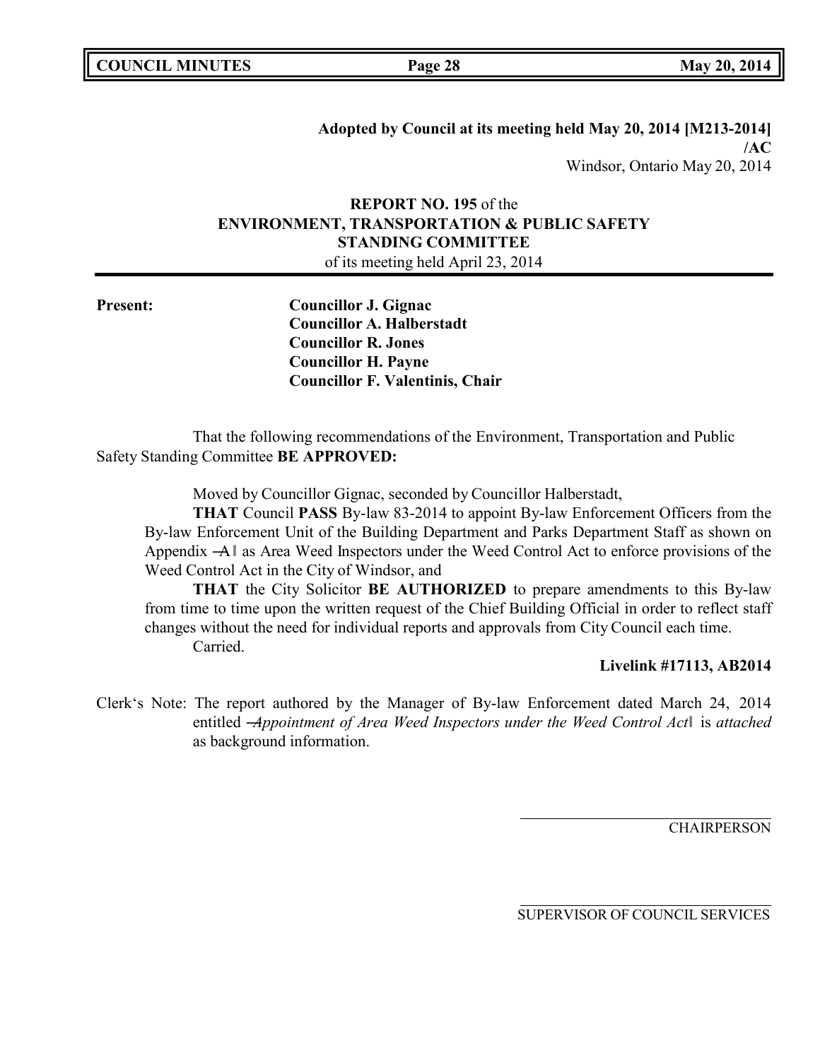**Adopted by Council at its meeting held May 20, 2014 [M213-2014]**
**/AC**
Windsor, Ontario May 20, 2014

**REPORT NO. 195** of the
**ENVIRONMENT, TRANSPORTATION & PUBLIC SAFETY STANDING COMMITTEE**
of its meeting held April 23, 2014

**Present:**
**Councillor J. Gignac**
**Councillor A. Halberstadt**
**Councillor R. Jones**
**Councillor H. Payne**
**Councillor F. Valentinis, Chair**

That the following recommendations of the Environment, Transportation and Public Safety Standing Committee **BE APPROVED:**

Moved by Councillor Gignac, seconded by Councillor Halberstadt,

**THAT** Council **PASS** By-law 83-2014 to appoint By-law Enforcement Officers from the By-law Enforcement Unit of the Building Department and Parks Department Staff as shown on Appendix ―A‖ as Area Weed Inspectors under the Weed Control Act to enforce provisions of the Weed Control Act in the City of Windsor, and

**THAT** the City Solicitor **BE AUTHORIZED** to prepare amendments to this By-law from time to time upon the written request of the Chief Building Official in order to reflect staff changes without the need for individual reports and approvals from City Council each time.

Carried.

**Livelink #17113, AB2014**

Clerk‗s Note: The report authored by the Manager of By-law Enforcement dated March 24, 2014 entitled *―Appointment of Area Weed Inspectors under the Weed Control Act‖* is *attached* as background information.

CHAIRPERSON

SUPERVISOR OF COUNCIL SERVICES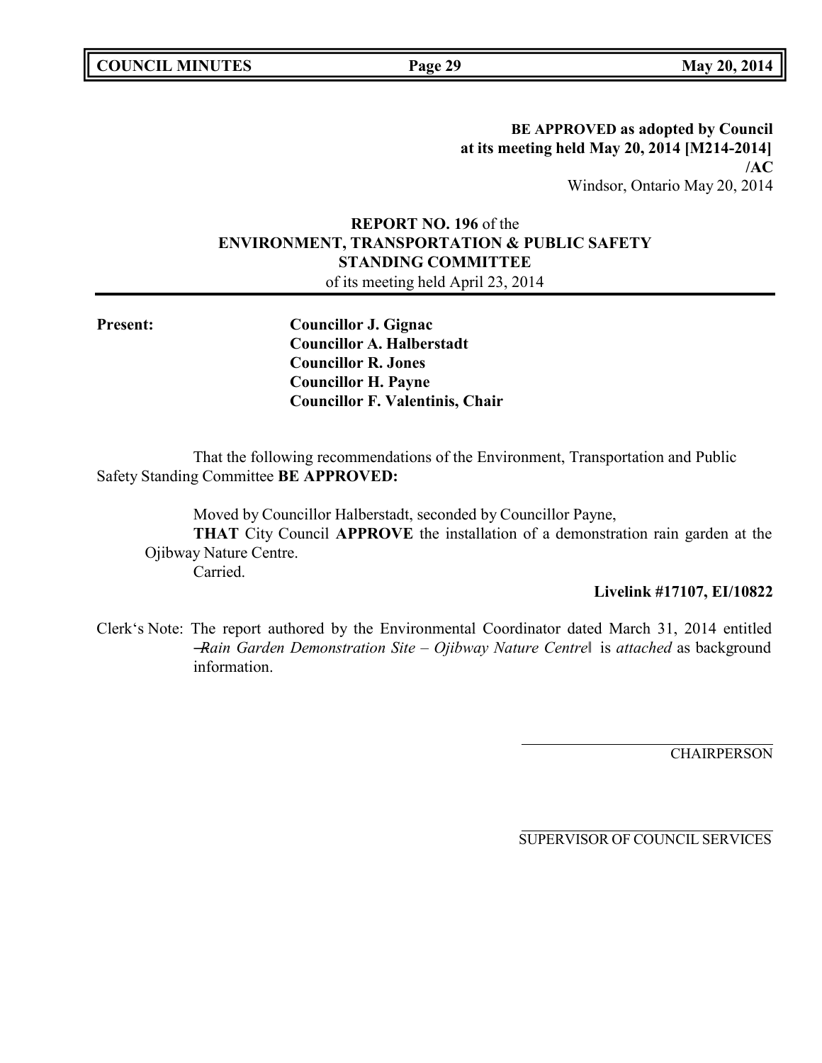**BE APPROVED as adopted by Council at its meeting held May 20, 2014 [M214-2014] /AC**
Windsor, Ontario May 20, 2014

**REPORT NO. 196** of the
**ENVIRONMENT, TRANSPORTATION & PUBLIC SAFETY STANDING COMMITTEE**
of its meeting held April 23, 2014

**Present:**
**Councillor J. Gignac**
**Councillor A. Halberstadt**
**Councillor R. Jones**
**Councillor H. Payne**
**Councillor F. Valentinis, Chair**

That the following recommendations of the Environment, Transportation and Public Safety Standing Committee **BE APPROVED:**

Moved by Councillor Halberstadt, seconded by Councillor Payne,
**THAT** City Council **APPROVE** the installation of a demonstration rain garden at the Ojibway Nature Centre.
Carried.

**Livelink #17107, EI/10822**

Clerk's Note: The report authored by the Environmental Coordinator dated March 31, 2014 entitled ―*Rain Garden Demonstration Site – Ojibway Nature Centre*‖ is *attached* as background information.

CHAIRPERSON

SUPERVISOR OF COUNCIL SERVICES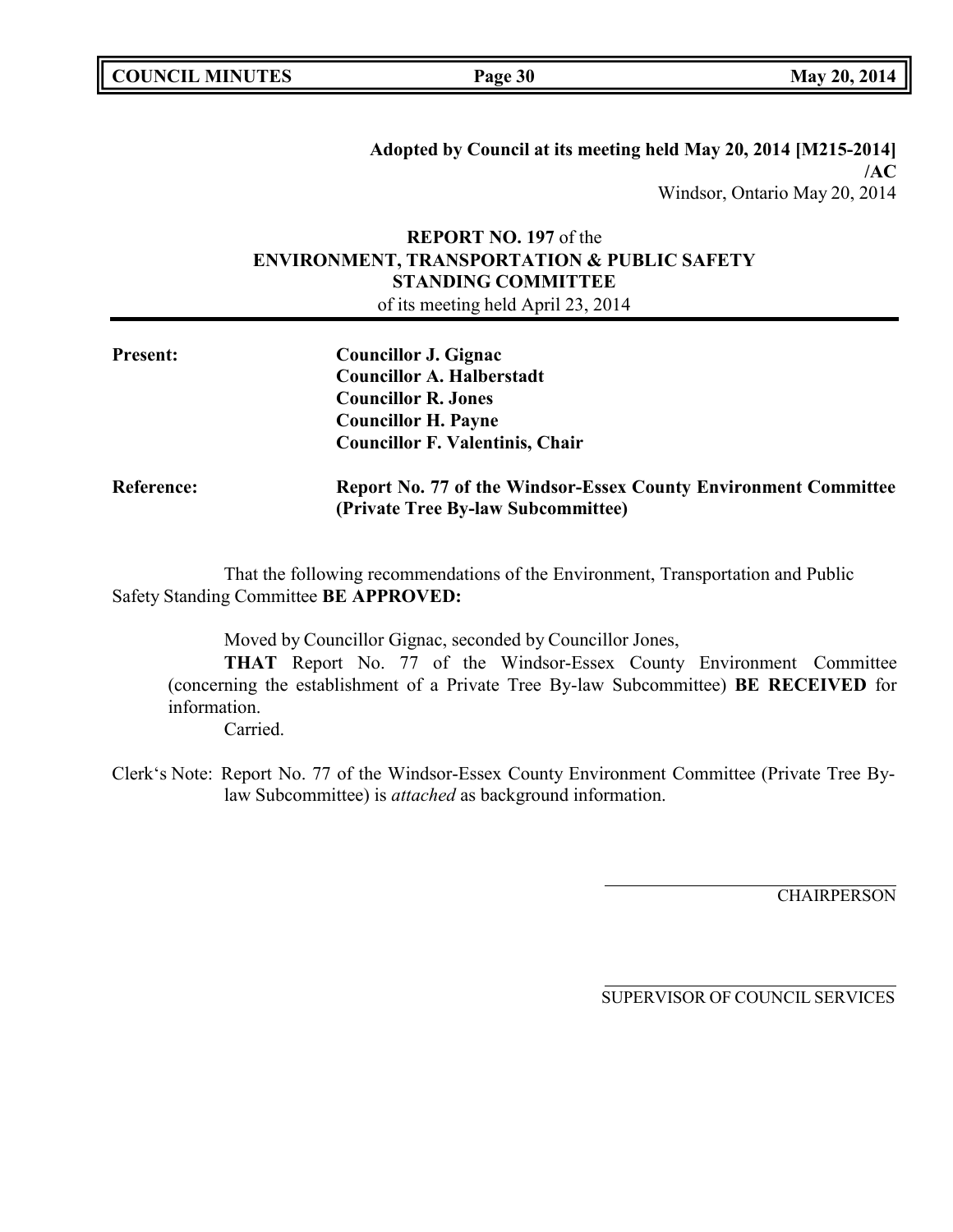**Adopted by Council at its meeting held May 20, 2014 [M215-2014]**
**/AC**
Windsor, Ontario May 20, 2014

**REPORT NO. 197** of the
**ENVIRONMENT, TRANSPORTATION & PUBLIC SAFETY STANDING COMMITTEE**
of its meeting held April 23, 2014

**Present:**
**Councillor J. Gignac**
**Councillor A. Halberstadt**
**Councillor R. Jones**
**Councillor H. Payne**
**Councillor F. Valentinis, Chair**

**Reference:** **Report No. 77 of the Windsor-Essex County Environment Committee (Private Tree By-law Subcommittee)**

That the following recommendations of the Environment, Transportation and Public Safety Standing Committee **BE APPROVED:**

Moved by Councillor Gignac, seconded by Councillor Jones,

**THAT** Report No. 77 of the Windsor-Essex County Environment Committee (concerning the establishment of a Private Tree By-law Subcommittee) **BE RECEIVED** for information.

Carried.

Clerk's Note: Report No. 77 of the Windsor-Essex County Environment Committee (Private Tree By-law Subcommittee) is *attached* as background information.

CHAIRPERSON

SUPERVISOR OF COUNCIL SERVICES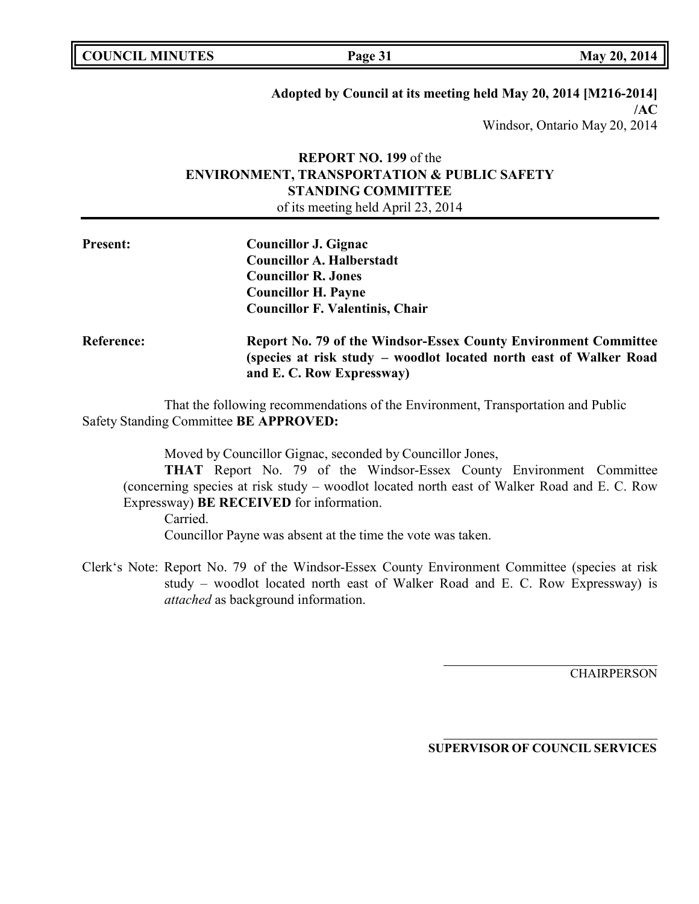**Adopted by Council at its meeting held May 20, 2014 [M216-2014] /AC**
Windsor, Ontario May 20, 2014

**REPORT NO. 199** of the
**ENVIRONMENT, TRANSPORTATION & PUBLIC SAFETY STANDING COMMITTEE**
of its meeting held April 23, 2014

**Present:**
**Councillor J. Gignac**
**Councillor A. Halberstadt**
**Councillor R. Jones**
**Councillor H. Payne**
**Councillor F. Valentinis, Chair**

**Reference:** **Report No. 79 of the Windsor-Essex County Environment Committee (species at risk study – woodlot located north east of Walker Road and E. C. Row Expressway)**

That the following recommendations of the Environment, Transportation and Public Safety Standing Committee **BE APPROVED:**

Moved by Councillor Gignac, seconded by Councillor Jones,

**THAT** Report No. 79 of the Windsor-Essex County Environment Committee (concerning species at risk study – woodlot located north east of Walker Road and E. C. Row Expressway) **BE RECEIVED** for information.

Carried.

Councillor Payne was absent at the time the vote was taken.

Clerk's Note: Report No. 79 of the Windsor-Essex County Environment Committee (species at risk study – woodlot located north east of Walker Road and E. C. Row Expressway) is *attached* as background information.

CHAIRPERSON

**SUPERVISOR OF COUNCIL SERVICES**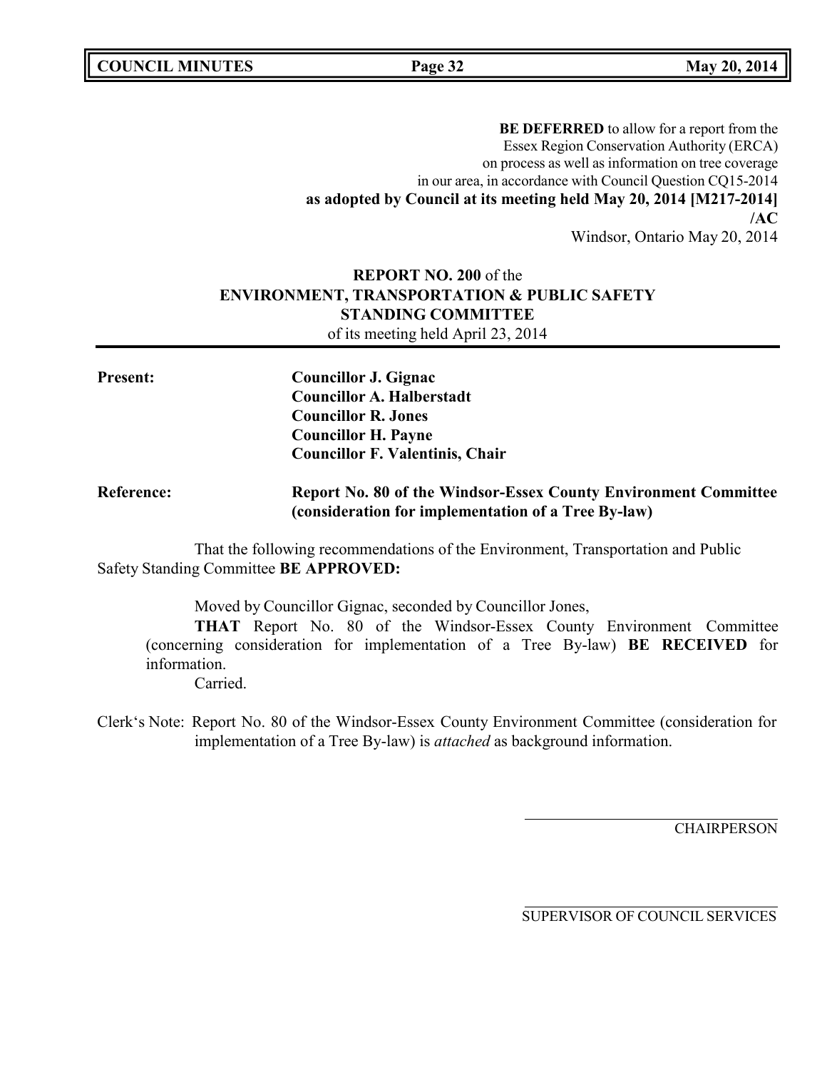**BE DEFERRED** to allow for a report from the Essex Region Conservation Authority (ERCA) on process as well as information on tree coverage in our area, in accordance with Council Question CQ15-2014
**as adopted by Council at its meeting held May 20, 2014 [M217-2014]**
**/AC**
Windsor, Ontario May 20, 2014

## REPORT NO. 200 of the ENVIRONMENT, TRANSPORTATION & PUBLIC SAFETY STANDING COMMITTEE
of its meeting held April 23, 2014

**Present:**
**Councillor J. Gignac**
**Councillor A. Halberstadt**
**Councillor R. Jones**
**Councillor H. Payne**
**Councillor F. Valentinis, Chair**

**Reference:** **Report No. 80 of the Windsor-Essex County Environment Committee (consideration for implementation of a Tree By-law)**

That the following recommendations of the Environment, Transportation and Public Safety Standing Committee **BE APPROVED:**

Moved by Councillor Gignac, seconded by Councillor Jones,

**THAT** Report No. 80 of the Windsor-Essex County Environment Committee (concerning consideration for implementation of a Tree By-law) **BE RECEIVED** for information.

Carried.

Clerk's Note: Report No. 80 of the Windsor-Essex County Environment Committee (consideration for implementation of a Tree By-law) is *attached* as background information.

CHAIRPERSON

SUPERVISOR OF COUNCIL SERVICES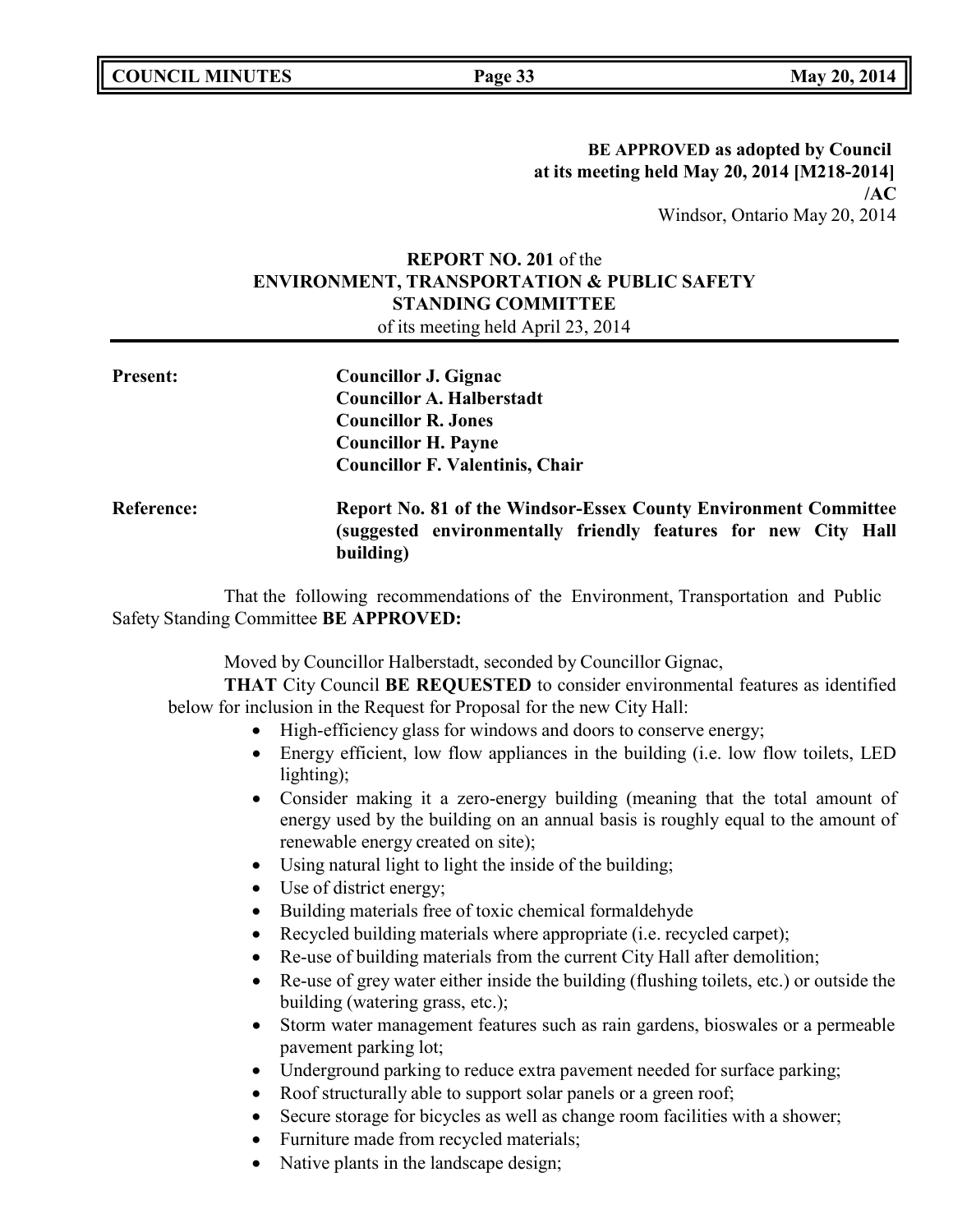**BE APPROVED as adopted by Council at its meeting held May 20, 2014 [M218-2014] /AC**
Windsor, Ontario May 20, 2014

**REPORT NO. 201** of the
**ENVIRONMENT, TRANSPORTATION & PUBLIC SAFETY STANDING COMMITTEE**
of its meeting held April 23, 2014

**Present:**
**Councillor J. Gignac**
**Councillor A. Halberstadt**
**Councillor R. Jones**
**Councillor H. Payne**
**Councillor F. Valentinis, Chair**

**Reference:** **Report No. 81 of the Windsor-Essex County Environment Committee (suggested environmentally friendly features for new City Hall building)**

That the following recommendations of the Environment, Transportation and Public Safety Standing Committee **BE APPROVED:**

Moved by Councillor Halberstadt, seconded by Councillor Gignac,

**THAT** City Council **BE REQUESTED** to consider environmental features as identified below for inclusion in the Request for Proposal for the new City Hall:

- High-efficiency glass for windows and doors to conserve energy;
- Energy efficient, low flow appliances in the building (i.e. low flow toilets, LED lighting);
- Consider making it a zero-energy building (meaning that the total amount of energy used by the building on an annual basis is roughly equal to the amount of renewable energy created on site);
- Using natural light to light the inside of the building;
- Use of district energy;
- Building materials free of toxic chemical formaldehyde
- Recycled building materials where appropriate (i.e. recycled carpet);
- Re-use of building materials from the current City Hall after demolition;
- Re-use of grey water either inside the building (flushing toilets, etc.) or outside the building (watering grass, etc.);
- Storm water management features such as rain gardens, bioswales or a permeable pavement parking lot;
- Underground parking to reduce extra pavement needed for surface parking;
- Roof structurally able to support solar panels or a green roof;
- Secure storage for bicycles as well as change room facilities with a shower;
- Furniture made from recycled materials;
- Native plants in the landscape design;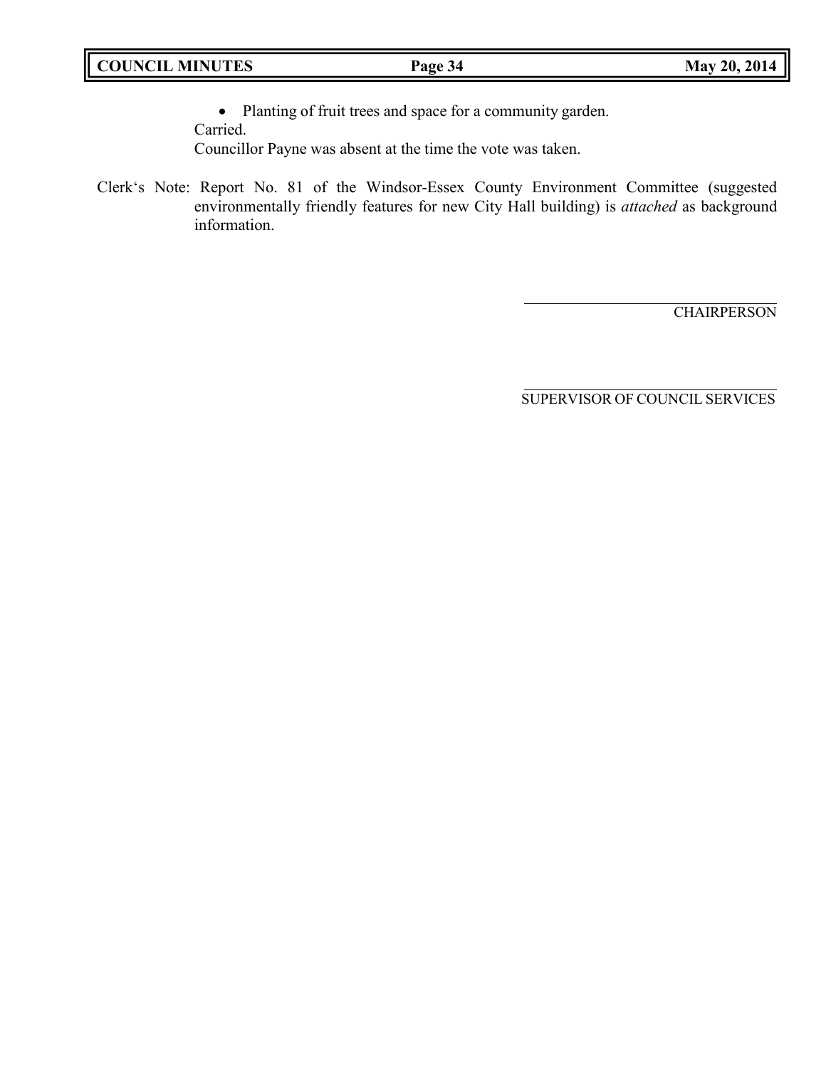- Planting of fruit trees and space for a community garden.

Carried.

Councillor Payne was absent at the time the vote was taken.

Clerk's Note: Report No. 81 of the Windsor-Essex County Environment Committee (suggested environmentally friendly features for new City Hall building) is *attached* as background information.

CHAIRPERSON

SUPERVISOR OF COUNCIL SERVICES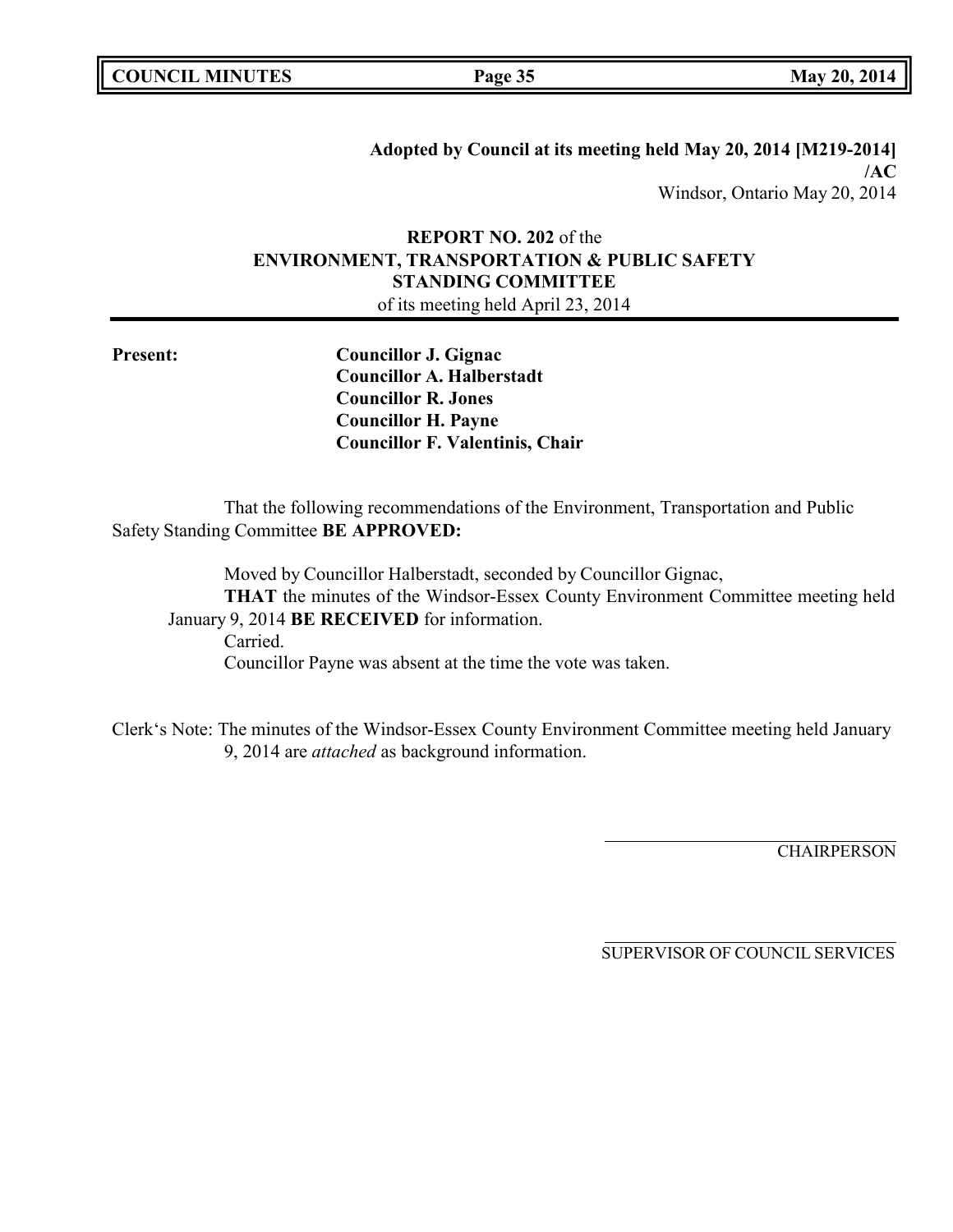**Adopted by Council at its meeting held May 20, 2014 [M219-2014] /AC**
Windsor, Ontario May 20, 2014

**REPORT NO. 202** of the
**ENVIRONMENT, TRANSPORTATION & PUBLIC SAFETY STANDING COMMITTEE**
of its meeting held April 23, 2014

**Present:**
**Councillor J. Gignac**
**Councillor A. Halberstadt**
**Councillor R. Jones**
**Councillor H. Payne**
**Councillor F. Valentinis, Chair**

That the following recommendations of the Environment, Transportation and Public Safety Standing Committee **BE APPROVED:**

Moved by Councillor Halberstadt, seconded by Councillor Gignac,
**THAT** the minutes of the Windsor-Essex County Environment Committee meeting held January 9, 2014 **BE RECEIVED** for information.
Carried.
Councillor Payne was absent at the time the vote was taken.

Clerk's Note: The minutes of the Windsor-Essex County Environment Committee meeting held January 9, 2014 are *attached* as background information.

CHAIRPERSON

SUPERVISOR OF COUNCIL SERVICES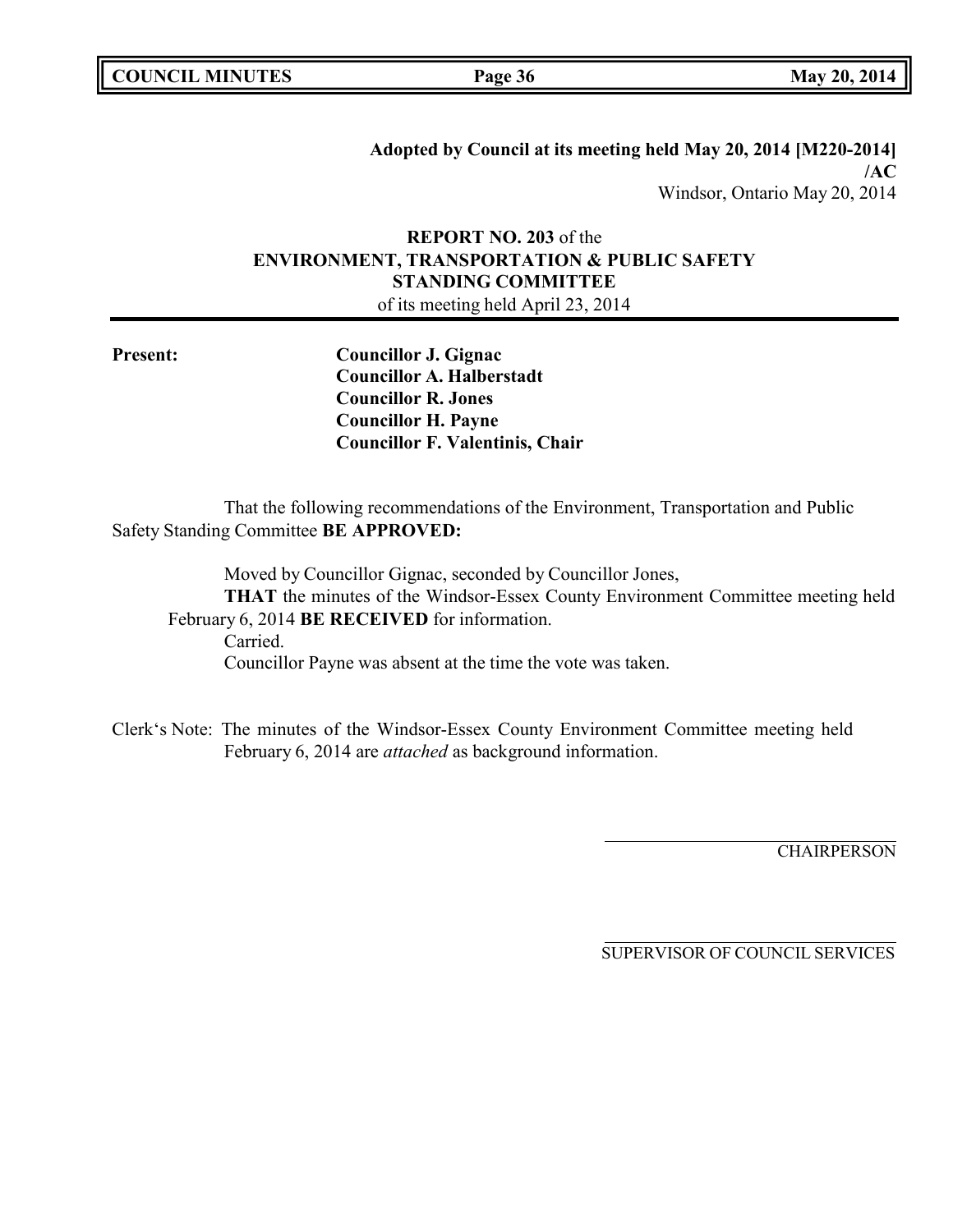**Adopted by Council at its meeting held May 20, 2014 [M220-2014] /AC**
Windsor, Ontario May 20, 2014

**REPORT NO. 203** of the
**ENVIRONMENT, TRANSPORTATION & PUBLIC SAFETY STANDING COMMITTEE**
of its meeting held April 23, 2014

**Present:**

**Councillor J. Gignac**
**Councillor A. Halberstadt**
**Councillor R. Jones**
**Councillor H. Payne**
**Councillor F. Valentinis, Chair**

That the following recommendations of the Environment, Transportation and Public Safety Standing Committee **BE APPROVED:**

Moved by Councillor Gignac, seconded by Councillor Jones,
**THAT** the minutes of the Windsor-Essex County Environment Committee meeting held February 6, 2014 **BE RECEIVED** for information.
Carried.
Councillor Payne was absent at the time the vote was taken.

Clerk's Note: The minutes of the Windsor-Essex County Environment Committee meeting held February 6, 2014 are *attached* as background information.

CHAIRPERSON

SUPERVISOR OF COUNCIL SERVICES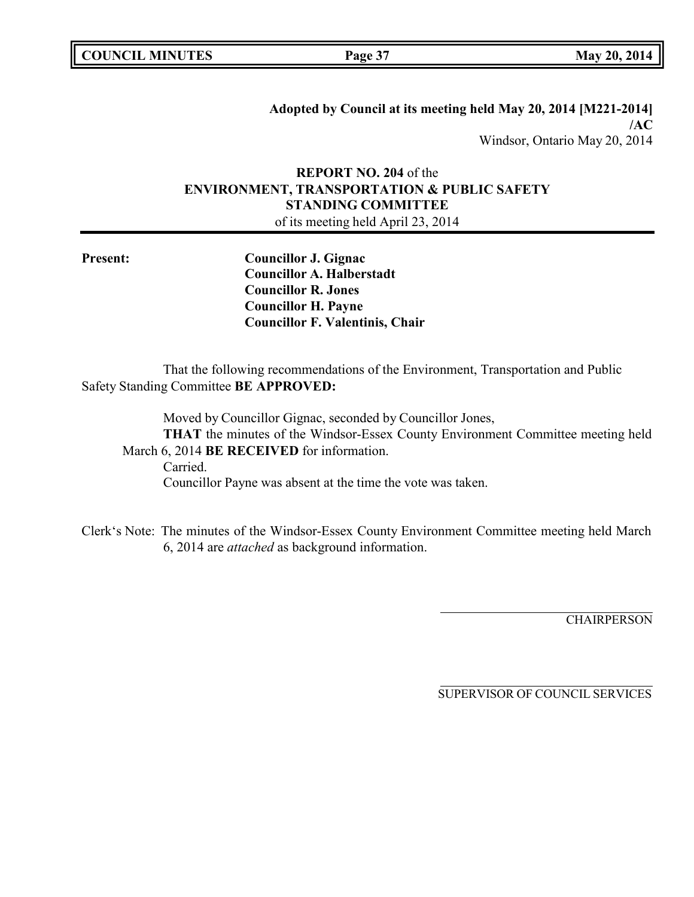**Adopted by Council at its meeting held May 20, 2014 [M221-2014] /AC**
Windsor, Ontario May 20, 2014

**REPORT NO. 204** of the
**ENVIRONMENT, TRANSPORTATION & PUBLIC SAFETY STANDING COMMITTEE**
of its meeting held April 23, 2014

**Present:**

**Councillor J. Gignac**
**Councillor A. Halberstadt**
**Councillor R. Jones**
**Councillor H. Payne**
**Councillor F. Valentinis, Chair**

That the following recommendations of the Environment, Transportation and Public Safety Standing Committee **BE APPROVED:**

Moved by Councillor Gignac, seconded by Councillor Jones,
**THAT** the minutes of the Windsor-Essex County Environment Committee meeting held March 6, 2014 **BE RECEIVED** for information.
Carried.
Councillor Payne was absent at the time the vote was taken.

Clerk's Note: The minutes of the Windsor-Essex County Environment Committee meeting held March 6, 2014 are *attached* as background information.

CHAIRPERSON

SUPERVISOR OF COUNCIL SERVICES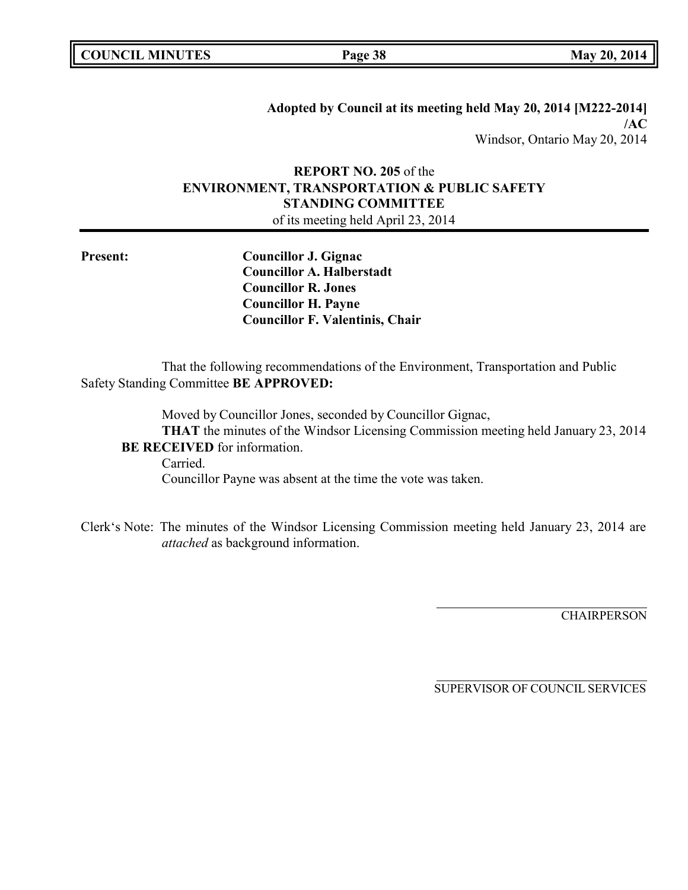**Adopted by Council at its meeting held May 20, 2014 [M222-2014]**
**/AC**
Windsor, Ontario May 20, 2014

**REPORT NO. 205** of the
**ENVIRONMENT, TRANSPORTATION & PUBLIC SAFETY STANDING COMMITTEE**
of its meeting held April 23, 2014

---

**Present:**

**Councillor J. Gignac**
**Councillor A. Halberstadt**
**Councillor R. Jones**
**Councillor H. Payne**
**Councillor F. Valentinis, Chair**

That the following recommendations of the Environment, Transportation and Public Safety Standing Committee **BE APPROVED:**

Moved by Councillor Jones, seconded by Councillor Gignac,
**THAT** the minutes of the Windsor Licensing Commission meeting held January 23, 2014 **BE RECEIVED** for information.
Carried.
Councillor Payne was absent at the time the vote was taken.

Clerk's Note: The minutes of the Windsor Licensing Commission meeting held January 23, 2014 are *attached* as background information.

CHAIRPERSON

SUPERVISOR OF COUNCIL SERVICES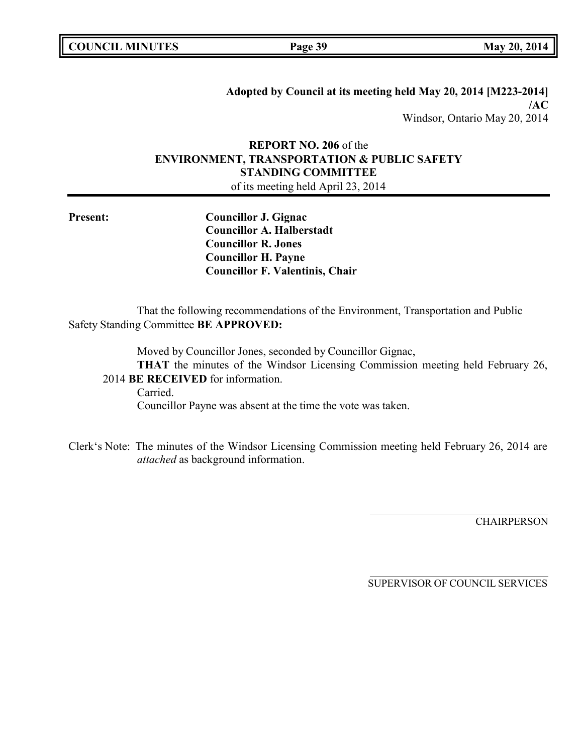**Adopted by Council at its meeting held May 20, 2014 [M223-2014] /AC**
Windsor, Ontario May 20, 2014

**REPORT NO. 206** of the
**ENVIRONMENT, TRANSPORTATION & PUBLIC SAFETY STANDING COMMITTEE**
of its meeting held April 23, 2014

**Present:**
**Councillor J. Gignac**
**Councillor A. Halberstadt**
**Councillor R. Jones**
**Councillor H. Payne**
**Councillor F. Valentinis, Chair**

That the following recommendations of the Environment, Transportation and Public Safety Standing Committee **BE APPROVED:**

Moved by Councillor Jones, seconded by Councillor Gignac,
**THAT** the minutes of the Windsor Licensing Commission meeting held February 26, 2014 **BE RECEIVED** for information.
Carried.
Councillor Payne was absent at the time the vote was taken.

Clerk's Note: The minutes of the Windsor Licensing Commission meeting held February 26, 2014 are *attached* as background information.

CHAIRPERSON

SUPERVISOR OF COUNCIL SERVICES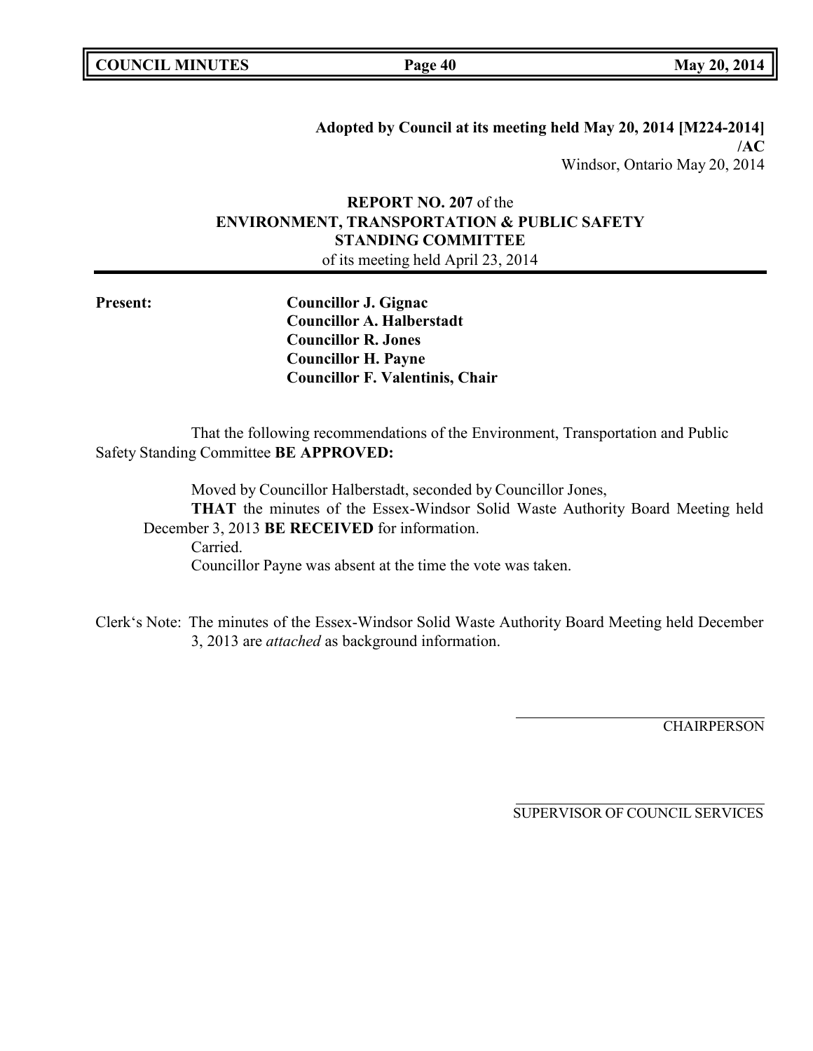**Adopted by Council at its meeting held May 20, 2014 [M224-2014] /AC**
Windsor, Ontario May 20, 2014

**REPORT NO. 207** of the
**ENVIRONMENT, TRANSPORTATION & PUBLIC SAFETY STANDING COMMITTEE**
of its meeting held April 23, 2014

**Present:**

**Councillor J. Gignac**
**Councillor A. Halberstadt**
**Councillor R. Jones**
**Councillor H. Payne**
**Councillor F. Valentinis, Chair**

That the following recommendations of the Environment, Transportation and Public Safety Standing Committee **BE APPROVED:**

Moved by Councillor Halberstadt, seconded by Councillor Jones,
**THAT** the minutes of the Essex-Windsor Solid Waste Authority Board Meeting held December 3, 2013 **BE RECEIVED** for information.
Carried.
Councillor Payne was absent at the time the vote was taken.

Clerk's Note: The minutes of the Essex-Windsor Solid Waste Authority Board Meeting held December 3, 2013 are *attached* as background information.

CHAIRPERSON

SUPERVISOR OF COUNCIL SERVICES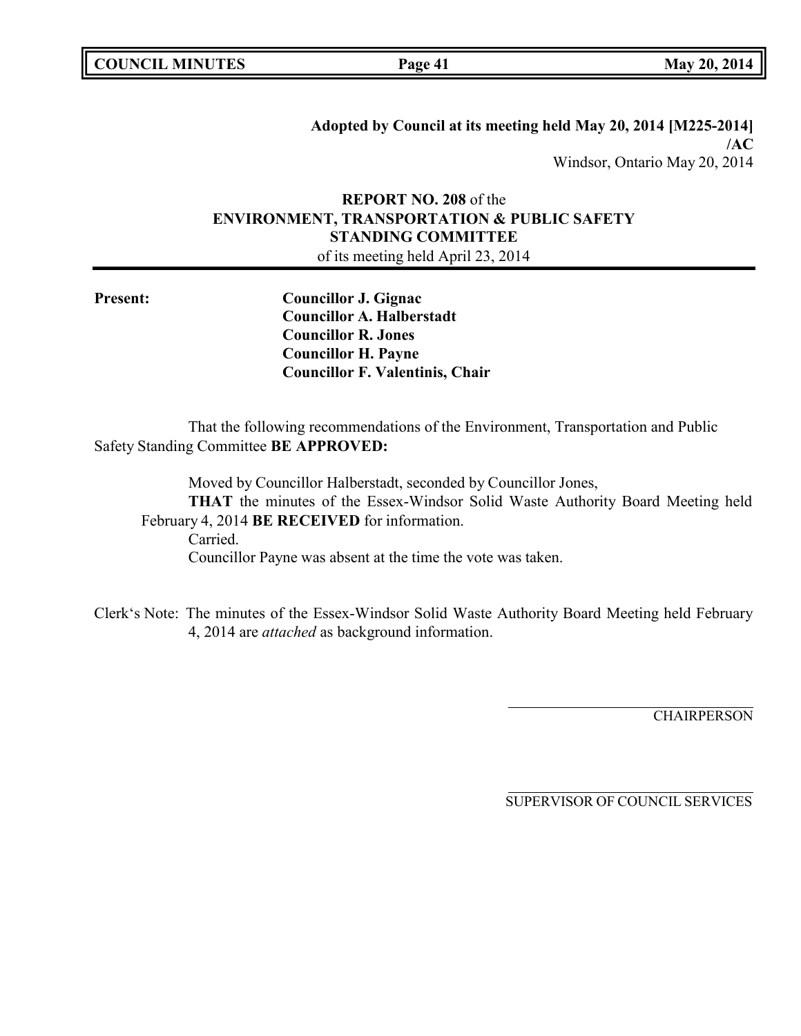**Adopted by Council at its meeting held May 20, 2014 [M225-2014] /AC**
Windsor, Ontario May 20, 2014

**REPORT NO. 208** of the
**ENVIRONMENT, TRANSPORTATION & PUBLIC SAFETY STANDING COMMITTEE**
of its meeting held April 23, 2014

**Present:**
**Councillor J. Gignac**
**Councillor A. Halberstadt**
**Councillor R. Jones**
**Councillor H. Payne**
**Councillor F. Valentinis, Chair**

That the following recommendations of the Environment, Transportation and Public Safety Standing Committee **BE APPROVED:**

Moved by Councillor Halberstadt, seconded by Councillor Jones,
**THAT** the minutes of the Essex-Windsor Solid Waste Authority Board Meeting held February 4, 2014 **BE RECEIVED** for information.
Carried.
Councillor Payne was absent at the time the vote was taken.

Clerk's Note: The minutes of the Essex-Windsor Solid Waste Authority Board Meeting held February 4, 2014 are *attached* as background information.

CHAIRPERSON

SUPERVISOR OF COUNCIL SERVICES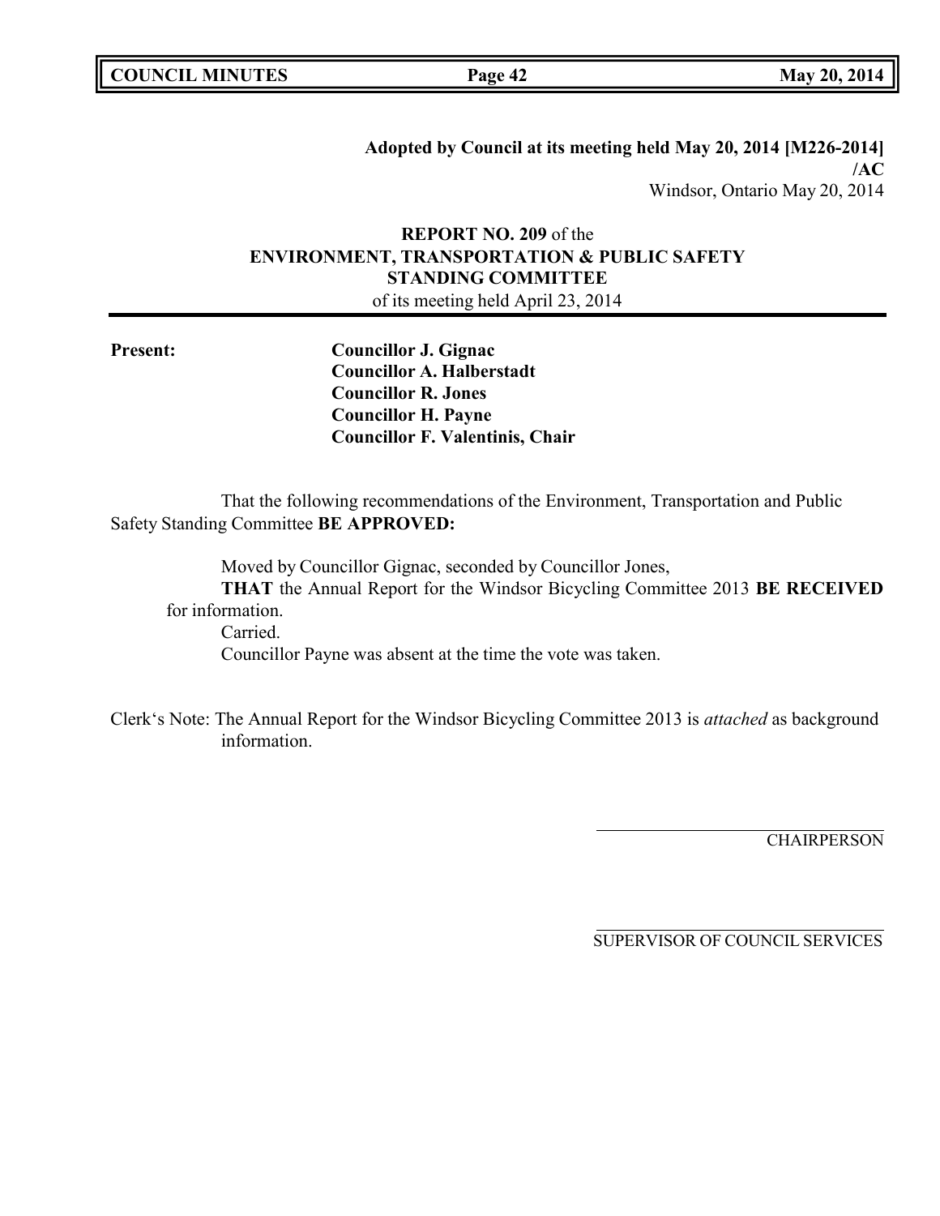**Adopted by Council at its meeting held May 20, 2014 [M226-2014]**
**/AC**
Windsor, Ontario May 20, 2014

**REPORT NO. 209** of the
**ENVIRONMENT, TRANSPORTATION & PUBLIC SAFETY STANDING COMMITTEE**
of its meeting held April 23, 2014

**Present:**

**Councillor J. Gignac**
**Councillor A. Halberstadt**
**Councillor R. Jones**
**Councillor H. Payne**
**Councillor F. Valentinis, Chair**

That the following recommendations of the Environment, Transportation and Public Safety Standing Committee **BE APPROVED:**

Moved by Councillor Gignac, seconded by Councillor Jones,
**THAT** the Annual Report for the Windsor Bicycling Committee 2013 **BE RECEIVED** for information.
Carried.
Councillor Payne was absent at the time the vote was taken.

Clerk's Note: The Annual Report for the Windsor Bicycling Committee 2013 is *attached* as background information.

CHAIRPERSON

SUPERVISOR OF COUNCIL SERVICES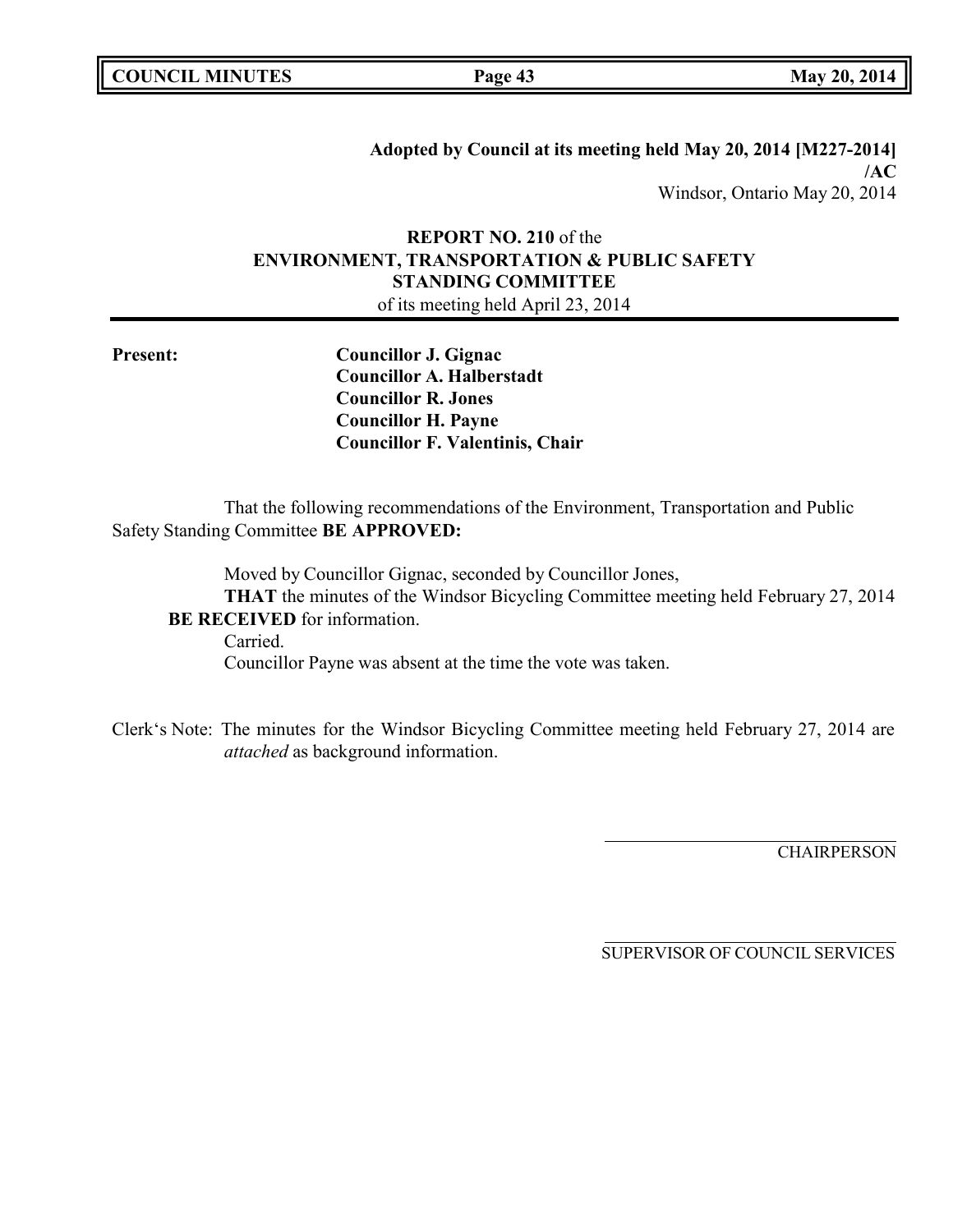**Adopted by Council at its meeting held May 20, 2014 [M227-2014] /AC**
Windsor, Ontario May 20, 2014

**REPORT NO. 210** of the
**ENVIRONMENT, TRANSPORTATION & PUBLIC SAFETY STANDING COMMITTEE**
of its meeting held April 23, 2014

**Present:**

**Councillor J. Gignac**
**Councillor A. Halberstadt**
**Councillor R. Jones**
**Councillor H. Payne**
**Councillor F. Valentinis, Chair**

That the following recommendations of the Environment, Transportation and Public Safety Standing Committee **BE APPROVED:**

Moved by Councillor Gignac, seconded by Councillor Jones,
**THAT** the minutes of the Windsor Bicycling Committee meeting held February 27, 2014 **BE RECEIVED** for information.
Carried.
Councillor Payne was absent at the time the vote was taken.

Clerk's Note: The minutes for the Windsor Bicycling Committee meeting held February 27, 2014 are *attached* as background information.

CHAIRPERSON

SUPERVISOR OF COUNCIL SERVICES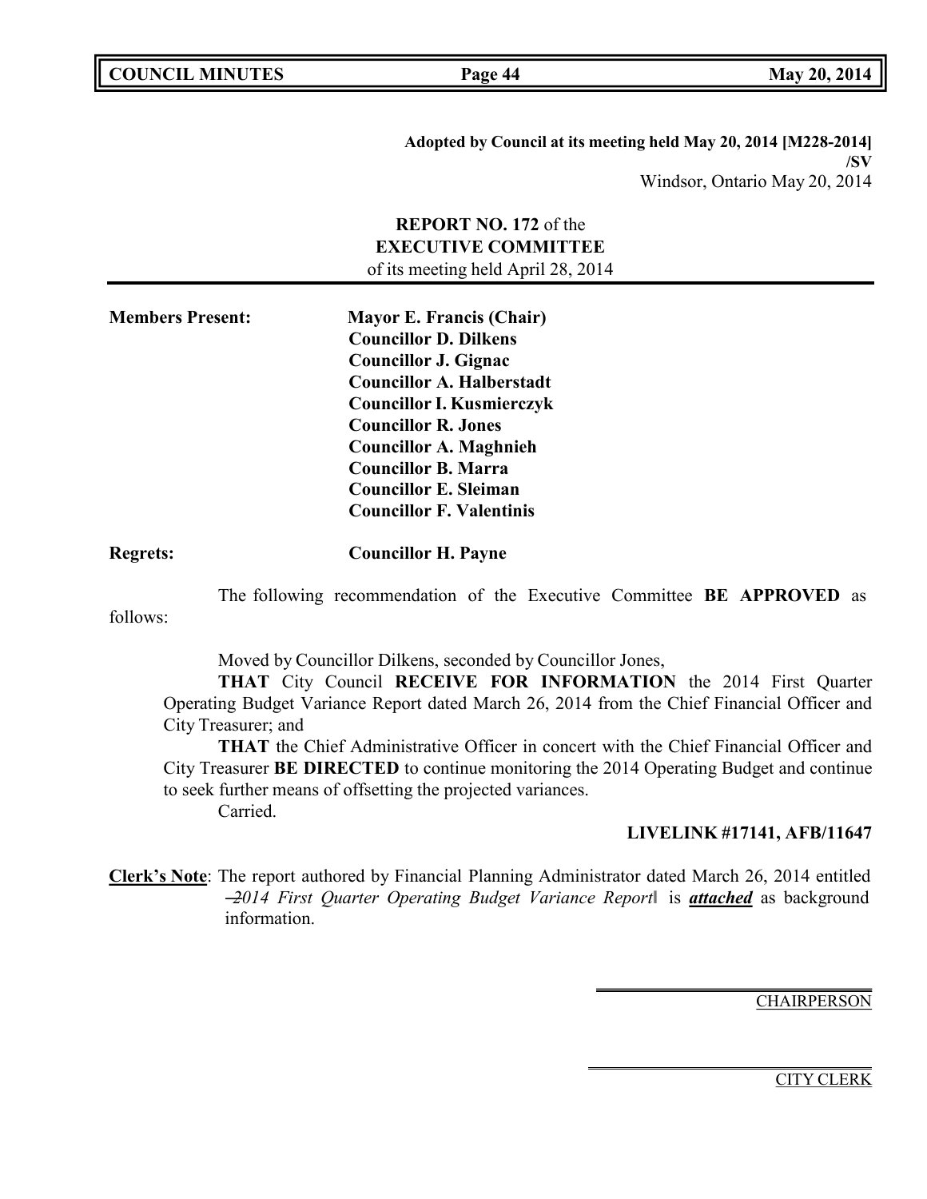**Adopted by Council at its meeting held May 20, 2014 [M228-2014]**
**/SV**
Windsor, Ontario May 20, 2014

**REPORT NO. 172** of the
**EXECUTIVE COMMITTEE**
of its meeting held April 28, 2014

---

**Members Present:** **Mayor E. Francis (Chair)**
**Councillor D. Dilkens**
**Councillor J. Gignac**
**Councillor A. Halberstadt**
**Councillor I. Kusmierczyk**
**Councillor R. Jones**
**Councillor A. Maghnieh**
**Councillor B. Marra**
**Councillor E. Sleiman**
**Councillor F. Valentinis**

**Regrets:** **Councillor H. Payne**

The following recommendation of the Executive Committee **BE APPROVED** as follows:

Moved by Councillor Dilkens, seconded by Councillor Jones,

**THAT** City Council **RECEIVE FOR INFORMATION** the 2014 First Quarter Operating Budget Variance Report dated March 26, 2014 from the Chief Financial Officer and City Treasurer; and

**THAT** the Chief Administrative Officer in concert with the Chief Financial Officer and City Treasurer **BE DIRECTED** to continue monitoring the 2014 Operating Budget and continue to seek further means of offsetting the projected variances.

Carried.

**LIVELINK #17141, AFB/11647**

**Clerk's Note**: The report authored by Financial Planning Administrator dated March 26, 2014 entitled *"2014 First Quarter Operating Budget Variance Report"* is ***attached*** as background information.

CHAIRPERSON

CITY CLERK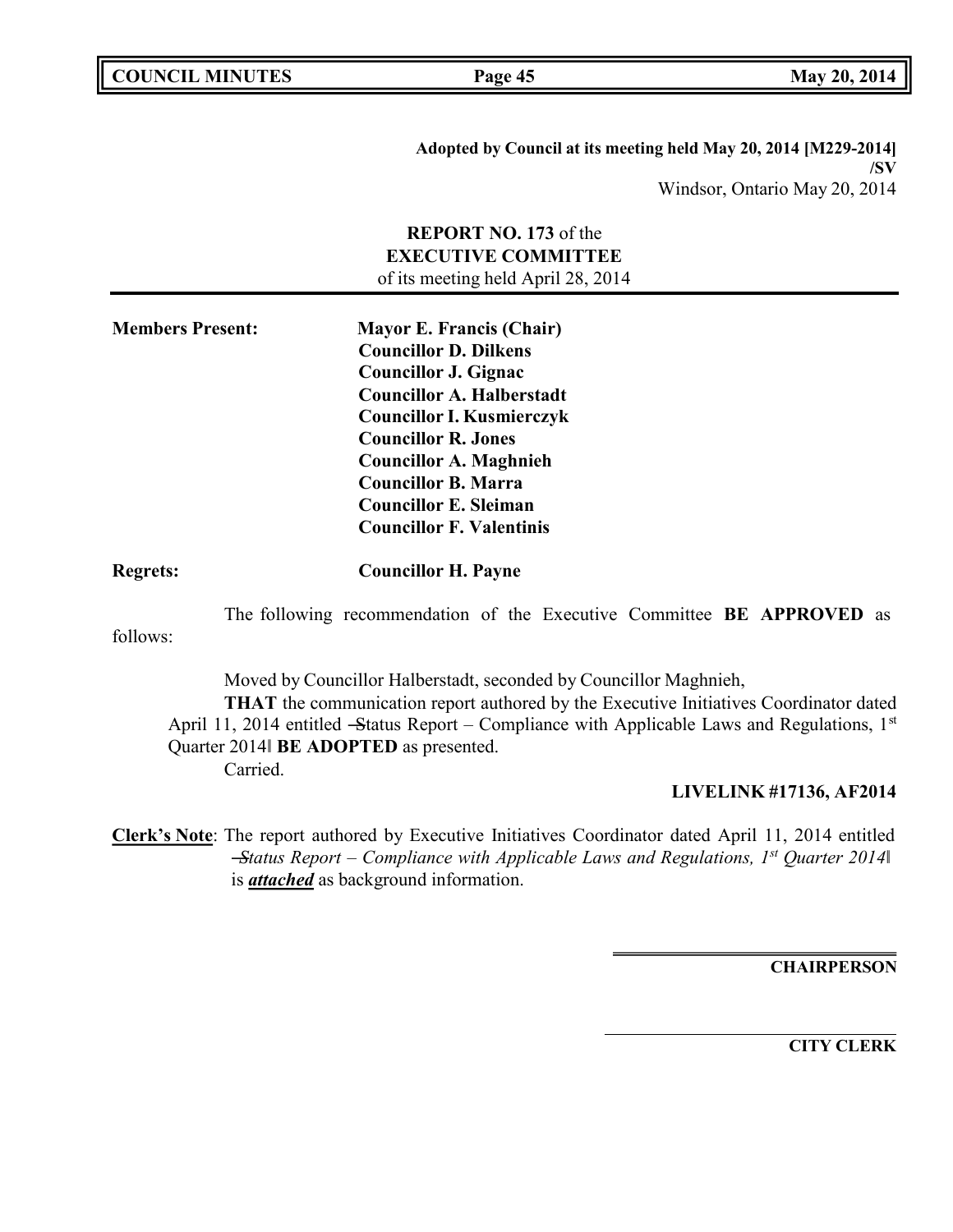**Adopted by Council at its meeting held May 20, 2014 [M229-2014] /SV**

Windsor, Ontario May 20, 2014

**REPORT NO. 173** of the
**EXECUTIVE COMMITTEE**
of its meeting held April 28, 2014

**Members Present:** **Mayor E. Francis (Chair)**
**Councillor D. Dilkens**
**Councillor J. Gignac**
**Councillor A. Halberstadt**
**Councillor I. Kusmierczyk**
**Councillor R. Jones**
**Councillor A. Maghnieh**
**Councillor B. Marra**
**Councillor E. Sleiman**
**Councillor F. Valentinis**

**Regrets:** **Councillor H. Payne**

The following recommendation of the Executive Committee **BE APPROVED** as follows:

Moved by Councillor Halberstadt, seconded by Councillor Maghnieh,

**THAT** the communication report authored by the Executive Initiatives Coordinator dated April 11, 2014 entitled ―Status Report – Compliance with Applicable Laws and Regulations, 1st Quarter 2014‖ **BE ADOPTED** as presented.

Carried.

**LIVELINK #17136, AF2014**

**Clerk's Note**: The report authored by Executive Initiatives Coordinator dated April 11, 2014 entitled *―Status Report – Compliance with Applicable Laws and Regulations, 1st Quarter 2014‖* is ***attached*** as background information.

**CHAIRPERSON**

**CITY CLERK**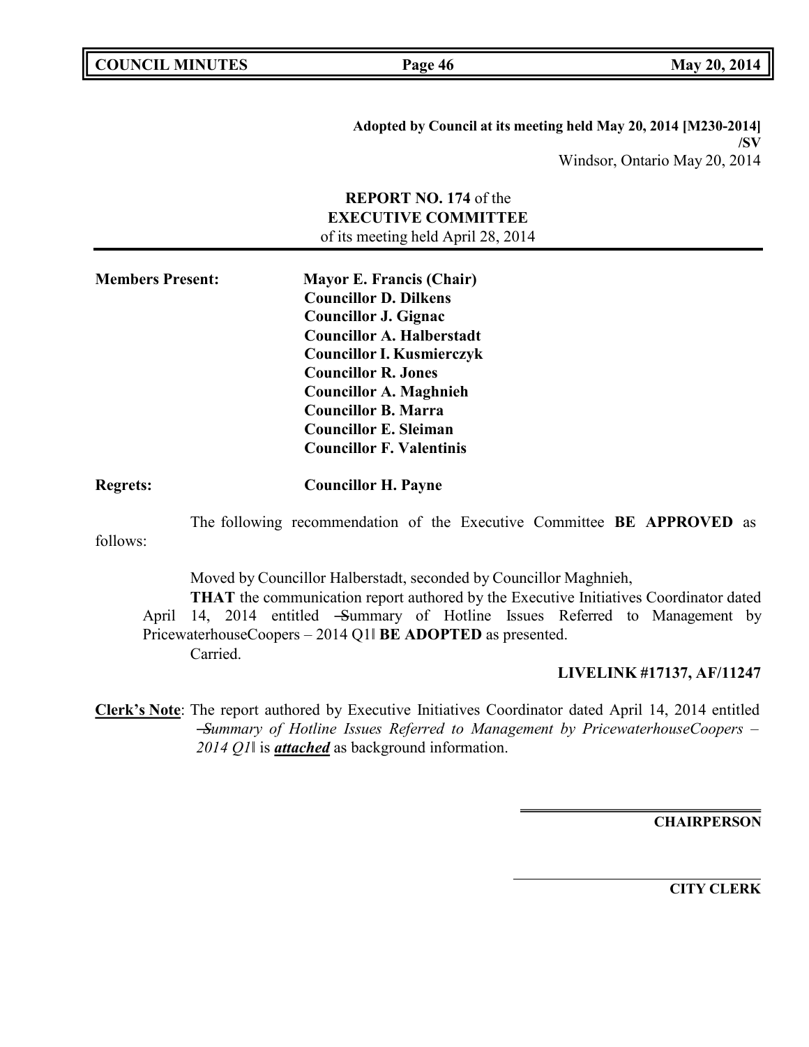**Adopted by Council at its meeting held May 20, 2014 [M230-2014] /SV**
Windsor, Ontario May 20, 2014

**REPORT NO. 174** of the
**EXECUTIVE COMMITTEE**
of its meeting held April 28, 2014

**Members Present:** **Mayor E. Francis (Chair)**
**Councillor D. Dilkens**
**Councillor J. Gignac**
**Councillor A. Halberstadt**
**Councillor I. Kusmierczyk**
**Councillor R. Jones**
**Councillor A. Maghnieh**
**Councillor B. Marra**
**Councillor E. Sleiman**
**Councillor F. Valentinis**

**Regrets:** **Councillor H. Payne**

The following recommendation of the Executive Committee **BE APPROVED** as follows:

Moved by Councillor Halberstadt, seconded by Councillor Maghnieh,

**THAT** the communication report authored by the Executive Initiatives Coordinator dated April 14, 2014 entitled ―Summary of Hotline Issues Referred to Management by PricewaterhouseCoopers – 2014 Q1‖ **BE ADOPTED** as presented.

Carried.

**LIVELINK #17137, AF/11247**

**Clerk's Note**: The report authored by Executive Initiatives Coordinator dated April 14, 2014 entitled *―Summary of Hotline Issues Referred to Management by PricewaterhouseCoopers – 2014 Q1‖* is ***attached*** as background information.

**CHAIRPERSON**

**CITY CLERK**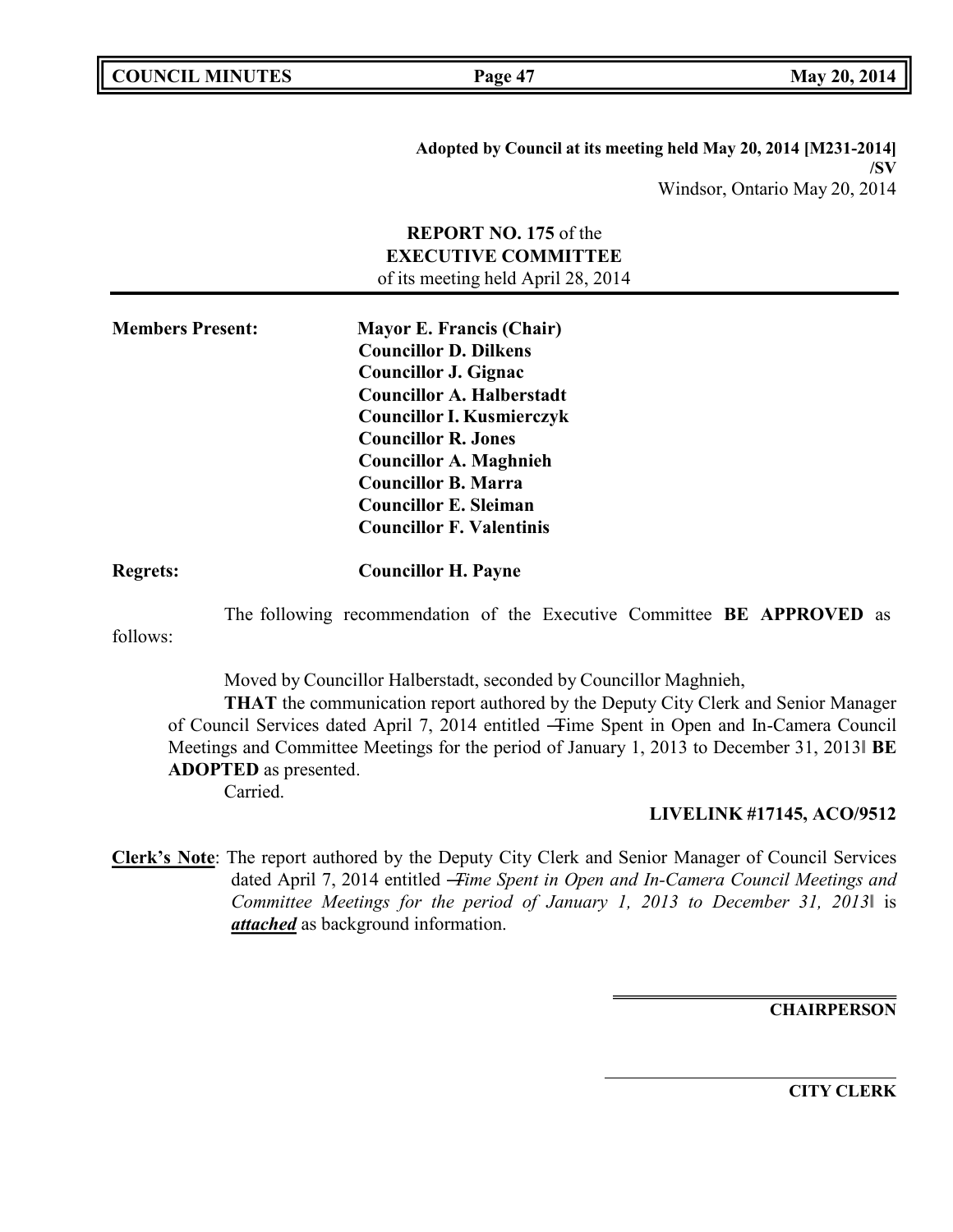**Adopted by Council at its meeting held May 20, 2014 [M231-2014]**
**/SV**
Windsor, Ontario May 20, 2014

**REPORT NO. 175** of the
**EXECUTIVE COMMITTEE**
of its meeting held April 28, 2014

**Members Present:** **Mayor E. Francis (Chair)**
**Councillor D. Dilkens**
**Councillor J. Gignac**
**Councillor A. Halberstadt**
**Councillor I. Kusmierczyk**
**Councillor R. Jones**
**Councillor A. Maghnieh**
**Councillor B. Marra**
**Councillor E. Sleiman**
**Councillor F. Valentinis**

**Regrets:** **Councillor H. Payne**

The following recommendation of the Executive Committee **BE APPROVED** as follows:

Moved by Councillor Halberstadt, seconded by Councillor Maghnieh,

**THAT** the communication report authored by the Deputy City Clerk and Senior Manager of Council Services dated April 7, 2014 entitled ―Time Spent in Open and In-Camera Council Meetings and Committee Meetings for the period of January 1, 2013 to December 31, 2013‖ **BE ADOPTED** as presented.

Carried.

**LIVELINK #17145, ACO/9512**

**Clerk's Note**: The report authored by the Deputy City Clerk and Senior Manager of Council Services dated April 7, 2014 entitled ―*Time Spent in Open and In-Camera Council Meetings and Committee Meetings for the period of January 1, 2013 to December 31, 2013*‖ is ***attached*** as background information.

**CHAIRPERSON**

**CITY CLERK**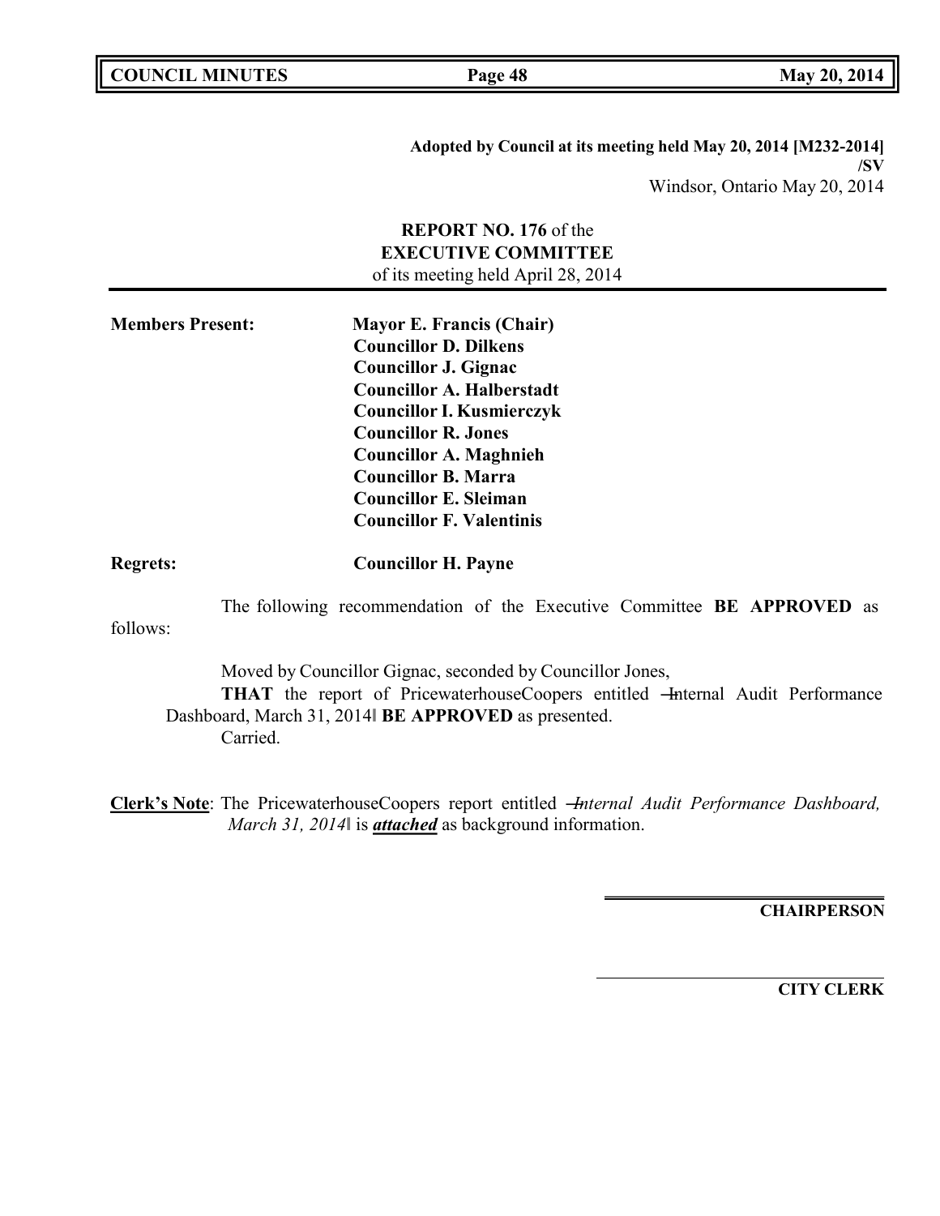**Adopted by Council at its meeting held May 20, 2014 [M232-2014] /SV**
Windsor, Ontario May 20, 2014

**REPORT NO. 176** of the
**EXECUTIVE COMMITTEE**
of its meeting held April 28, 2014

---

**Members Present:** **Mayor E. Francis (Chair)**
**Councillor D. Dilkens**
**Councillor J. Gignac**
**Councillor A. Halberstadt**
**Councillor I. Kusmierczyk**
**Councillor R. Jones**
**Councillor A. Maghnieh**
**Councillor B. Marra**
**Councillor E. Sleiman**
**Councillor F. Valentinis**

**Regrets:** **Councillor H. Payne**

The following recommendation of the Executive Committee **BE APPROVED** as follows:

Moved by Councillor Gignac, seconded by Councillor Jones,
**THAT** the report of PricewaterhouseCoopers entitled "Internal Audit Performance Dashboard, March 31, 2014" **BE APPROVED** as presented.
Carried.

**Clerk's Note**: The PricewaterhouseCoopers report entitled "*Internal Audit Performance Dashboard, March 31, 2014*" is ***attached*** as background information.

**CHAIRPERSON**

**CITY CLERK**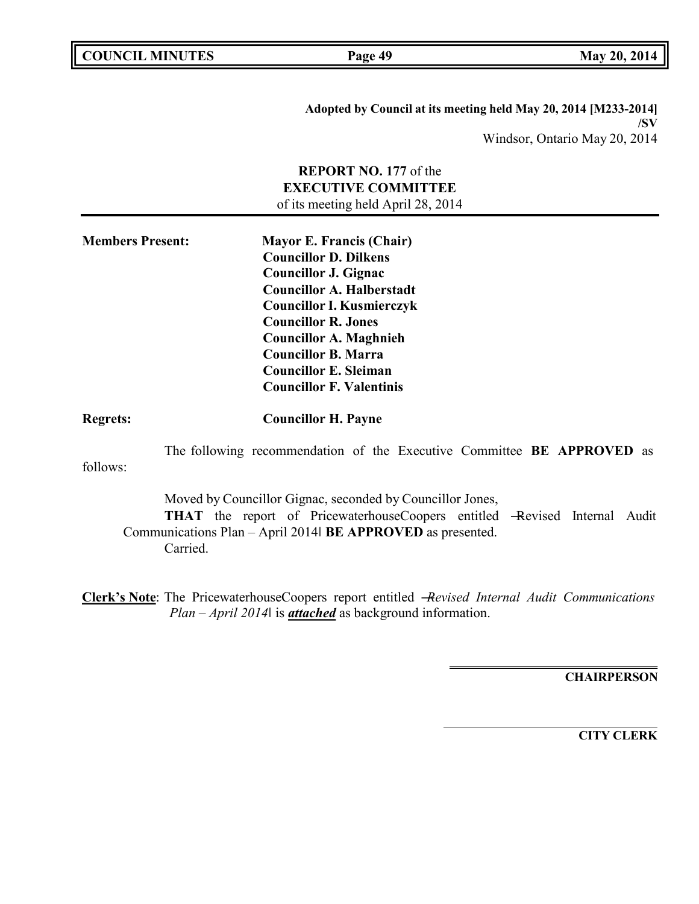**Adopted by Council at its meeting held May 20, 2014 [M233-2014]**
**/SV**
Windsor, Ontario May 20, 2014

**REPORT NO. 177** of the
**EXECUTIVE COMMITTEE**
of its meeting held April 28, 2014

**Members Present:** **Mayor E. Francis (Chair)**
**Councillor D. Dilkens**
**Councillor J. Gignac**
**Councillor A. Halberstadt**
**Councillor I. Kusmierczyk**
**Councillor R. Jones**
**Councillor A. Maghnieh**
**Councillor B. Marra**
**Councillor E. Sleiman**
**Councillor F. Valentinis**

**Regrets:** **Councillor H. Payne**

The following recommendation of the Executive Committee **BE APPROVED** as follows:

Moved by Councillor Gignac, seconded by Councillor Jones,
**THAT** the report of PricewaterhouseCoopers entitled ―Revised Internal Audit Communications Plan – April 2014‖ **BE APPROVED** as presented.
Carried.

**Clerk's Note**: The PricewaterhouseCoopers report entitled *―Revised Internal Audit Communications Plan – April 2014‖* is ***attached*** as background information.

**CHAIRPERSON**

**CITY CLERK**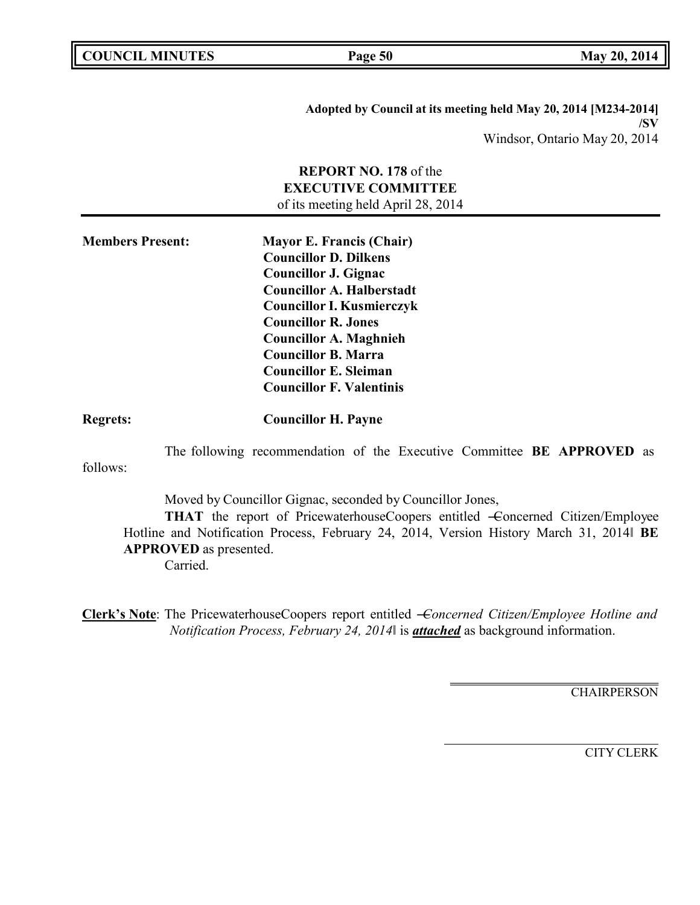**Adopted by Council at its meeting held May 20, 2014 [M234-2014] /SV**
Windsor, Ontario May 20, 2014

**REPORT NO. 178** of the
**EXECUTIVE COMMITTEE**
of its meeting held April 28, 2014

**Members Present:** **Mayor E. Francis (Chair)**
**Councillor D. Dilkens**
**Councillor J. Gignac**
**Councillor A. Halberstadt**
**Councillor I. Kusmierczyk**
**Councillor R. Jones**
**Councillor A. Maghnieh**
**Councillor B. Marra**
**Councillor E. Sleiman**
**Councillor F. Valentinis**

**Regrets:** **Councillor H. Payne**

The following recommendation of the Executive Committee **BE APPROVED** as follows:

Moved by Councillor Gignac, seconded by Councillor Jones,

**THAT** the report of PricewaterhouseCoopers entitled ―Concerned Citizen/Employee Hotline and Notification Process, February 24, 2014, Version History March 31, 2014‖ **BE APPROVED** as presented.

Carried.

**Clerk's Note**: The PricewaterhouseCoopers report entitled ―*Concerned Citizen/Employee Hotline and Notification Process, February 24, 2014*‖ is ***attached*** as background information.

CHAIRPERSON

CITY CLERK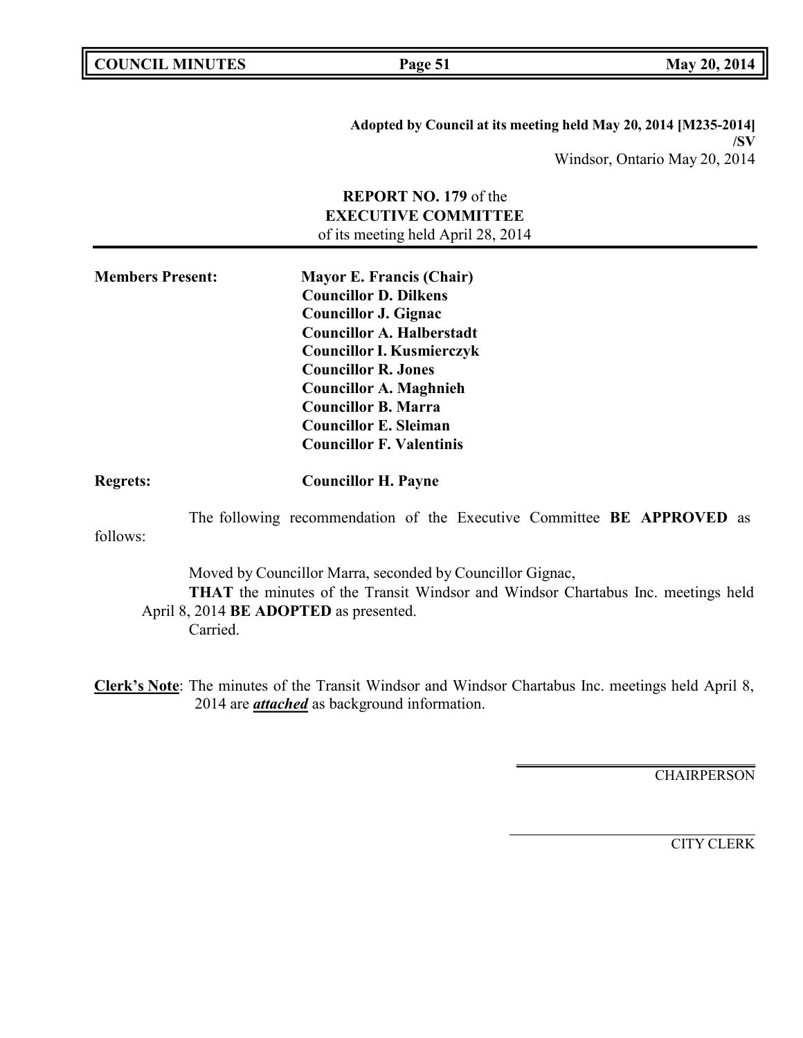**Adopted by Council at its meeting held May 20, 2014 [M235-2014]**
**/SV**
Windsor, Ontario May 20, 2014

**REPORT NO. 179** of the
**EXECUTIVE COMMITTEE**
of its meeting held April 28, 2014

**Members Present:** **Mayor E. Francis (Chair)**
**Councillor D. Dilkens**
**Councillor J. Gignac**
**Councillor A. Halberstadt**
**Councillor I. Kusmierczyk**
**Councillor R. Jones**
**Councillor A. Maghnieh**
**Councillor B. Marra**
**Councillor E. Sleiman**
**Councillor F. Valentinis**

**Regrets:** **Councillor H. Payne**

The following recommendation of the Executive Committee **BE APPROVED** as follows:

Moved by Councillor Marra, seconded by Councillor Gignac,
**THAT** the minutes of the Transit Windsor and Windsor Chartabus Inc. meetings held April 8, 2014 **BE ADOPTED** as presented.
Carried.

**Clerk's Note**: The minutes of the Transit Windsor and Windsor Chartabus Inc. meetings held April 8, 2014 are ***attached*** as background information.

CHAIRPERSON

CITY CLERK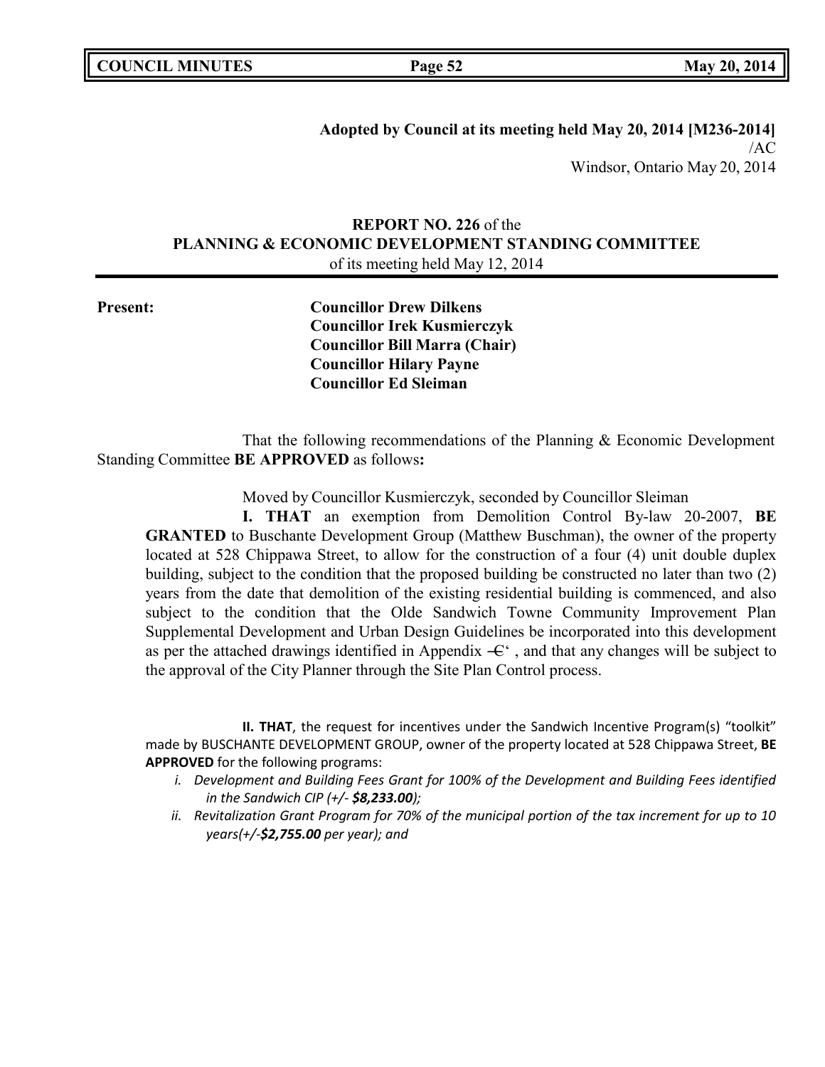**Adopted by Council at its meeting held May 20, 2014 [M236-2014]**
/AC
Windsor, Ontario May 20, 2014

**REPORT NO. 226** of the
**PLANNING & ECONOMIC DEVELOPMENT STANDING COMMITTEE**
of its meeting held May 12, 2014

**Present:**
**Councillor Drew Dilkens**
**Councillor Irek Kusmierczyk**
**Councillor Bill Marra (Chair)**
**Councillor Hilary Payne**
**Councillor Ed Sleiman**

That the following recommendations of the Planning & Economic Development Standing Committee **BE APPROVED** as follows**:**

Moved by Councillor Kusmierczyk, seconded by Councillor Sleiman

**I. THAT** an exemption from Demolition Control By-law 20-2007, **BE GRANTED** to Buschante Development Group (Matthew Buschman), the owner of the property located at 528 Chippawa Street, to allow for the construction of a four (4) unit double duplex building, subject to the condition that the proposed building be constructed no later than two (2) years from the date that demolition of the existing residential building is commenced, and also subject to the condition that the Olde Sandwich Towne Community Improvement Plan Supplemental Development and Urban Design Guidelines be incorporated into this development as per the attached drawings identified in Appendix ―C' , and that any changes will be subject to the approval of the City Planner through the Site Plan Control process.

**II. THAT**, the request for incentives under the Sandwich Incentive Program(s) "toolkit" made by BUSCHANTE DEVELOPMENT GROUP, owner of the property located at 528 Chippawa Street, **BE APPROVED** for the following programs:

*i. Development and Building Fees Grant for 100% of the Development and Building Fees identified in the Sandwich CIP (+/- **$8,233.00**);*

*ii. Revitalization Grant Program for 70% of the municipal portion of the tax increment for up to 10 years(+/-**$2,755.00** per year); and*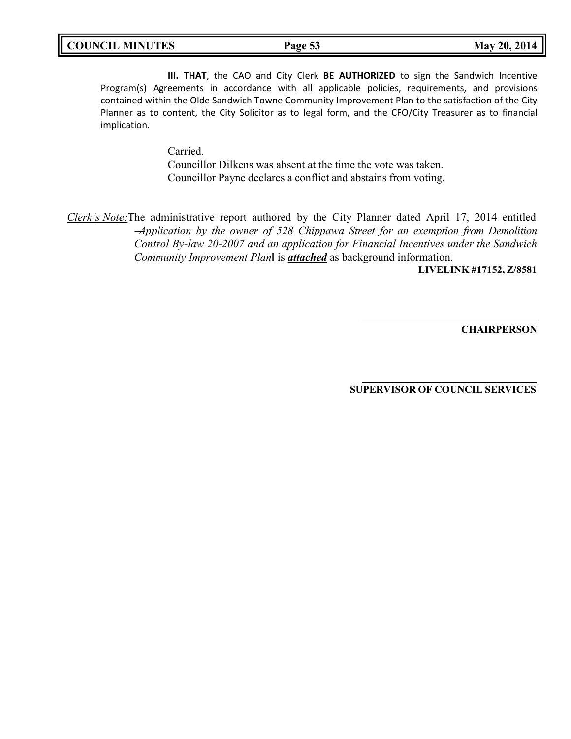**III. THAT**, the CAO and City Clerk **BE AUTHORIZED** to sign the Sandwich Incentive Program(s) Agreements in accordance with all applicable policies, requirements, and provisions contained within the Olde Sandwich Towne Community Improvement Plan to the satisfaction of the City Planner as to content, the City Solicitor as to legal form, and the CFO/City Treasurer as to financial implication.

Carried.
Councillor Dilkens was absent at the time the vote was taken.
Councillor Payne declares a conflict and abstains from voting.

*Clerk's Note:* The administrative report authored by the City Planner dated April 17, 2014 entitled *―Application by the owner of 528 Chippawa Street for an exemption from Demolition Control By-law 20-2007 and an application for Financial Incentives under the Sandwich Community Improvement Plan‖* is ***attached*** as background information.

**LIVELINK #17152, Z/8581**

---

**CHAIRPERSON**

---

**SUPERVISOR OF COUNCIL SERVICES**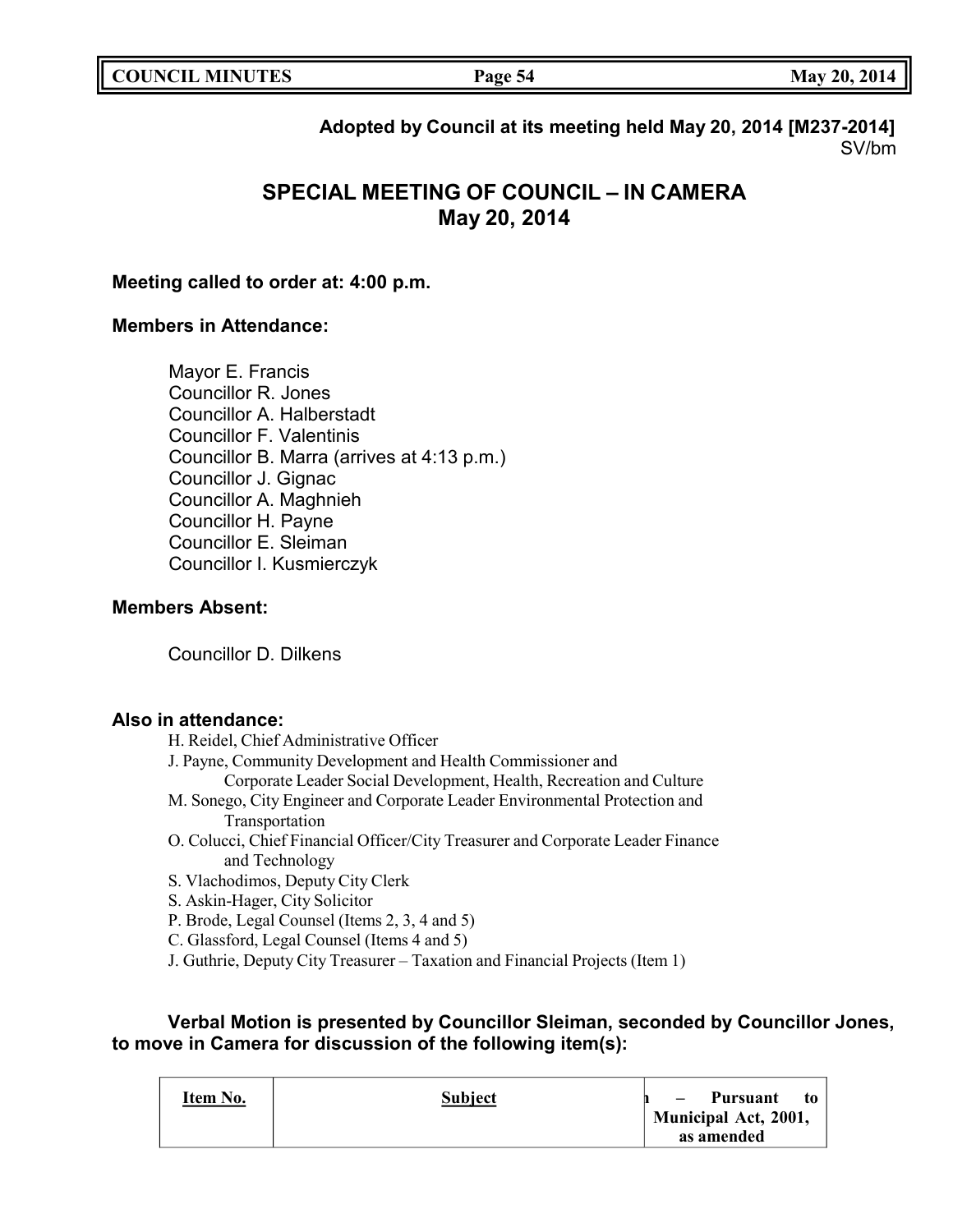**Adopted by Council at its meeting held May 20, 2014 [M237-2014]**
SV/bm

# SPECIAL MEETING OF COUNCIL – IN CAMERA
## May 20, 2014

**Meeting called to order at: 4:00 p.m.**

**Members in Attendance:**

Mayor E. Francis
Councillor R. Jones
Councillor A. Halberstadt
Councillor F. Valentinis
Councillor B. Marra (arrives at 4:13 p.m.)
Councillor J. Gignac
Councillor A. Maghnieh
Councillor H. Payne
Councillor E. Sleiman
Councillor I. Kusmierczyk

**Members Absent:**

Councillor D. Dilkens

**Also in attendance:**

H. Reidel, Chief Administrative Officer
J. Payne, Community Development and Health Commissioner and Corporate Leader Social Development, Health, Recreation and Culture
M. Sonego, City Engineer and Corporate Leader Environmental Protection and Transportation
O. Colucci, Chief Financial Officer/City Treasurer and Corporate Leader Finance and Technology
S. Vlachodimos, Deputy City Clerk
S. Askin-Hager, City Solicitor
P. Brode, Legal Counsel (Items 2, 3, 4 and 5)
C. Glassford, Legal Counsel (Items 4 and 5)
J. Guthrie, Deputy City Treasurer – Taxation and Financial Projects (Item 1)

**Verbal Motion is presented by Councillor Sleiman, seconded by Councillor Jones, to move in Camera for discussion of the following item(s):**

| Item No. | Subject | n – Pursuant to Municipal Act, 2001, as amended |
|---|---|---|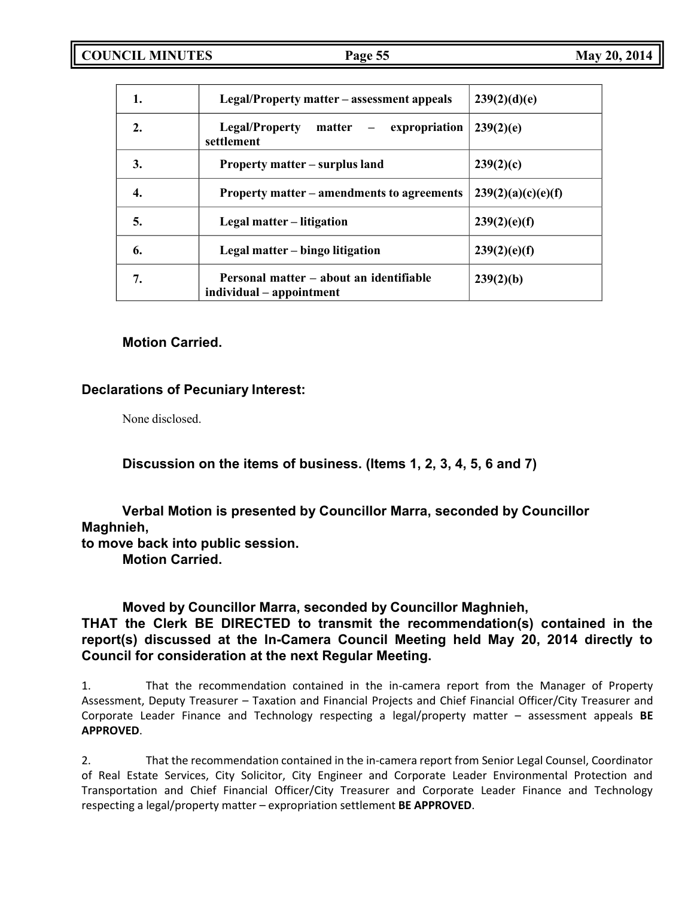| 1. | Legal/Property matter – assessment appeals | 239(2)(d)(e) |
|---|---|---|
| 2. | Legal/Property matter – expropriation settlement | 239(2)(e) |
| 3. | Property matter – surplus land | 239(2)(c) |
| 4. | Property matter – amendments to agreements | 239(2)(a)(c)(e)(f) |
| 5. | Legal matter – litigation | 239(2)(e)(f) |
| 6. | Legal matter – bingo litigation | 239(2)(e)(f) |
| 7. | Personal matter – about an identifiable individual – appointment | 239(2)(b) |

**Motion Carried.**

**Declarations of Pecuniary Interest:**

None disclosed.

**Discussion on the items of business. (Items 1, 2, 3, 4, 5, 6 and 7)**

**Verbal Motion is presented by Councillor Marra, seconded by Councillor Maghnieh, to move back into public session.**
**Motion Carried.**

**Moved by Councillor Marra, seconded by Councillor Maghnieh,**
**THAT the Clerk BE DIRECTED to transmit the recommendation(s) contained in the report(s) discussed at the In-Camera Council Meeting held May 20, 2014 directly to Council for consideration at the next Regular Meeting.**

1. That the recommendation contained in the in-camera report from the Manager of Property Assessment, Deputy Treasurer – Taxation and Financial Projects and Chief Financial Officer/City Treasurer and Corporate Leader Finance and Technology respecting a legal/property matter – assessment appeals **BE APPROVED**.

2. That the recommendation contained in the in-camera report from Senior Legal Counsel, Coordinator of Real Estate Services, City Solicitor, City Engineer and Corporate Leader Environmental Protection and Transportation and Chief Financial Officer/City Treasurer and Corporate Leader Finance and Technology respecting a legal/property matter – expropriation settlement **BE APPROVED**.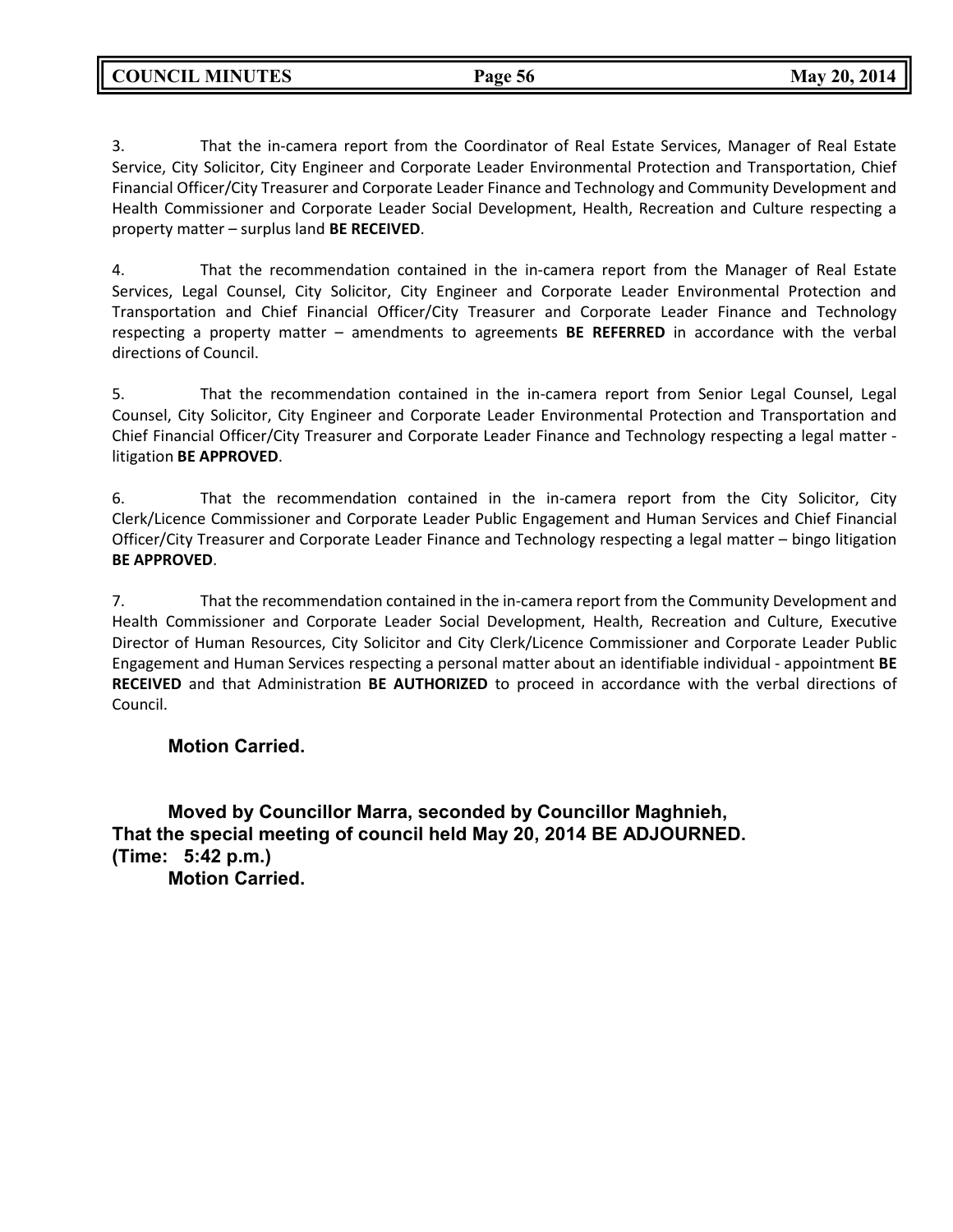3. That the in-camera report from the Coordinator of Real Estate Services, Manager of Real Estate Service, City Solicitor, City Engineer and Corporate Leader Environmental Protection and Transportation, Chief Financial Officer/City Treasurer and Corporate Leader Finance and Technology and Community Development and Health Commissioner and Corporate Leader Social Development, Health, Recreation and Culture respecting a property matter – surplus land **BE RECEIVED**.

4. That the recommendation contained in the in-camera report from the Manager of Real Estate Services, Legal Counsel, City Solicitor, City Engineer and Corporate Leader Environmental Protection and Transportation and Chief Financial Officer/City Treasurer and Corporate Leader Finance and Technology respecting a property matter – amendments to agreements **BE REFERRED** in accordance with the verbal directions of Council.

5. That the recommendation contained in the in-camera report from Senior Legal Counsel, Legal Counsel, City Solicitor, City Engineer and Corporate Leader Environmental Protection and Transportation and Chief Financial Officer/City Treasurer and Corporate Leader Finance and Technology respecting a legal matter - litigation **BE APPROVED**.

6. That the recommendation contained in the in-camera report from the City Solicitor, City Clerk/Licence Commissioner and Corporate Leader Public Engagement and Human Services and Chief Financial Officer/City Treasurer and Corporate Leader Finance and Technology respecting a legal matter – bingo litigation **BE APPROVED**.

7. That the recommendation contained in the in-camera report from the Community Development and Health Commissioner and Corporate Leader Social Development, Health, Recreation and Culture, Executive Director of Human Resources, City Solicitor and City Clerk/Licence Commissioner and Corporate Leader Public Engagement and Human Services respecting a personal matter about an identifiable individual - appointment **BE RECEIVED** and that Administration **BE AUTHORIZED** to proceed in accordance with the verbal directions of Council.

**Motion Carried.**

**Moved by Councillor Marra, seconded by Councillor Maghnieh,**
**That the special meeting of council held May 20, 2014 BE ADJOURNED.**
**(Time: 5:42 p.m.)**
**Motion Carried.**